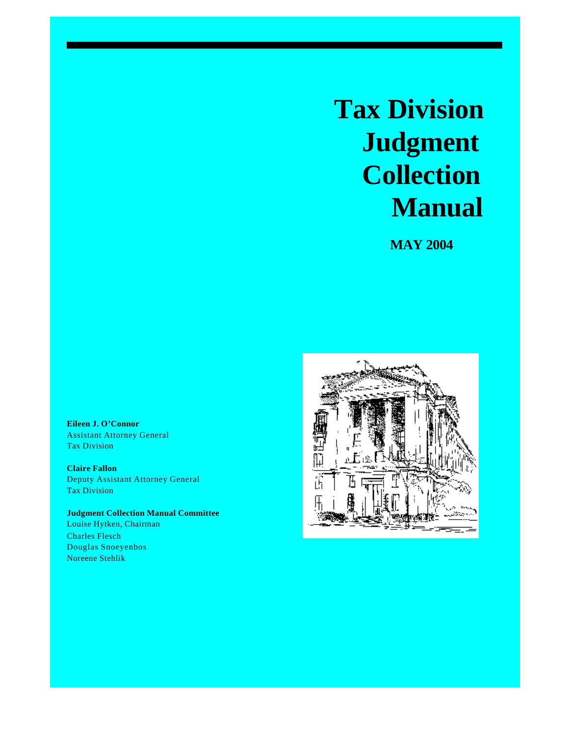# Tax Division Judgment Collection Manual

**MAY 2004**

**Eileen J. O'Connor**
Assistant Attorney General
Tax Division

**Claire Fallon**
Deputy Assistant Attorney General
Tax Division

**Judgment Collection Manual Committee**
Louise Hytken, Chairman
Charles Flesch
Douglas Snoeyenbos
Noreene Stehlik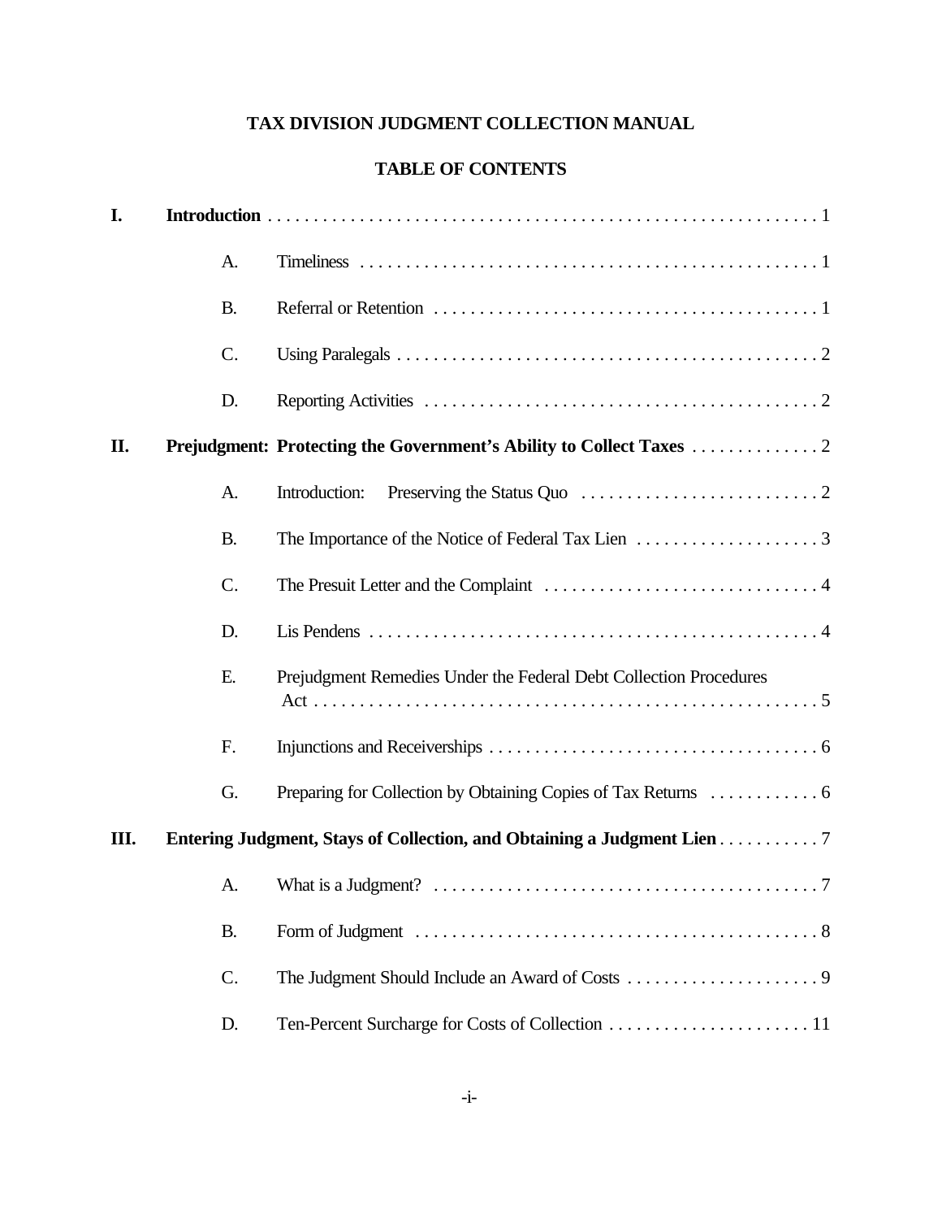# TAX DIVISION JUDGMENT COLLECTION MANUAL

## TABLE OF CONTENTS

**I. Introduction** . . . 1

- A. Timeliness . . . 1
- B. Referral or Retention . . . 1
- C. Using Paralegals . . . 2
- D. Reporting Activities . . . 2

**II. Prejudgment: Protecting the Government's Ability to Collect Taxes** . . . 2

- A. Introduction: Preserving the Status Quo . . . 2
- B. The Importance of the Notice of Federal Tax Lien . . . 3
- C. The Presuit Letter and the Complaint . . . 4
- D. Lis Pendens . . . 4
- E. Prejudgment Remedies Under the Federal Debt Collection Procedures Act . . . 5
- F. Injunctions and Receiverships . . . 6
- G. Preparing for Collection by Obtaining Copies of Tax Returns . . . 6

**III. Entering Judgment, Stays of Collection, and Obtaining a Judgment Lien** . . . 7

- A. What is a Judgment? . . . 7
- B. Form of Judgment . . . 8
- C. The Judgment Should Include an Award of Costs . . . 9
- D. Ten-Percent Surcharge for Costs of Collection . . . 11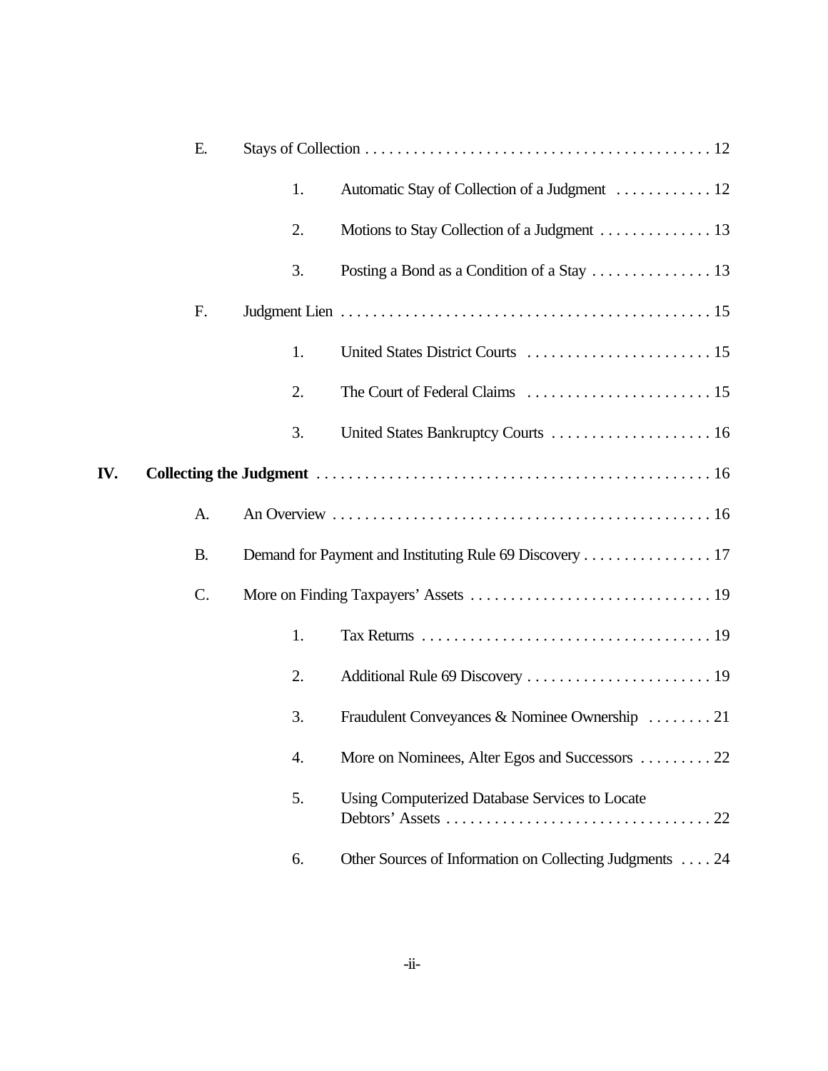E. Stays of Collection . . . . . . . . . . . . . . . . . . . . . . . . . . . . . . . . . . . . . . . . . . 12

1. Automatic Stay of Collection of a Judgment . . . . . . . . . . . . 12

2. Motions to Stay Collection of a Judgment . . . . . . . . . . . . . . 13

3. Posting a Bond as a Condition of a Stay . . . . . . . . . . . . . . . 13

F. Judgment Lien . . . . . . . . . . . . . . . . . . . . . . . . . . . . . . . . . . . . . . . . . . . . . 15

1. United States District Courts . . . . . . . . . . . . . . . . . . . . . . . 15

2. The Court of Federal Claims . . . . . . . . . . . . . . . . . . . . . . . 15

3. United States Bankruptcy Courts . . . . . . . . . . . . . . . . . . . . 16

**IV. Collecting the Judgment** . . . . . . . . . . . . . . . . . . . . . . . . . . . . . . . . . . . . . . . . . . . . . . . 16

A. An Overview . . . . . . . . . . . . . . . . . . . . . . . . . . . . . . . . . . . . . . . . . . . . . . . 16

B. Demand for Payment and Instituting Rule 69 Discovery . . . . . . . . . . . . . . . . 17

C. More on Finding Taxpayers' Assets . . . . . . . . . . . . . . . . . . . . . . . . . . . . . . 19

1. Tax Returns . . . . . . . . . . . . . . . . . . . . . . . . . . . . . . . . . . . . 19

2. Additional Rule 69 Discovery . . . . . . . . . . . . . . . . . . . . . . . 19

3. Fraudulent Conveyances & Nominee Ownership . . . . . . . . 21

4. More on Nominees, Alter Egos and Successors . . . . . . . . . 22

5. Using Computerized Database Services to Locate Debtors' Assets . . . . . . . . . . . . . . . . . . . . . . . . . . . . . . . . . 22

6. Other Sources of Information on Collecting Judgments . . . . 24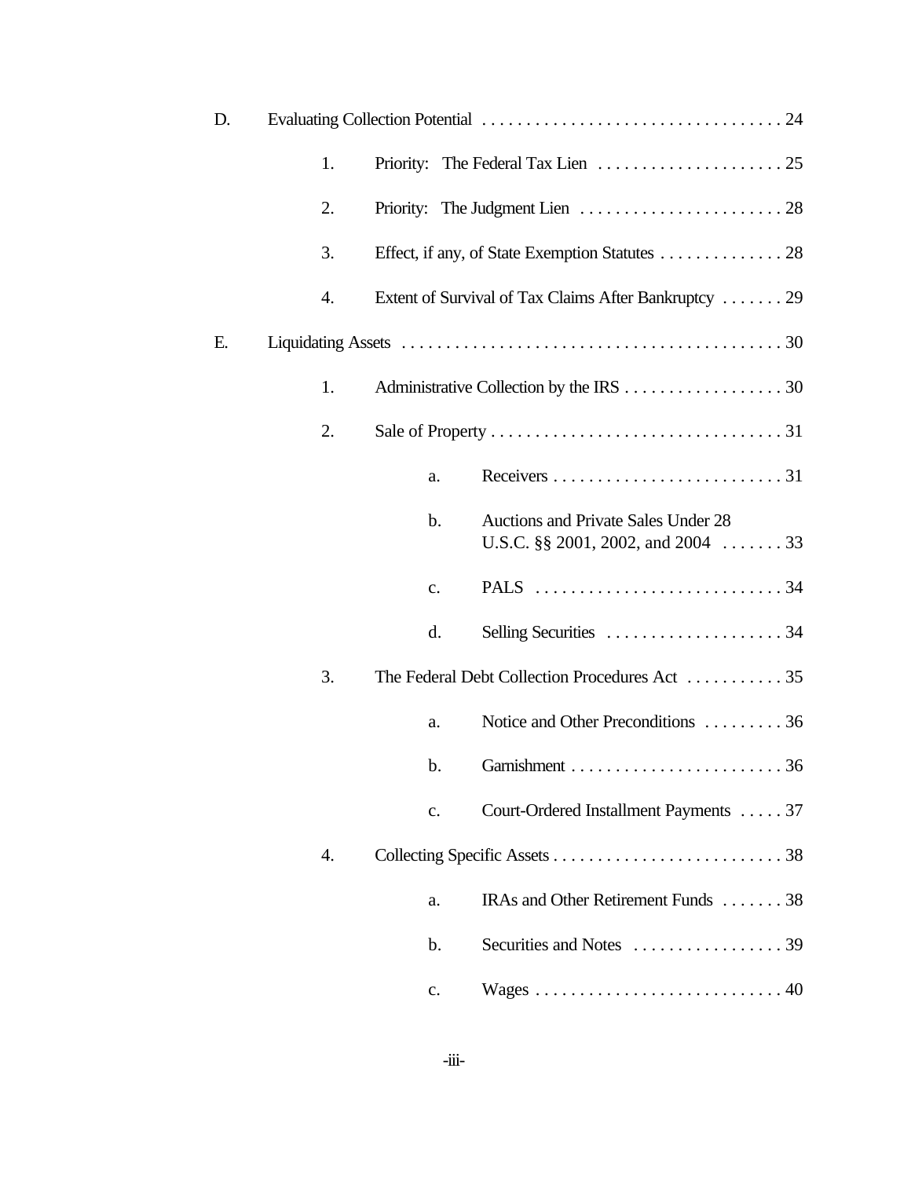D. Evaluating Collection Potential . . . . . . . . . . . . . . . . . . . . . . . . . . . . . . . . . . 24

- 1. Priority: The Federal Tax Lien . . . . . . . . . . . . . . . . . . . . . 25
- 2. Priority: The Judgment Lien . . . . . . . . . . . . . . . . . . . . . . . 28
- 3. Effect, if any, of State Exemption Statutes . . . . . . . . . . . . . . 28
- 4. Extent of Survival of Tax Claims After Bankruptcy . . . . . . . 29

E. Liquidating Assets . . . . . . . . . . . . . . . . . . . . . . . . . . . . . . . . . . . . . . . . . . 30

- 1. Administrative Collection by the IRS . . . . . . . . . . . . . . . . . . 30
- 2. Sale of Property . . . . . . . . . . . . . . . . . . . . . . . . . . . . . . . . . 31
  - a. Receivers . . . . . . . . . . . . . . . . . . . . . . . . . . 31
  - b. Auctions and Private Sales Under 28 U.S.C. §§ 2001, 2002, and 2004 . . . . . . . 33
  - c. PALS . . . . . . . . . . . . . . . . . . . . . . . . . . . . 34
  - d. Selling Securities . . . . . . . . . . . . . . . . . . . . 34
- 3. The Federal Debt Collection Procedures Act . . . . . . . . . . . 35
  - a. Notice and Other Preconditions . . . . . . . . . 36
  - b. Garnishment . . . . . . . . . . . . . . . . . . . . . . . . 36
  - c. Court-Ordered Installment Payments . . . . . 37
- 4. Collecting Specific Assets . . . . . . . . . . . . . . . . . . . . . . . . . . 38
  - a. IRAs and Other Retirement Funds . . . . . . . 38
  - b. Securities and Notes . . . . . . . . . . . . . . . . . 39
  - c. Wages . . . . . . . . . . . . . . . . . . . . . . . . . . . . 40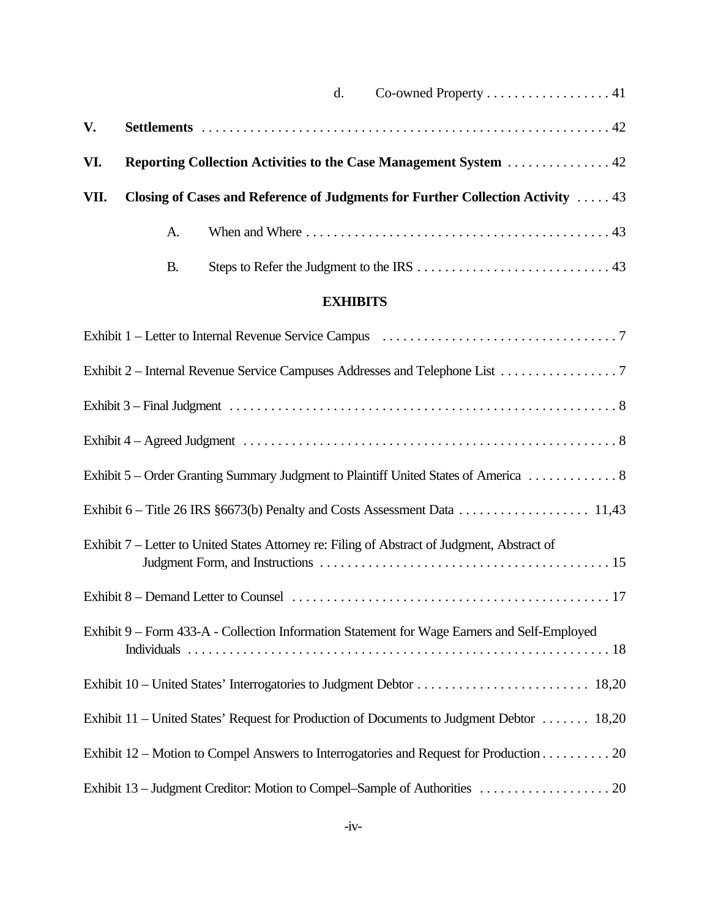d. Co-owned Property . . . . . . . . . . . . . . . . . . 41

**V. Settlements** . . . . . . . . . . . . . . . . . . . . . . . . . . . . . . . . . . . . . . . . . . . . . . . . . . . . . . . . . . . 42

**VI. Reporting Collection Activities to the Case Management System** . . . . . . . . . . . . . . . 42

**VII. Closing of Cases and Reference of Judgments for Further Collection Activity** . . . . . 43

A. When and Where . . . . . . . . . . . . . . . . . . . . . . . . . . . . . . . . . . . . . . . . . . . . 43

B. Steps to Refer the Judgment to the IRS . . . . . . . . . . . . . . . . . . . . . . . . . . . . 43

**EXHIBITS**

Exhibit 1 – Letter to Internal Revenue Service Campus . . . . . . . . . . . . . . . . . . . . . . . . . . . . . . . . . . 7

Exhibit 2 – Internal Revenue Service Campuses Addresses and Telephone List . . . . . . . . . . . . . . . . . 7

Exhibit 3 – Final Judgment . . . . . . . . . . . . . . . . . . . . . . . . . . . . . . . . . . . . . . . . . . . . . . . . . . . . . . 8

Exhibit 4 – Agreed Judgment . . . . . . . . . . . . . . . . . . . . . . . . . . . . . . . . . . . . . . . . . . . . . . . . . . . . . 8

Exhibit 5 – Order Granting Summary Judgment to Plaintiff United States of America . . . . . . . . . . . . . 8

Exhibit 6 – Title 26 IRS §6673(b) Penalty and Costs Assessment Data . . . . . . . . . . . . . . . . . . . 11,43

Exhibit 7 – Letter to United States Attorney re: Filing of Abstract of Judgment, Abstract of Judgment Form, and Instructions . . . . . . . . . . . . . . . . . . . . . . . . . . . . . . . . . . . . . . . . . . 15

Exhibit 8 – Demand Letter to Counsel . . . . . . . . . . . . . . . . . . . . . . . . . . . . . . . . . . . . . . . . . . . . . . 17

Exhibit 9 – Form 433-A - Collection Information Statement for Wage Earners and Self-Employed Individuals . . . . . . . . . . . . . . . . . . . . . . . . . . . . . . . . . . . . . . . . . . . . . . . . . . . . . . . . . . . . . 18

Exhibit 10 – United States' Interrogatories to Judgment Debtor . . . . . . . . . . . . . . . . . . . . . . . . . 18,20

Exhibit 11 – United States' Request for Production of Documents to Judgment Debtor . . . . . . . 18,20

Exhibit 12 – Motion to Compel Answers to Interrogatories and Request for Production . . . . . . . . . . 20

Exhibit 13 – Judgment Creditor: Motion to Compel–Sample of Authorities . . . . . . . . . . . . . . . . . . . 20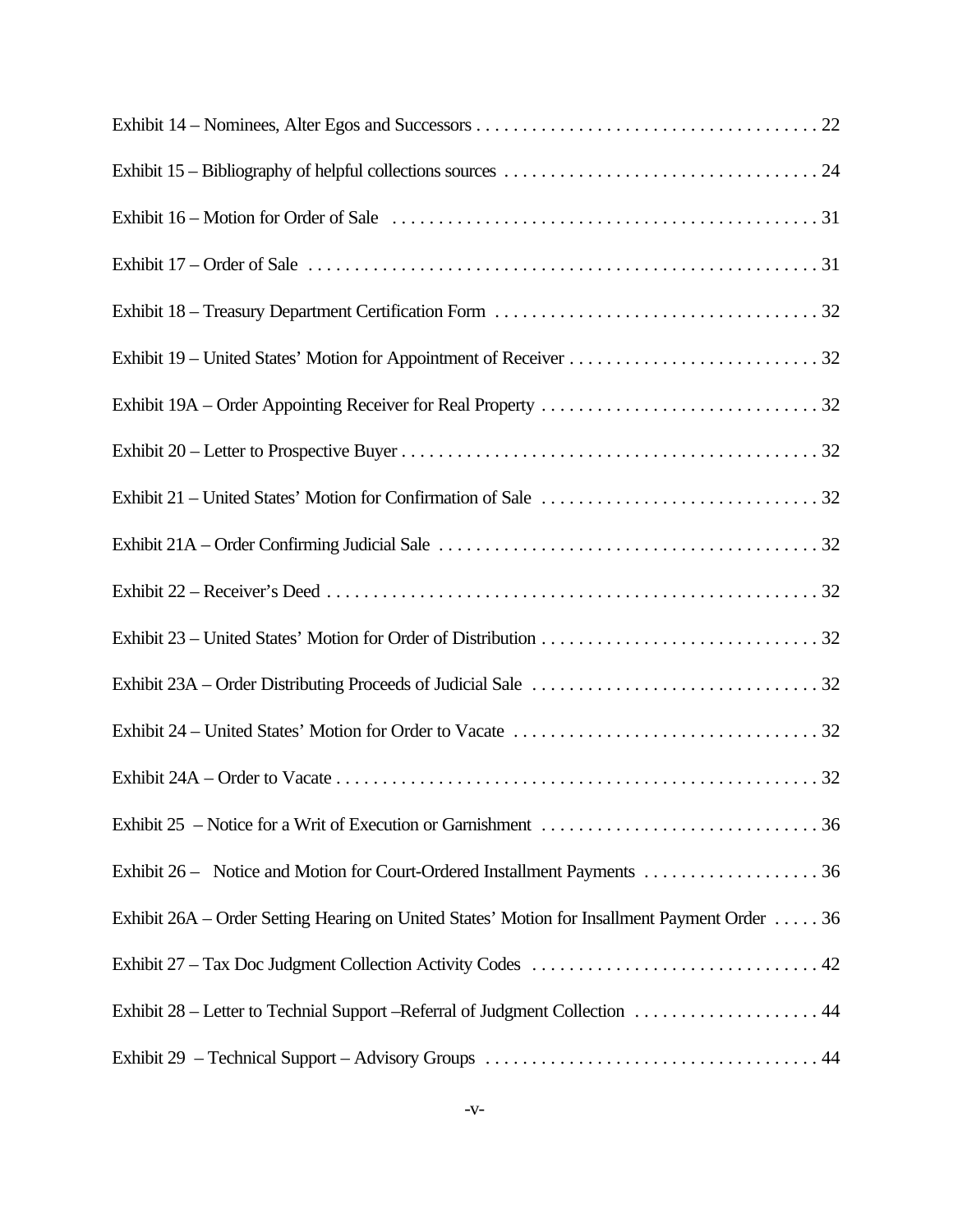Exhibit 14 – Nominees, Alter Egos and Successors . . . . . . . . . . . . . . . . . . . . . . . . . . . . . . . . . . . . . 22

Exhibit 15 – Bibliography of helpful collections sources . . . . . . . . . . . . . . . . . . . . . . . . . . . . . . . . . . 24

Exhibit 16 – Motion for Order of Sale . . . . . . . . . . . . . . . . . . . . . . . . . . . . . . . . . . . . . . . . . . . . . . 31

Exhibit 17 – Order of Sale . . . . . . . . . . . . . . . . . . . . . . . . . . . . . . . . . . . . . . . . . . . . . . . . . . . . . . 31

Exhibit 18 – Treasury Department Certification Form . . . . . . . . . . . . . . . . . . . . . . . . . . . . . . . . . . . 32

Exhibit 19 – United States' Motion for Appointment of Receiver . . . . . . . . . . . . . . . . . . . . . . . . . . . 32

Exhibit 19A – Order Appointing Receiver for Real Property . . . . . . . . . . . . . . . . . . . . . . . . . . . . . . 32

Exhibit 20 – Letter to Prospective Buyer . . . . . . . . . . . . . . . . . . . . . . . . . . . . . . . . . . . . . . . . . . . . . 32

Exhibit 21 – United States' Motion for Confirmation of Sale . . . . . . . . . . . . . . . . . . . . . . . . . . . . . . 32

Exhibit 21A – Order Confirming Judicial Sale . . . . . . . . . . . . . . . . . . . . . . . . . . . . . . . . . . . . . . . . . 32

Exhibit 22 – Receiver's Deed . . . . . . . . . . . . . . . . . . . . . . . . . . . . . . . . . . . . . . . . . . . . . . . . . . . . . 32

Exhibit 23 – United States' Motion for Order of Distribution . . . . . . . . . . . . . . . . . . . . . . . . . . . . . . 32

Exhibit 23A – Order Distributing Proceeds of Judicial Sale . . . . . . . . . . . . . . . . . . . . . . . . . . . . . . . 32

Exhibit 24 – United States' Motion for Order to Vacate . . . . . . . . . . . . . . . . . . . . . . . . . . . . . . . . . 32

Exhibit 24A – Order to Vacate . . . . . . . . . . . . . . . . . . . . . . . . . . . . . . . . . . . . . . . . . . . . . . . . . . . . 32

Exhibit 25 – Notice for a Writ of Execution or Garnishment . . . . . . . . . . . . . . . . . . . . . . . . . . . . . . 36

Exhibit 26 – Notice and Motion for Court-Ordered Installment Payments . . . . . . . . . . . . . . . . . . . 36

Exhibit 26A – Order Setting Hearing on United States' Motion for Insallment Payment Order . . . . . 36

Exhibit 27 – Tax Doc Judgment Collection Activity Codes . . . . . . . . . . . . . . . . . . . . . . . . . . . . . . . 42

Exhibit 28 – Letter to Technial Support –Referral of Judgment Collection . . . . . . . . . . . . . . . . . . . . 44

Exhibit 29 – Technical Support – Advisory Groups . . . . . . . . . . . . . . . . . . . . . . . . . . . . . . . . . . . . 44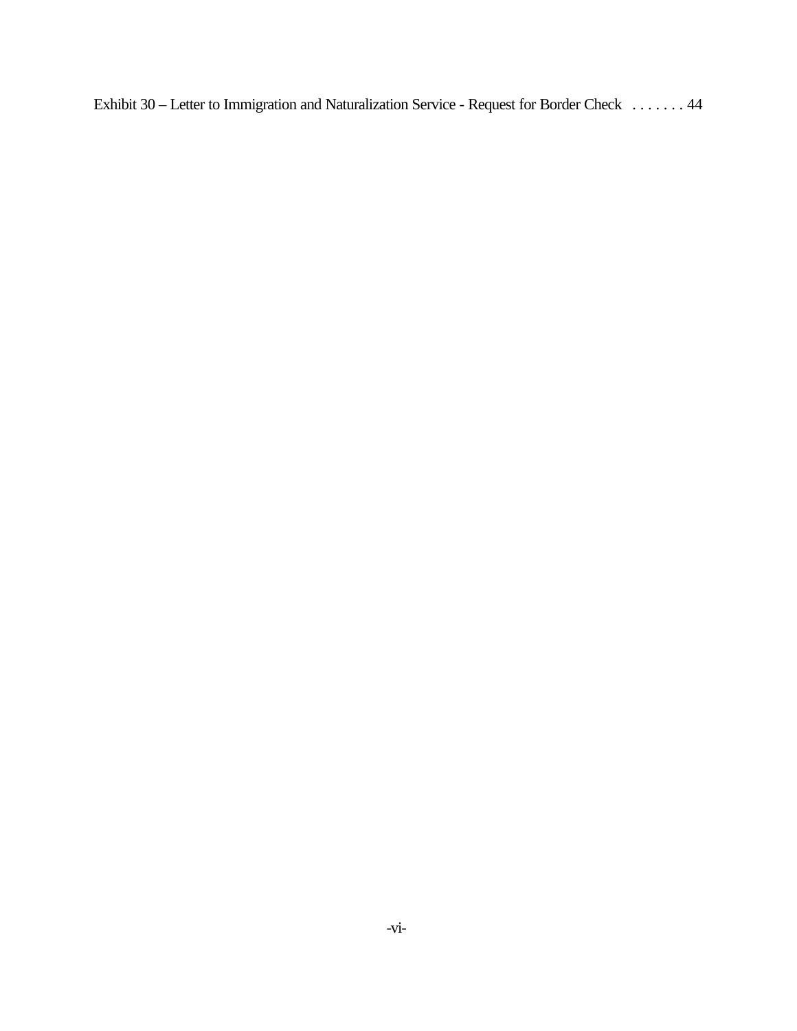Exhibit 30 – Letter to Immigration and Naturalization Service - Request for Border Check . . . . . . . 44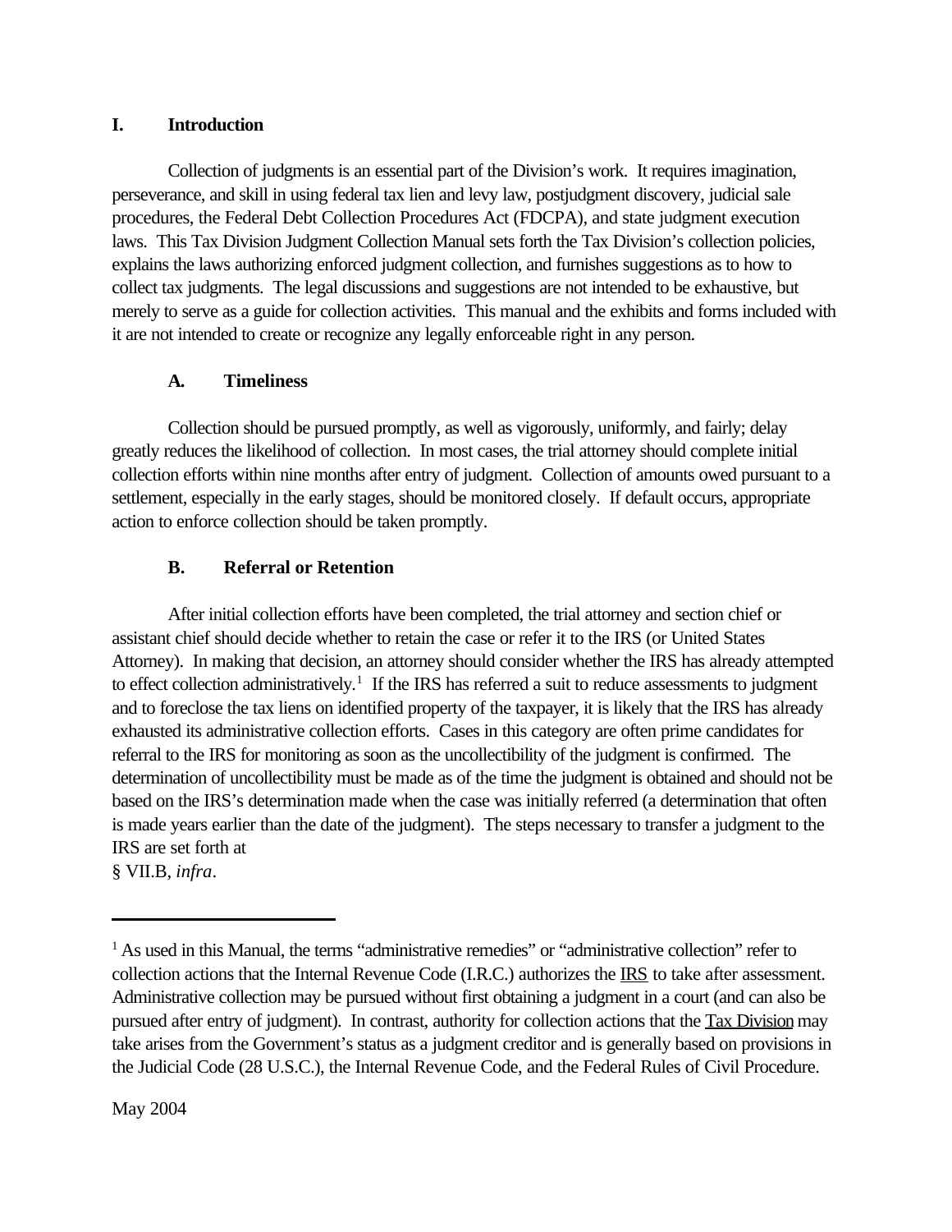## I. Introduction

Collection of judgments is an essential part of the Division's work. It requires imagination, perseverance, and skill in using federal tax lien and levy law, postjudgment discovery, judicial sale procedures, the Federal Debt Collection Procedures Act (FDCPA), and state judgment execution laws. This Tax Division Judgment Collection Manual sets forth the Tax Division's collection policies, explains the laws authorizing enforced judgment collection, and furnishes suggestions as to how to collect tax judgments. The legal discussions and suggestions are not intended to be exhaustive, but merely to serve as a guide for collection activities. This manual and the exhibits and forms included with it are not intended to create or recognize any legally enforceable right in any person.

### A. Timeliness

Collection should be pursued promptly, as well as vigorously, uniformly, and fairly; delay greatly reduces the likelihood of collection. In most cases, the trial attorney should complete initial collection efforts within nine months after entry of judgment. Collection of amounts owed pursuant to a settlement, especially in the early stages, should be monitored closely. If default occurs, appropriate action to enforce collection should be taken promptly.

### B. Referral or Retention

After initial collection efforts have been completed, the trial attorney and section chief or assistant chief should decide whether to retain the case or refer it to the IRS (or United States Attorney). In making that decision, an attorney should consider whether the IRS has already attempted to effect collection administratively.[1] If the IRS has referred a suit to reduce assessments to judgment and to foreclose the tax liens on identified property of the taxpayer, it is likely that the IRS has already exhausted its administrative collection efforts. Cases in this category are often prime candidates for referral to the IRS for monitoring as soon as the uncollectibility of the judgment is confirmed. The determination of uncollectibility must be made as of the time the judgment is obtained and should not be based on the IRS's determination made when the case was initially referred (a determination that often is made years earlier than the date of the judgment). The steps necessary to transfer a judgment to the IRS are set forth at § VII.B, *infra*.

---

[1] As used in this Manual, the terms "administrative remedies" or "administrative collection" refer to collection actions that the Internal Revenue Code (I.R.C.) authorizes the IRS to take after assessment. Administrative collection may be pursued without first obtaining a judgment in a court (and can also be pursued after entry of judgment). In contrast, authority for collection actions that the Tax Division may take arises from the Government's status as a judgment creditor and is generally based on provisions in the Judicial Code (28 U.S.C.), the Internal Revenue Code, and the Federal Rules of Civil Procedure.

May 2004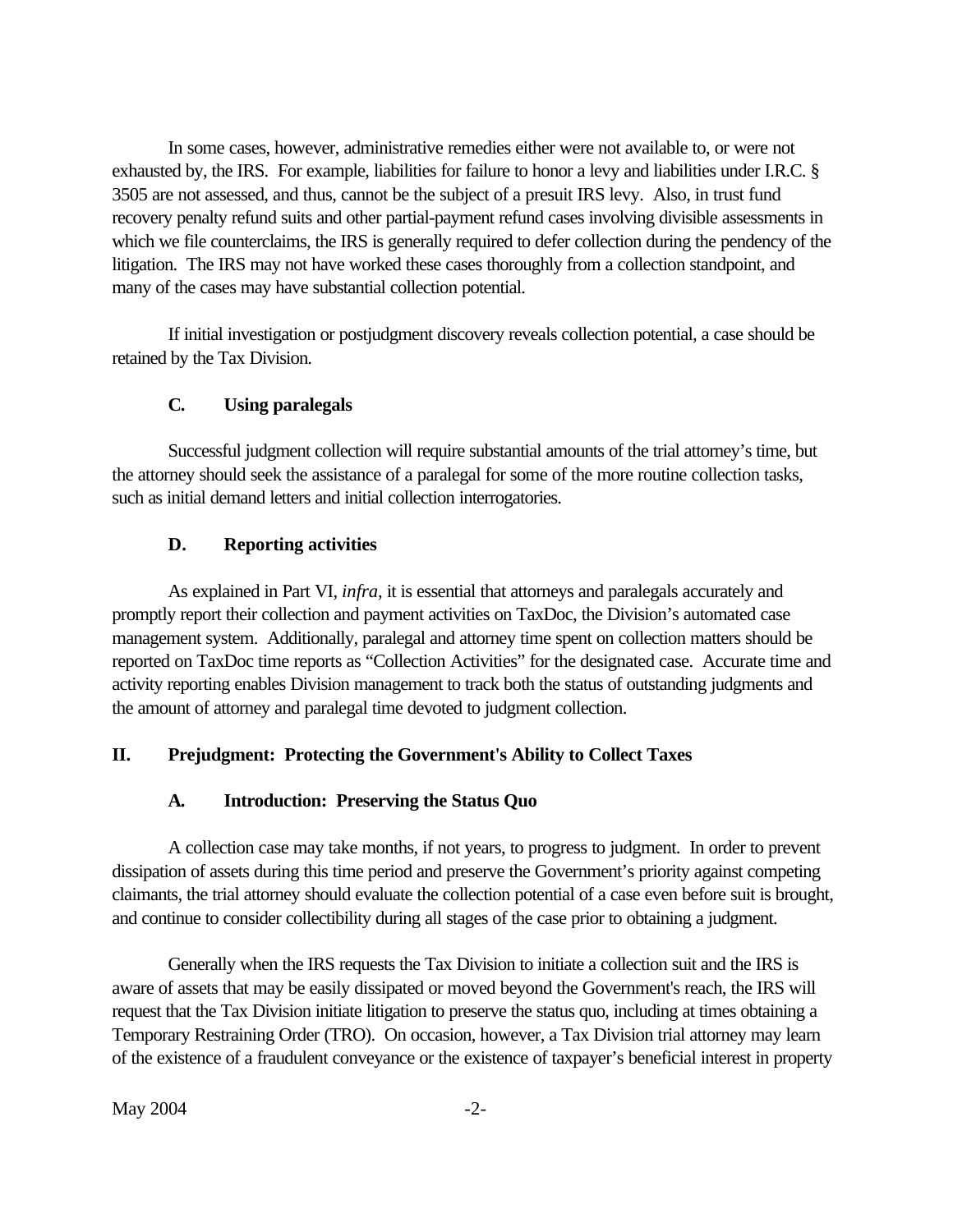In some cases, however, administrative remedies either were not available to, or were not exhausted by, the IRS. For example, liabilities for failure to honor a levy and liabilities under I.R.C. § 3505 are not assessed, and thus, cannot be the subject of a presuit IRS levy. Also, in trust fund recovery penalty refund suits and other partial-payment refund cases involving divisible assessments in which we file counterclaims, the IRS is generally required to defer collection during the pendency of the litigation. The IRS may not have worked these cases thoroughly from a collection standpoint, and many of the cases may have substantial collection potential.

If initial investigation or postjudgment discovery reveals collection potential, a case should be retained by the Tax Division.

### C. Using paralegals

Successful judgment collection will require substantial amounts of the trial attorney's time, but the attorney should seek the assistance of a paralegal for some of the more routine collection tasks, such as initial demand letters and initial collection interrogatories.

### D. Reporting activities

As explained in Part VI, *infra*, it is essential that attorneys and paralegals accurately and promptly report their collection and payment activities on TaxDoc, the Division's automated case management system. Additionally, paralegal and attorney time spent on collection matters should be reported on TaxDoc time reports as "Collection Activities" for the designated case. Accurate time and activity reporting enables Division management to track both the status of outstanding judgments and the amount of attorney and paralegal time devoted to judgment collection.

## II. Prejudgment: Protecting the Government's Ability to Collect Taxes

### A. Introduction: Preserving the Status Quo

A collection case may take months, if not years, to progress to judgment. In order to prevent dissipation of assets during this time period and preserve the Government's priority against competing claimants, the trial attorney should evaluate the collection potential of a case even before suit is brought, and continue to consider collectibility during all stages of the case prior to obtaining a judgment.

Generally when the IRS requests the Tax Division to initiate a collection suit and the IRS is aware of assets that may be easily dissipated or moved beyond the Government's reach, the IRS will request that the Tax Division initiate litigation to preserve the status quo, including at times obtaining a Temporary Restraining Order (TRO). On occasion, however, a Tax Division trial attorney may learn of the existence of a fraudulent conveyance or the existence of taxpayer's beneficial interest in property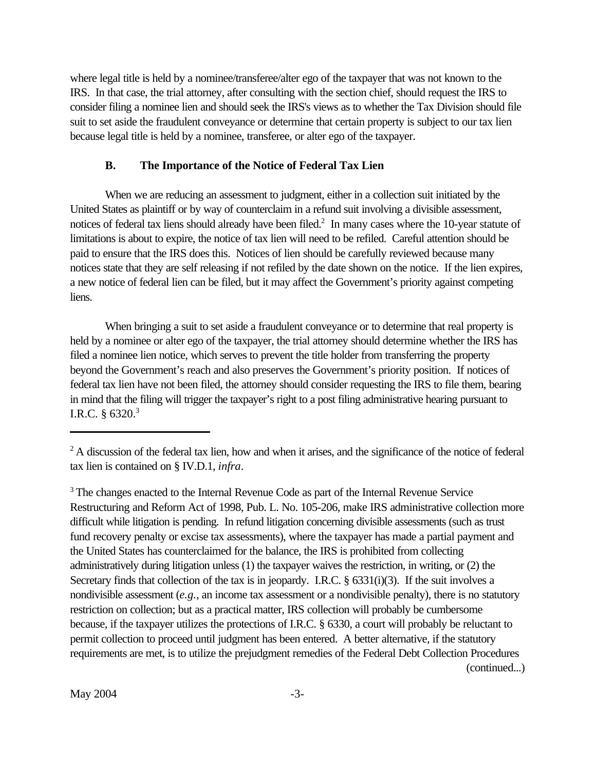where legal title is held by a nominee/transferee/alter ego of the taxpayer that was not known to the IRS. In that case, the trial attorney, after consulting with the section chief, should request the IRS to consider filing a nominee lien and should seek the IRS's views as to whether the Tax Division should file suit to set aside the fraudulent conveyance or determine that certain property is subject to our tax lien because legal title is held by a nominee, transferee, or alter ego of the taxpayer.

### B. The Importance of the Notice of Federal Tax Lien

When we are reducing an assessment to judgment, either in a collection suit initiated by the United States as plaintiff or by way of counterclaim in a refund suit involving a divisible assessment, notices of federal tax liens should already have been filed.[2] In many cases where the 10-year statute of limitations is about to expire, the notice of tax lien will need to be refiled. Careful attention should be paid to ensure that the IRS does this. Notices of lien should be carefully reviewed because many notices state that they are self releasing if not refiled by the date shown on the notice. If the lien expires, a new notice of federal lien can be filed, but it may affect the Government's priority against competing liens.

When bringing a suit to set aside a fraudulent conveyance or to determine that real property is held by a nominee or alter ego of the taxpayer, the trial attorney should determine whether the IRS has filed a nominee lien notice, which serves to prevent the title holder from transferring the property beyond the Government's reach and also preserves the Government's priority position. If notices of federal tax lien have not been filed, the attorney should consider requesting the IRS to file them, bearing in mind that the filing will trigger the taxpayer's right to a post filing administrative hearing pursuant to I.R.C. § 6320.[3]

---

[2] A discussion of the federal tax lien, how and when it arises, and the significance of the notice of federal tax lien is contained on § IV.D.1, *infra*.

[3] The changes enacted to the Internal Revenue Code as part of the Internal Revenue Service Restructuring and Reform Act of 1998, Pub. L. No. 105-206, make IRS administrative collection more difficult while litigation is pending. In refund litigation concerning divisible assessments (such as trust fund recovery penalty or excise tax assessments), where the taxpayer has made a partial payment and the United States has counterclaimed for the balance, the IRS is prohibited from collecting administratively during litigation unless (1) the taxpayer waives the restriction, in writing, or (2) the Secretary finds that collection of the tax is in jeopardy. I.R.C. § 6331(i)(3). If the suit involves a nondivisible assessment (*e.g.*, an income tax assessment or a nondivisible penalty), there is no statutory restriction on collection; but as a practical matter, IRS collection will probably be cumbersome because, if the taxpayer utilizes the protections of I.R.C. § 6330, a court will probably be reluctant to permit collection to proceed until judgment has been entered. A better alternative, if the statutory requirements are met, is to utilize the prejudgment remedies of the Federal Debt Collection Procedures (continued...)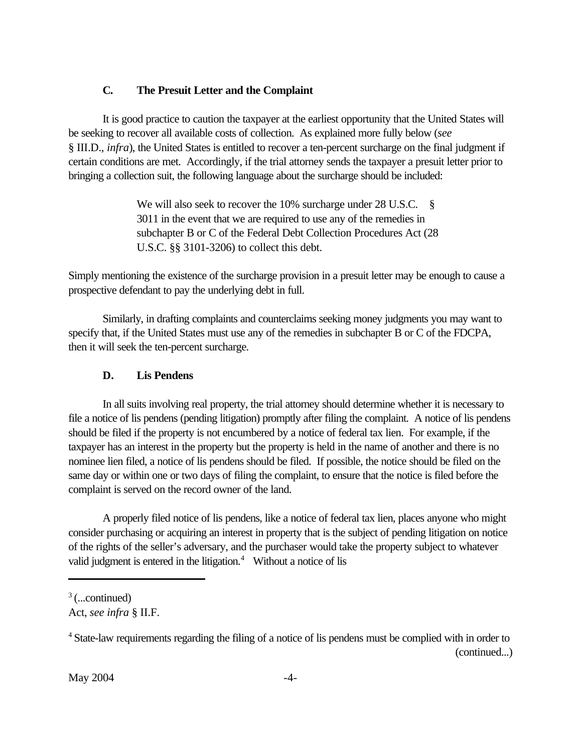### C. The Presuit Letter and the Complaint

It is good practice to caution the taxpayer at the earliest opportunity that the United States will be seeking to recover all available costs of collection. As explained more fully below (*see* § III.D., *infra*), the United States is entitled to recover a ten-percent surcharge on the final judgment if certain conditions are met. Accordingly, if the trial attorney sends the taxpayer a presuit letter prior to bringing a collection suit, the following language about the surcharge should be included:

> We will also seek to recover the 10% surcharge under 28 U.S.C. § 3011 in the event that we are required to use any of the remedies in subchapter B or C of the Federal Debt Collection Procedures Act (28 U.S.C. §§ 3101-3206) to collect this debt.

Simply mentioning the existence of the surcharge provision in a presuit letter may be enough to cause a prospective defendant to pay the underlying debt in full.

Similarly, in drafting complaints and counterclaims seeking money judgments you may want to specify that, if the United States must use any of the remedies in subchapter B or C of the FDCPA, then it will seek the ten-percent surcharge.

### D. Lis Pendens

In all suits involving real property, the trial attorney should determine whether it is necessary to file a notice of lis pendens (pending litigation) promptly after filing the complaint. A notice of lis pendens should be filed if the property is not encumbered by a notice of federal tax lien. For example, if the taxpayer has an interest in the property but the property is held in the name of another and there is no nominee lien filed, a notice of lis pendens should be filed. If possible, the notice should be filed on the same day or within one or two days of filing the complaint, to ensure that the notice is filed before the complaint is served on the record owner of the land.

A properly filed notice of lis pendens, like a notice of federal tax lien, places anyone who might consider purchasing or acquiring an interest in property that is the subject of pending litigation on notice of the rights of the seller's adversary, and the purchaser would take the property subject to whatever valid judgment is entered in the litigation.[4] Without a notice of lis

---

[3] (...continued)
Act, *see infra* § II.F.

[4] State-law requirements regarding the filing of a notice of lis pendens must be complied with in order to (continued...)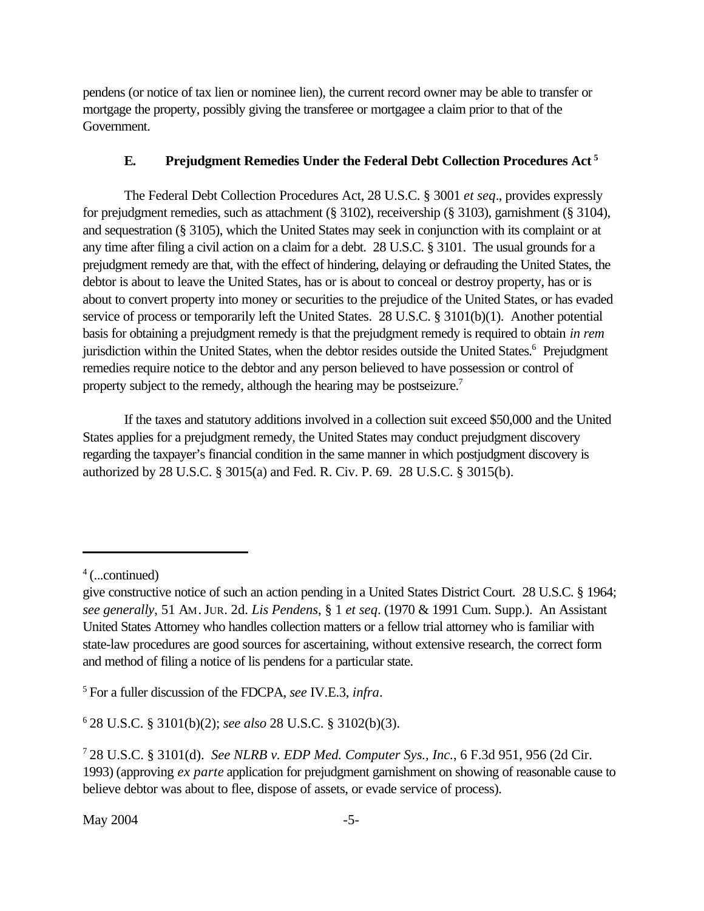pendens (or notice of tax lien or nominee lien), the current record owner may be able to transfer or mortgage the property, possibly giving the transferee or mortgagee a claim prior to that of the Government.

### E. Prejudgment Remedies Under the Federal Debt Collection Procedures Act [5]

The Federal Debt Collection Procedures Act, 28 U.S.C. § 3001 *et seq*., provides expressly for prejudgment remedies, such as attachment (§ 3102), receivership (§ 3103), garnishment (§ 3104), and sequestration (§ 3105), which the United States may seek in conjunction with its complaint or at any time after filing a civil action on a claim for a debt. 28 U.S.C. § 3101. The usual grounds for a prejudgment remedy are that, with the effect of hindering, delaying or defrauding the United States, the debtor is about to leave the United States, has or is about to conceal or destroy property, has or is about to convert property into money or securities to the prejudice of the United States, or has evaded service of process or temporarily left the United States. 28 U.S.C. § 3101(b)(1). Another potential basis for obtaining a prejudgment remedy is that the prejudgment remedy is required to obtain *in rem* jurisdiction within the United States, when the debtor resides outside the United States.[6] Prejudgment remedies require notice to the debtor and any person believed to have possession or control of property subject to the remedy, although the hearing may be postseizure.[7]

If the taxes and statutory additions involved in a collection suit exceed $50,000 and the United States applies for a prejudgment remedy, the United States may conduct prejudgment discovery regarding the taxpayer's financial condition in the same manner in which postjudgment discovery is authorized by 28 U.S.C. § 3015(a) and Fed. R. Civ. P. 69. 28 U.S.C. § 3015(b).

---

[4] (...continued)

give constructive notice of such an action pending in a United States District Court. 28 U.S.C. § 1964; *see generally*, 51 AM. JUR. 2d. *Lis Pendens*, § 1 *et seq*. (1970 & 1991 Cum. Supp.). An Assistant United States Attorney who handles collection matters or a fellow trial attorney who is familiar with state-law procedures are good sources for ascertaining, without extensive research, the correct form and method of filing a notice of lis pendens for a particular state.

[5] For a fuller discussion of the FDCPA, *see* IV.E.3, *infra*.

[6] 28 U.S.C. § 3101(b)(2); *see also* 28 U.S.C. § 3102(b)(3).

[7] 28 U.S.C. § 3101(d). *See NLRB v. EDP Med. Computer Sys., Inc.*, 6 F.3d 951, 956 (2d Cir. 1993) (approving *ex parte* application for prejudgment garnishment on showing of reasonable cause to believe debtor was about to flee, dispose of assets, or evade service of process).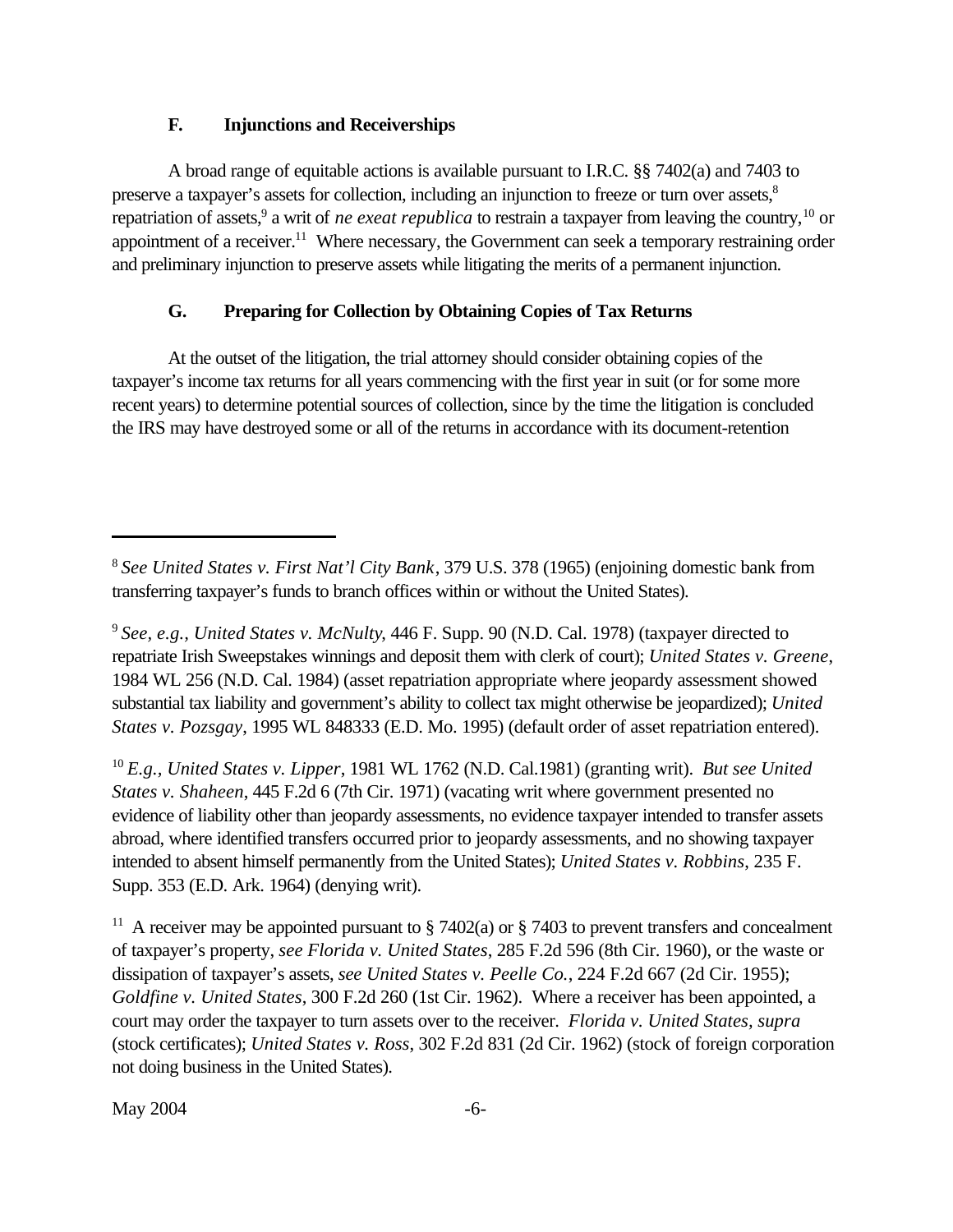### F. Injunctions and Receiverships

A broad range of equitable actions is available pursuant to I.R.C. §§ 7402(a) and 7403 to preserve a taxpayer's assets for collection, including an injunction to freeze or turn over assets,[8] repatriation of assets,[9] a writ of *ne exeat republica* to restrain a taxpayer from leaving the country,[10] or appointment of a receiver.[11] Where necessary, the Government can seek a temporary restraining order and preliminary injunction to preserve assets while litigating the merits of a permanent injunction.

### G. Preparing for Collection by Obtaining Copies of Tax Returns

At the outset of the litigation, the trial attorney should consider obtaining copies of the taxpayer's income tax returns for all years commencing with the first year in suit (or for some more recent years) to determine potential sources of collection, since by the time the litigation is concluded the IRS may have destroyed some or all of the returns in accordance with its document-retention

---

[8] *See United States v. First Nat'l City Bank*, 379 U.S. 378 (1965) (enjoining domestic bank from transferring taxpayer's funds to branch offices within or without the United States).

[9] *See, e.g., United States v. McNulty*, 446 F. Supp. 90 (N.D. Cal. 1978) (taxpayer directed to repatriate Irish Sweepstakes winnings and deposit them with clerk of court); *United States v. Greene*, 1984 WL 256 (N.D. Cal. 1984) (asset repatriation appropriate where jeopardy assessment showed substantial tax liability and government's ability to collect tax might otherwise be jeopardized); *United States v. Pozsgay*, 1995 WL 848333 (E.D. Mo. 1995) (default order of asset repatriation entered).

[10] *E.g., United States v. Lipper*, 1981 WL 1762 (N.D. Cal.1981) (granting writ). *But see United States v. Shaheen*, 445 F.2d 6 (7th Cir. 1971) (vacating writ where government presented no evidence of liability other than jeopardy assessments, no evidence taxpayer intended to transfer assets abroad, where identified transfers occurred prior to jeopardy assessments, and no showing taxpayer intended to absent himself permanently from the United States); *United States v. Robbins*, 235 F. Supp. 353 (E.D. Ark. 1964) (denying writ).

[11] A receiver may be appointed pursuant to § 7402(a) or § 7403 to prevent transfers and concealment of taxpayer's property, *see Florida v. United States*, 285 F.2d 596 (8th Cir. 1960), or the waste or dissipation of taxpayer's assets, *see United States v. Peelle Co.*, 224 F.2d 667 (2d Cir. 1955); *Goldfine v. United States*, 300 F.2d 260 (1st Cir. 1962). Where a receiver has been appointed, a court may order the taxpayer to turn assets over to the receiver. *Florida v. United States, supra* (stock certificates); *United States v. Ross*, 302 F.2d 831 (2d Cir. 1962) (stock of foreign corporation not doing business in the United States).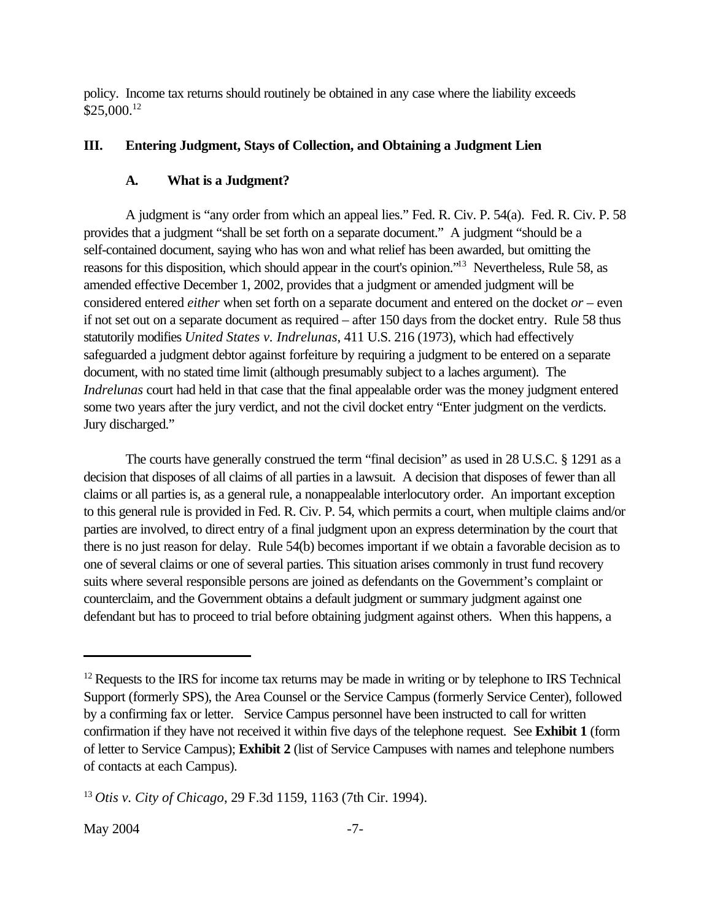policy. Income tax returns should routinely be obtained in any case where the liability exceeds $25,000.[12]

## III. Entering Judgment, Stays of Collection, and Obtaining a Judgment Lien

### A. What is a Judgment?

A judgment is "any order from which an appeal lies." Fed. R. Civ. P. 54(a). Fed. R. Civ. P. 58 provides that a judgment "shall be set forth on a separate document." A judgment "should be a self-contained document, saying who has won and what relief has been awarded, but omitting the reasons for this disposition, which should appear in the court's opinion."[13] Nevertheless, Rule 58, as amended effective December 1, 2002, provides that a judgment or amended judgment will be considered entered *either* when set forth on a separate document and entered on the docket *or* – even if not set out on a separate document as required – after 150 days from the docket entry. Rule 58 thus statutorily modifies *United States v. Indrelunas*, 411 U.S. 216 (1973), which had effectively safeguarded a judgment debtor against forfeiture by requiring a judgment to be entered on a separate document, with no stated time limit (although presumably subject to a laches argument). The *Indrelunas* court had held in that case that the final appealable order was the money judgment entered some two years after the jury verdict, and not the civil docket entry "Enter judgment on the verdicts. Jury discharged."

The courts have generally construed the term "final decision" as used in 28 U.S.C. § 1291 as a decision that disposes of all claims of all parties in a lawsuit. A decision that disposes of fewer than all claims or all parties is, as a general rule, a nonappealable interlocutory order. An important exception to this general rule is provided in Fed. R. Civ. P. 54, which permits a court, when multiple claims and/or parties are involved, to direct entry of a final judgment upon an express determination by the court that there is no just reason for delay. Rule 54(b) becomes important if we obtain a favorable decision as to one of several claims or one of several parties. This situation arises commonly in trust fund recovery suits where several responsible persons are joined as defendants on the Government's complaint or counterclaim, and the Government obtains a default judgment or summary judgment against one defendant but has to proceed to trial before obtaining judgment against others. When this happens, a

---

[12] Requests to the IRS for income tax returns may be made in writing or by telephone to IRS Technical Support (formerly SPS), the Area Counsel or the Service Campus (formerly Service Center), followed by a confirming fax or letter. Service Campus personnel have been instructed to call for written confirmation if they have not received it within five days of the telephone request. See **Exhibit 1** (form of letter to Service Campus); **Exhibit 2** (list of Service Campuses with names and telephone numbers of contacts at each Campus).

[13] *Otis v. City of Chicago*, 29 F.3d 1159, 1163 (7th Cir. 1994).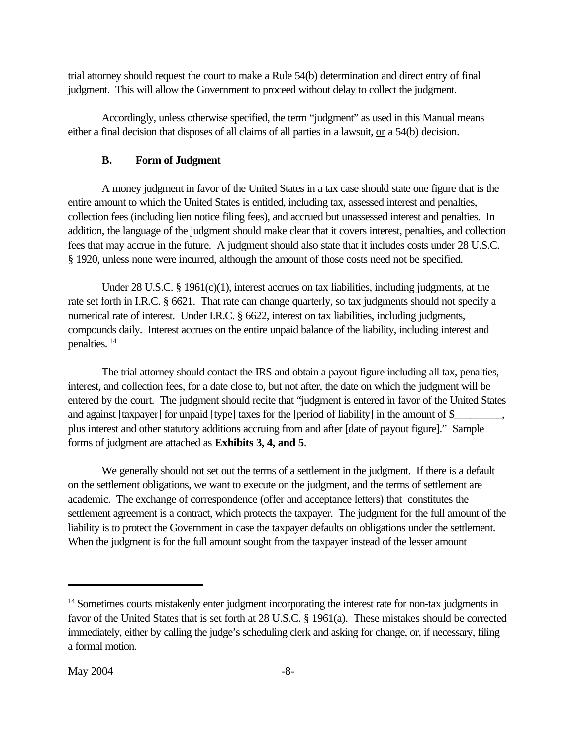trial attorney should request the court to make a Rule 54(b) determination and direct entry of final judgment. This will allow the Government to proceed without delay to collect the judgment.

Accordingly, unless otherwise specified, the term "judgment" as used in this Manual means either a final decision that disposes of all claims of all parties in a lawsuit, or a 54(b) decision.

### B. Form of Judgment

A money judgment in favor of the United States in a tax case should state one figure that is the entire amount to which the United States is entitled, including tax, assessed interest and penalties, collection fees (including lien notice filing fees), and accrued but unassessed interest and penalties. In addition, the language of the judgment should make clear that it covers interest, penalties, and collection fees that may accrue in the future. A judgment should also state that it includes costs under 28 U.S.C. § 1920, unless none were incurred, although the amount of those costs need not be specified.

Under 28 U.S.C. § 1961(c)(1), interest accrues on tax liabilities, including judgments, at the rate set forth in I.R.C. § 6621. That rate can change quarterly, so tax judgments should not specify a numerical rate of interest. Under I.R.C. § 6622, interest on tax liabilities, including judgments, compounds daily. Interest accrues on the entire unpaid balance of the liability, including interest and penalties.[14]

The trial attorney should contact the IRS and obtain a payout figure including all tax, penalties, interest, and collection fees, for a date close to, but not after, the date on which the judgment will be entered by the court. The judgment should recite that "judgment is entered in favor of the United States and against [taxpayer] for unpaid [type] taxes for the [period of liability] in the amount of $_________, plus interest and other statutory additions accruing from and after [date of payout figure]." Sample forms of judgment are attached as **Exhibits 3, 4, and 5**.

We generally should not set out the terms of a settlement in the judgment. If there is a default on the settlement obligations, we want to execute on the judgment, and the terms of settlement are academic. The exchange of correspondence (offer and acceptance letters) that constitutes the settlement agreement is a contract, which protects the taxpayer. The judgment for the full amount of the liability is to protect the Government in case the taxpayer defaults on obligations under the settlement. When the judgment is for the full amount sought from the taxpayer instead of the lesser amount

---

[14] Sometimes courts mistakenly enter judgment incorporating the interest rate for non-tax judgments in favor of the United States that is set forth at 28 U.S.C. § 1961(a). These mistakes should be corrected immediately, either by calling the judge's scheduling clerk and asking for change, or, if necessary, filing a formal motion.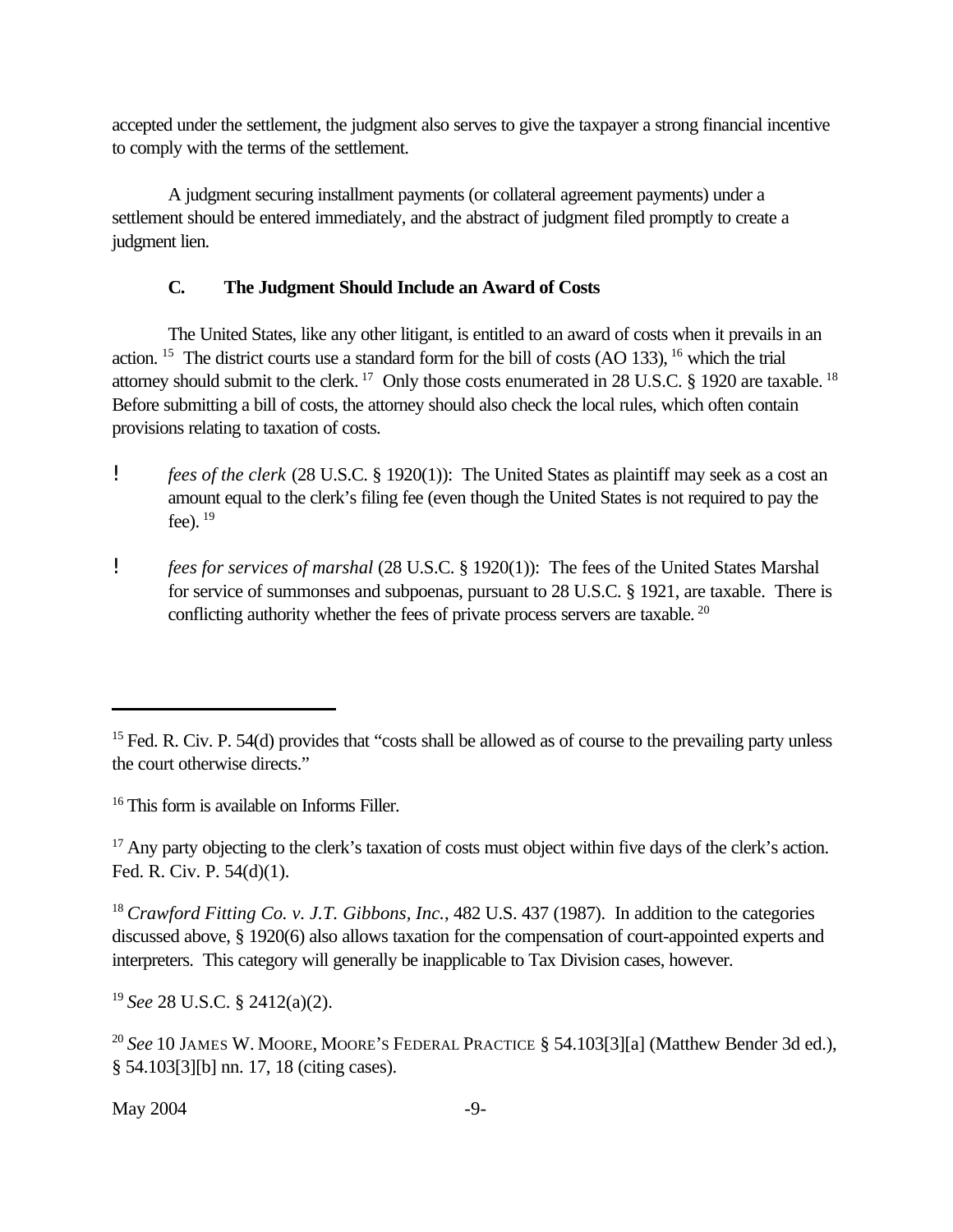accepted under the settlement, the judgment also serves to give the taxpayer a strong financial incentive to comply with the terms of the settlement.

A judgment securing installment payments (or collateral agreement payments) under a settlement should be entered immediately, and the abstract of judgment filed promptly to create a judgment lien.

### C. The Judgment Should Include an Award of Costs

The United States, like any other litigant, is entitled to an award of costs when it prevails in an action. [15] The district courts use a standard form for the bill of costs (AO 133), [16] which the trial attorney should submit to the clerk. [17] Only those costs enumerated in 28 U.S.C. § 1920 are taxable. [18] Before submitting a bill of costs, the attorney should also check the local rules, which often contain provisions relating to taxation of costs.

- *fees of the clerk* (28 U.S.C. § 1920(1)): The United States as plaintiff may seek as a cost an amount equal to the clerk's filing fee (even though the United States is not required to pay the fee). [19]

- *fees for services of marshal* (28 U.S.C. § 1920(1)): The fees of the United States Marshal for service of summonses and subpoenas, pursuant to 28 U.S.C. § 1921, are taxable. There is conflicting authority whether the fees of private process servers are taxable. [20]

---

[15] Fed. R. Civ. P. 54(d) provides that "costs shall be allowed as of course to the prevailing party unless the court otherwise directs."

[16] This form is available on Informs Filler.

[17] Any party objecting to the clerk's taxation of costs must object within five days of the clerk's action. Fed. R. Civ. P. 54(d)(1).

[18] *Crawford Fitting Co. v. J.T. Gibbons, Inc.*, 482 U.S. 437 (1987). In addition to the categories discussed above, § 1920(6) also allows taxation for the compensation of court-appointed experts and interpreters. This category will generally be inapplicable to Tax Division cases, however.

[19] *See* 28 U.S.C. § 2412(a)(2).

[20] *See* 10 JAMES W. MOORE, MOORE'S FEDERAL PRACTICE § 54.103[3][a] (Matthew Bender 3d ed.), § 54.103[3][b] nn. 17, 18 (citing cases).

May 2004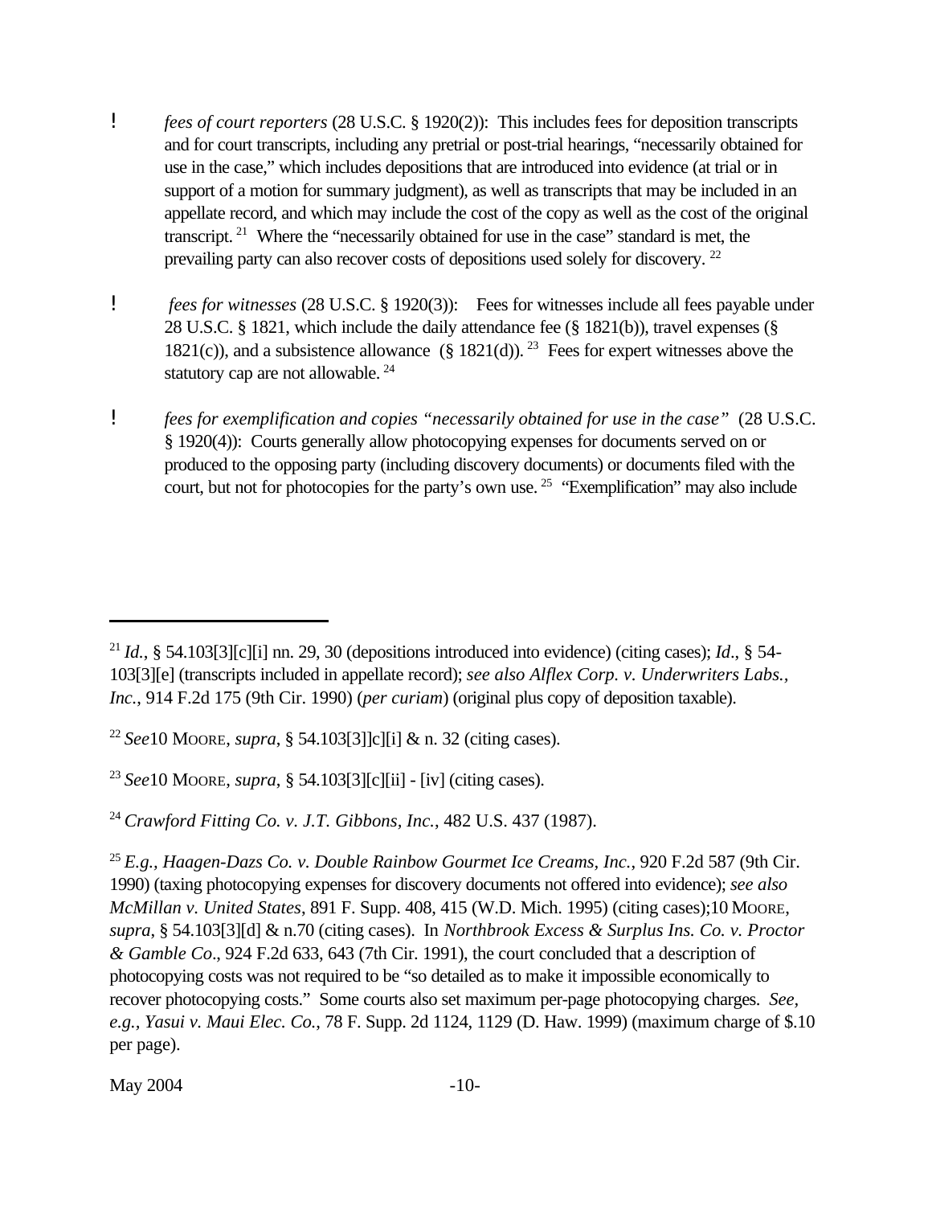- *fees of court reporters* (28 U.S.C. § 1920(2)): This includes fees for deposition transcripts and for court transcripts, including any pretrial or post-trial hearings, "necessarily obtained for use in the case," which includes depositions that are introduced into evidence (at trial or in support of a motion for summary judgment), as well as transcripts that may be included in an appellate record, and which may include the cost of the copy as well as the cost of the original transcript. [21] Where the "necessarily obtained for use in the case" standard is met, the prevailing party can also recover costs of depositions used solely for discovery. [22]

- *fees for witnesses* (28 U.S.C. § 1920(3)): Fees for witnesses include all fees payable under 28 U.S.C. § 1821, which include the daily attendance fee (§ 1821(b)), travel expenses (§ 1821(c)), and a subsistence allowance (§ 1821(d)). [23] Fees for expert witnesses above the statutory cap are not allowable. [24]

- *fees for exemplification and copies "necessarily obtained for use in the case"* (28 U.S.C. § 1920(4)): Courts generally allow photocopying expenses for documents served on or produced to the opposing party (including discovery documents) or documents filed with the court, but not for photocopies for the party's own use. [25] "Exemplification" may also include

---

[21] *Id.*, § 54.103[3][c][i] nn. 29, 30 (depositions introduced into evidence) (citing cases); *Id*., § 54-103[3][e] (transcripts included in appellate record); *see also Alflex Corp. v. Underwriters Labs., Inc.*, 914 F.2d 175 (9th Cir. 1990) (*per curiam*) (original plus copy of deposition taxable).

[22] *See*10 MOORE, *supra*, § 54.103[3]]c][i] & n. 32 (citing cases).

[23] *See*10 MOORE, *supra*, § 54.103[3][c][ii] - [iv] (citing cases).

[24] *Crawford Fitting Co. v. J.T. Gibbons, Inc.*, 482 U.S. 437 (1987).

[25] *E.g., Haagen-Dazs Co. v. Double Rainbow Gourmet Ice Creams, Inc.*, 920 F.2d 587 (9th Cir. 1990) (taxing photocopying expenses for discovery documents not offered into evidence); *see also McMillan v. United States*, 891 F. Supp. 408, 415 (W.D. Mich. 1995) (citing cases);10 MOORE, *supra*, § 54.103[3][d] & n.70 (citing cases). In *Northbrook Excess & Surplus Ins. Co. v. Proctor & Gamble Co*., 924 F.2d 633, 643 (7th Cir. 1991), the court concluded that a description of photocopying costs was not required to be "so detailed as to make it impossible economically to recover photocopying costs." Some courts also set maximum per-page photocopying charges. *See, e.g.*, *Yasui v. Maui Elec. Co.*, 78 F. Supp. 2d 1124, 1129 (D. Haw. 1999) (maximum charge of $.10 per page).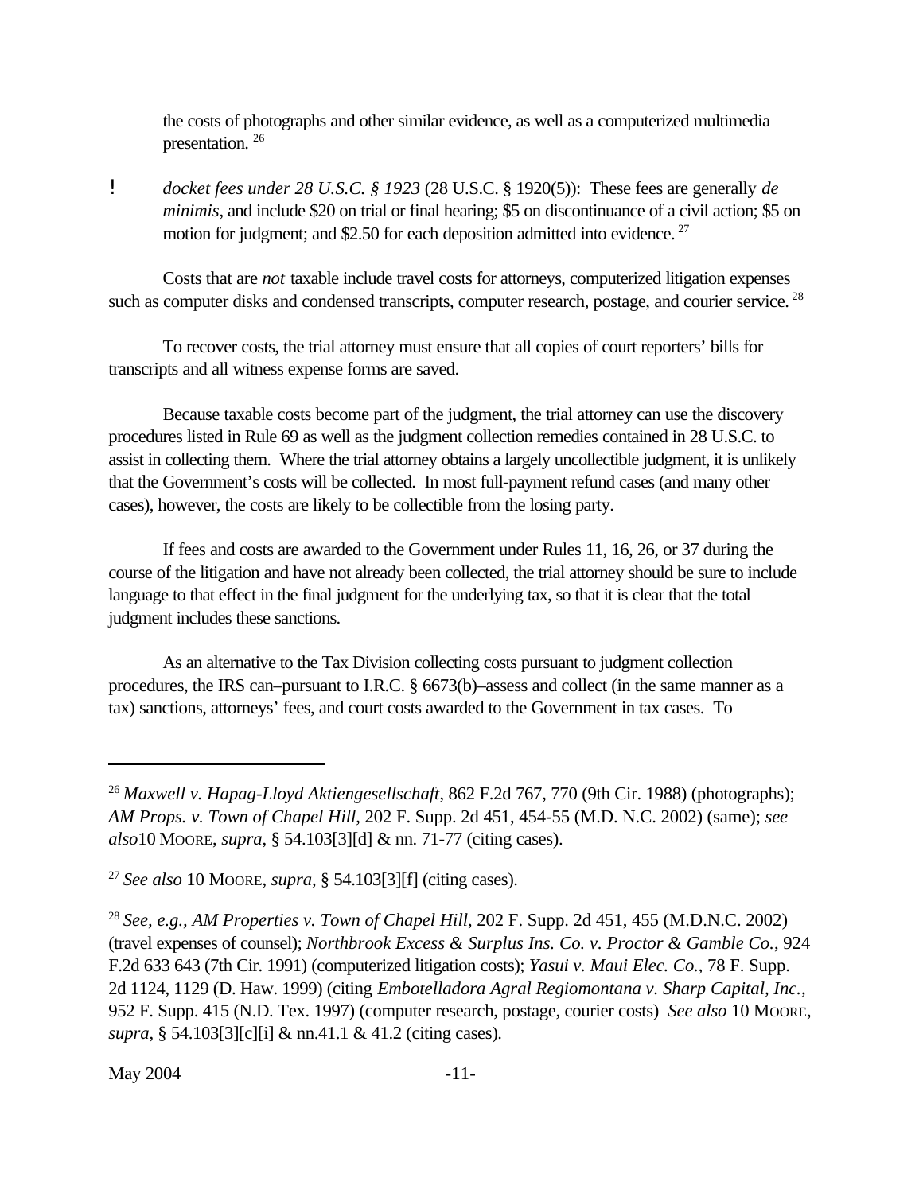the costs of photographs and other similar evidence, as well as a computerized multimedia presentation. [26]

- *docket fees under 28 U.S.C. § 1923* (28 U.S.C. § 1920(5)): These fees are generally *de minimis*, and include $20 on trial or final hearing; $5 on discontinuance of a civil action; $5 on motion for judgment; and $2.50 for each deposition admitted into evidence. [27]

Costs that are *not* taxable include travel costs for attorneys, computerized litigation expenses such as computer disks and condensed transcripts, computer research, postage, and courier service. [28]

To recover costs, the trial attorney must ensure that all copies of court reporters' bills for transcripts and all witness expense forms are saved.

Because taxable costs become part of the judgment, the trial attorney can use the discovery procedures listed in Rule 69 as well as the judgment collection remedies contained in 28 U.S.C. to assist in collecting them. Where the trial attorney obtains a largely uncollectible judgment, it is unlikely that the Government's costs will be collected. In most full-payment refund cases (and many other cases), however, the costs are likely to be collectible from the losing party.

If fees and costs are awarded to the Government under Rules 11, 16, 26, or 37 during the course of the litigation and have not already been collected, the trial attorney should be sure to include language to that effect in the final judgment for the underlying tax, so that it is clear that the total judgment includes these sanctions.

As an alternative to the Tax Division collecting costs pursuant to judgment collection procedures, the IRS can–pursuant to I.R.C. § 6673(b)–assess and collect (in the same manner as a tax) sanctions, attorneys' fees, and court costs awarded to the Government in tax cases. To

---

[26] *Maxwell v. Hapag-Lloyd Aktiengesellschaft*, 862 F.2d 767, 770 (9th Cir. 1988) (photographs); *AM Props. v. Town of Chapel Hill*, 202 F. Supp. 2d 451, 454-55 (M.D. N.C. 2002) (same); *see also*10 MOORE, *supra*, § 54.103[3][d] & nn. 71-77 (citing cases).

[27] *See also* 10 MOORE, *supra*, § 54.103[3][f] (citing cases).

[28] *See, e.g., AM Properties v. Town of Chapel Hill*, 202 F. Supp. 2d 451, 455 (M.D.N.C. 2002) (travel expenses of counsel); *Northbrook Excess & Surplus Ins. Co. v. Proctor & Gamble Co.*, 924 F.2d 633 643 (7th Cir. 1991) (computerized litigation costs); *Yasui v. Maui Elec. Co.*, 78 F. Supp. 2d 1124, 1129 (D. Haw. 1999) (citing *Embotelladora Agral Regiomontana v. Sharp Capital, Inc.*, 952 F. Supp. 415 (N.D. Tex. 1997) (computer research, postage, courier costs) *See also* 10 MOORE, *supra*, § 54.103[3][c][i] & nn.41.1 & 41.2 (citing cases).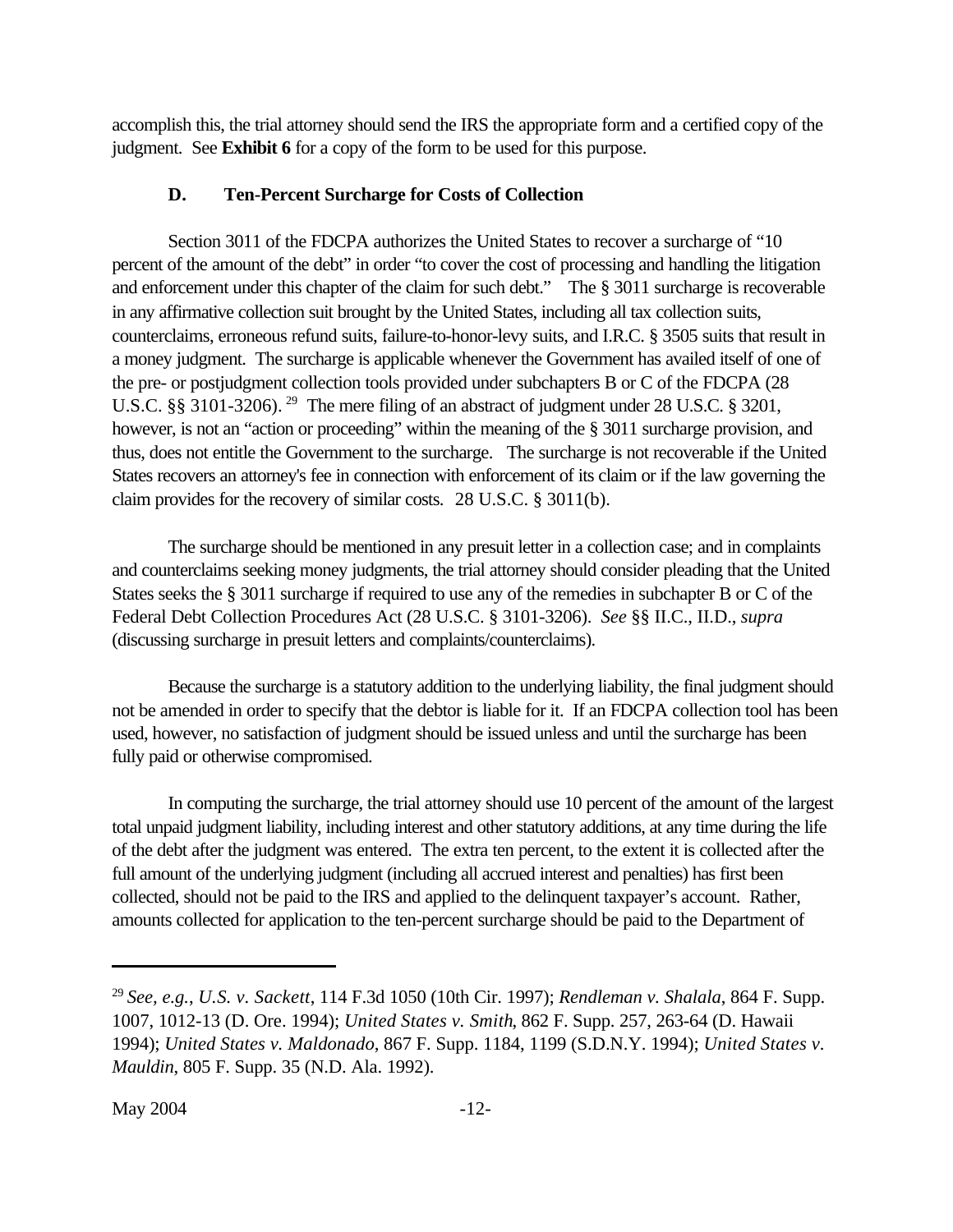accomplish this, the trial attorney should send the IRS the appropriate form and a certified copy of the judgment. See **Exhibit 6** for a copy of the form to be used for this purpose.

### D. Ten-Percent Surcharge for Costs of Collection

Section 3011 of the FDCPA authorizes the United States to recover a surcharge of "10 percent of the amount of the debt" in order "to cover the cost of processing and handling the litigation and enforcement under this chapter of the claim for such debt." The § 3011 surcharge is recoverable in any affirmative collection suit brought by the United States, including all tax collection suits, counterclaims, erroneous refund suits, failure-to-honor-levy suits, and I.R.C. § 3505 suits that result in a money judgment. The surcharge is applicable whenever the Government has availed itself of one of the pre- or postjudgment collection tools provided under subchapters B or C of the FDCPA (28 U.S.C. §§ 3101-3206).[29] The mere filing of an abstract of judgment under 28 U.S.C. § 3201, however, is not an "action or proceeding" within the meaning of the § 3011 surcharge provision, and thus, does not entitle the Government to the surcharge. The surcharge is not recoverable if the United States recovers an attorney's fee in connection with enforcement of its claim or if the law governing the claim provides for the recovery of similar costs. 28 U.S.C. § 3011(b).

The surcharge should be mentioned in any presuit letter in a collection case; and in complaints and counterclaims seeking money judgments, the trial attorney should consider pleading that the United States seeks the § 3011 surcharge if required to use any of the remedies in subchapter B or C of the Federal Debt Collection Procedures Act (28 U.S.C. § 3101-3206). *See* §§ II.C., II.D., *supra* (discussing surcharge in presuit letters and complaints/counterclaims).

Because the surcharge is a statutory addition to the underlying liability, the final judgment should not be amended in order to specify that the debtor is liable for it. If an FDCPA collection tool has been used, however, no satisfaction of judgment should be issued unless and until the surcharge has been fully paid or otherwise compromised.

In computing the surcharge, the trial attorney should use 10 percent of the amount of the largest total unpaid judgment liability, including interest and other statutory additions, at any time during the life of the debt after the judgment was entered. The extra ten percent, to the extent it is collected after the full amount of the underlying judgment (including all accrued interest and penalties) has first been collected, should not be paid to the IRS and applied to the delinquent taxpayer's account. Rather, amounts collected for application to the ten-percent surcharge should be paid to the Department of

---

[29] *See, e.g.*, *U.S. v. Sackett*, 114 F.3d 1050 (10th Cir. 1997); *Rendleman v. Shalala*, 864 F. Supp. 1007, 1012-13 (D. Ore. 1994); *United States v. Smith*, 862 F. Supp. 257, 263-64 (D. Hawaii 1994); *United States v. Maldonado*, 867 F. Supp. 1184, 1199 (S.D.N.Y. 1994); *United States v. Mauldin*, 805 F. Supp. 35 (N.D. Ala. 1992).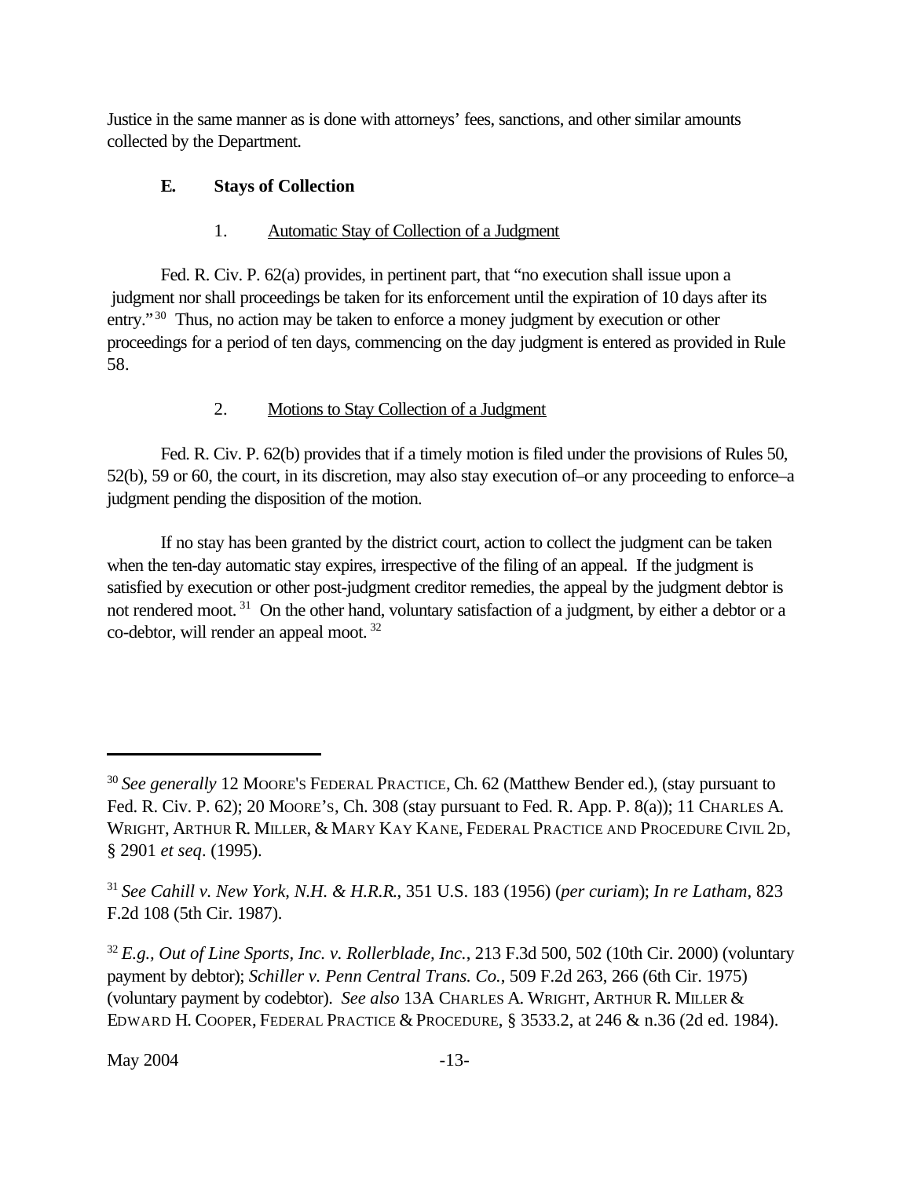Justice in the same manner as is done with attorneys' fees, sanctions, and other similar amounts collected by the Department.

### E. Stays of Collection

#### 1. Automatic Stay of Collection of a Judgment

Fed. R. Civ. P. 62(a) provides, in pertinent part, that "no execution shall issue upon a judgment nor shall proceedings be taken for its enforcement until the expiration of 10 days after its entry."[30] Thus, no action may be taken to enforce a money judgment by execution or other proceedings for a period of ten days, commencing on the day judgment is entered as provided in Rule 58.

#### 2. Motions to Stay Collection of a Judgment

Fed. R. Civ. P. 62(b) provides that if a timely motion is filed under the provisions of Rules 50, 52(b), 59 or 60, the court, in its discretion, may also stay execution of–or any proceeding to enforce–a judgment pending the disposition of the motion.

If no stay has been granted by the district court, action to collect the judgment can be taken when the ten-day automatic stay expires, irrespective of the filing of an appeal. If the judgment is satisfied by execution or other post-judgment creditor remedies, the appeal by the judgment debtor is not rendered moot.[31] On the other hand, voluntary satisfaction of a judgment, by either a debtor or a co-debtor, will render an appeal moot.[32]

---

[30] *See generally* 12 MOORE'S FEDERAL PRACTICE, Ch. 62 (Matthew Bender ed.), (stay pursuant to Fed. R. Civ. P. 62); 20 MOORE'S, Ch. 308 (stay pursuant to Fed. R. App. P. 8(a)); 11 CHARLES A. WRIGHT, ARTHUR R. MILLER, & MARY KAY KANE, FEDERAL PRACTICE AND PROCEDURE CIVIL 2D, § 2901 *et seq*. (1995).

[31] *See Cahill v. New York, N.H. & H.R.R.*, 351 U.S. 183 (1956) (*per curiam*); *In re Latham*, 823 F.2d 108 (5th Cir. 1987).

[32] *E.g., Out of Line Sports, Inc. v. Rollerblade, Inc.*, 213 F.3d 500, 502 (10th Cir. 2000) (voluntary payment by debtor); *Schiller v. Penn Central Trans. Co.*, 509 F.2d 263, 266 (6th Cir. 1975) (voluntary payment by codebtor). *See also* 13A CHARLES A. WRIGHT, ARTHUR R. MILLER & EDWARD H. COOPER, FEDERAL PRACTICE & PROCEDURE, § 3533.2, at 246 & n.36 (2d ed. 1984).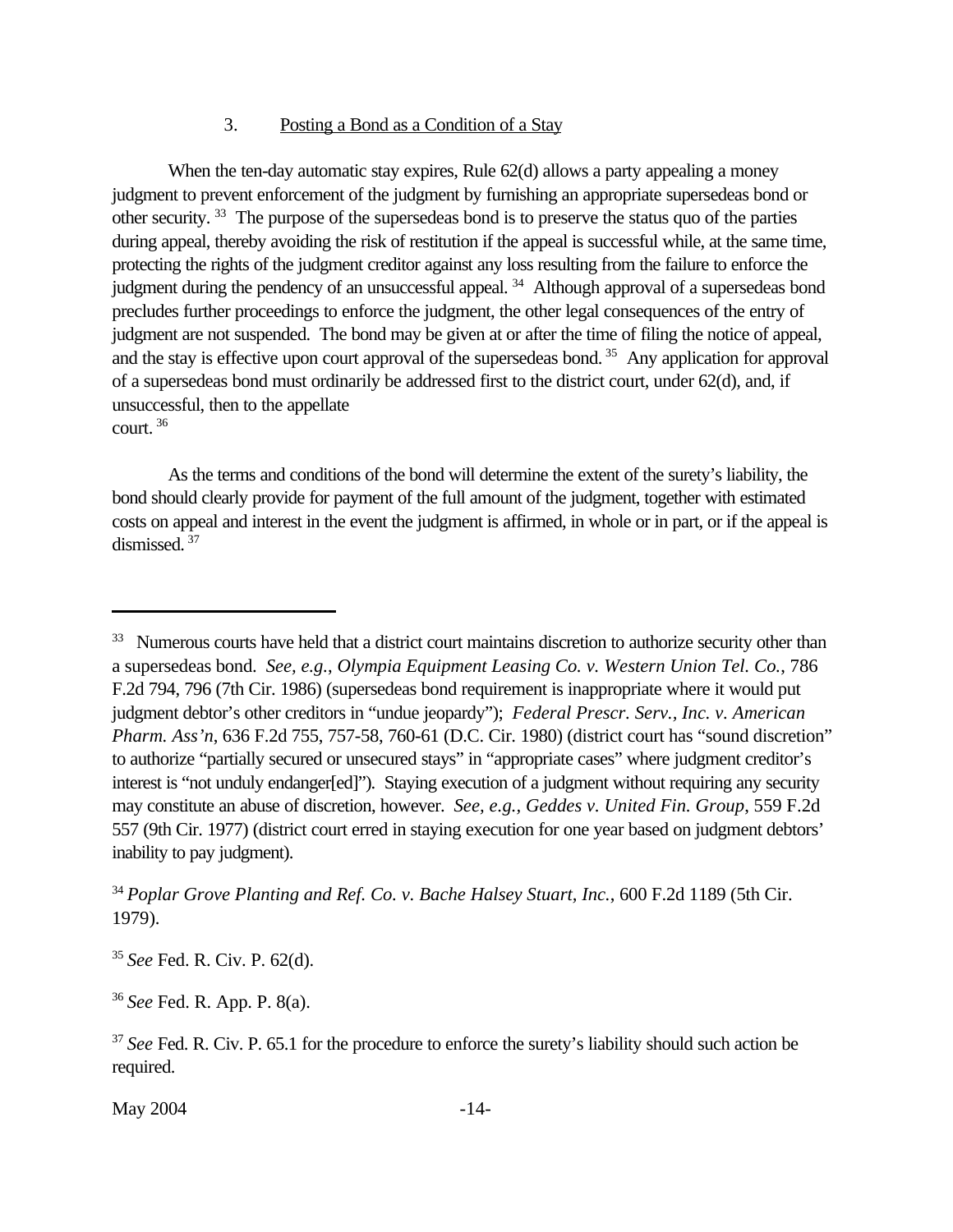### 3. Posting a Bond as a Condition of a Stay

When the ten-day automatic stay expires, Rule 62(d) allows a party appealing a money judgment to prevent enforcement of the judgment by furnishing an appropriate supersedeas bond or other security.[33] The purpose of the supersedeas bond is to preserve the status quo of the parties during appeal, thereby avoiding the risk of restitution if the appeal is successful while, at the same time, protecting the rights of the judgment creditor against any loss resulting from the failure to enforce the judgment during the pendency of an unsuccessful appeal.[34] Although approval of a supersedeas bond precludes further proceedings to enforce the judgment, the other legal consequences of the entry of judgment are not suspended. The bond may be given at or after the time of filing the notice of appeal, and the stay is effective upon court approval of the supersedeas bond.[35] Any application for approval of a supersedeas bond must ordinarily be addressed first to the district court, under 62(d), and, if unsuccessful, then to the appellate court.[36]

As the terms and conditions of the bond will determine the extent of the surety's liability, the bond should clearly provide for payment of the full amount of the judgment, together with estimated costs on appeal and interest in the event the judgment is affirmed, in whole or in part, or if the appeal is dismissed.[37]

---

[33] Numerous courts have held that a district court maintains discretion to authorize security other than a supersedeas bond. *See, e.g.*, *Olympia Equipment Leasing Co. v. Western Union Tel. Co.*, 786 F.2d 794, 796 (7th Cir. 1986) (supersedeas bond requirement is inappropriate where it would put judgment debtor's other creditors in "undue jeopardy"); *Federal Prescr. Serv., Inc. v. American Pharm. Ass'n*, 636 F.2d 755, 757-58, 760-61 (D.C. Cir. 1980) (district court has "sound discretion" to authorize "partially secured or unsecured stays" in "appropriate cases" where judgment creditor's interest is "not unduly endanger[ed]"). Staying execution of a judgment without requiring any security may constitute an abuse of discretion, however. *See, e.g.*, *Geddes v. United Fin. Group*, 559 F.2d 557 (9th Cir. 1977) (district court erred in staying execution for one year based on judgment debtors' inability to pay judgment).

[34] *Poplar Grove Planting and Ref. Co. v. Bache Halsey Stuart, Inc.*, 600 F.2d 1189 (5th Cir. 1979).

[35] *See* Fed. R. Civ. P. 62(d).

[36] *See* Fed. R. App. P. 8(a).

[37] *See* Fed. R. Civ. P. 65.1 for the procedure to enforce the surety's liability should such action be required.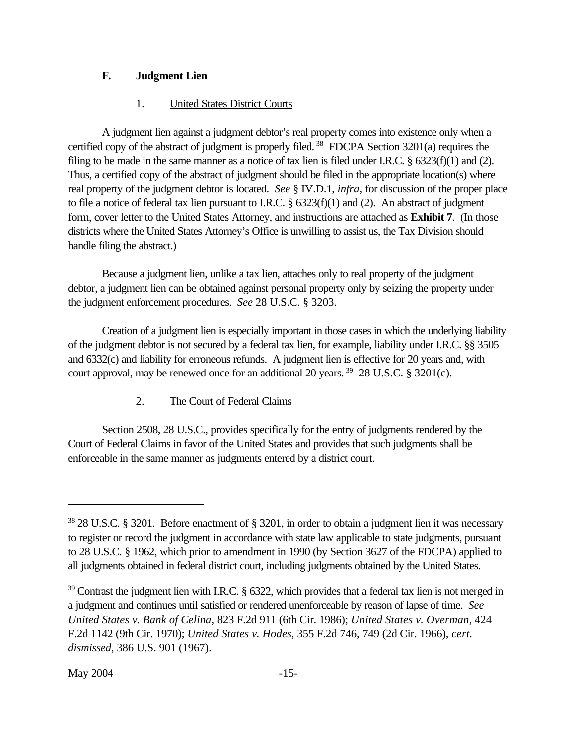### F. Judgment Lien

#### 1. United States District Courts

A judgment lien against a judgment debtor's real property comes into existence only when a certified copy of the abstract of judgment is properly filed.[38] FDCPA Section 3201(a) requires the filing to be made in the same manner as a notice of tax lien is filed under I.R.C. § 6323(f)(1) and (2). Thus, a certified copy of the abstract of judgment should be filed in the appropriate location(s) where real property of the judgment debtor is located. *See* § IV.D.1, *infra*, for discussion of the proper place to file a notice of federal tax lien pursuant to I.R.C. § 6323(f)(1) and (2). An abstract of judgment form, cover letter to the United States Attorney, and instructions are attached as **Exhibit 7**. (In those districts where the United States Attorney's Office is unwilling to assist us, the Tax Division should handle filing the abstract.)

Because a judgment lien, unlike a tax lien, attaches only to real property of the judgment debtor, a judgment lien can be obtained against personal property only by seizing the property under the judgment enforcement procedures. *See* 28 U.S.C. § 3203.

Creation of a judgment lien is especially important in those cases in which the underlying liability of the judgment debtor is not secured by a federal tax lien, for example, liability under I.R.C. §§ 3505 and 6332(c) and liability for erroneous refunds. A judgment lien is effective for 20 years and, with court approval, may be renewed once for an additional 20 years.[39] 28 U.S.C. § 3201(c).

#### 2. The Court of Federal Claims

Section 2508, 28 U.S.C., provides specifically for the entry of judgments rendered by the Court of Federal Claims in favor of the United States and provides that such judgments shall be enforceable in the same manner as judgments entered by a district court.

---

[38] 28 U.S.C. § 3201. Before enactment of § 3201, in order to obtain a judgment lien it was necessary to register or record the judgment in accordance with state law applicable to state judgments, pursuant to 28 U.S.C. § 1962, which prior to amendment in 1990 (by Section 3627 of the FDCPA) applied to all judgments obtained in federal district court, including judgments obtained by the United States.

[39] Contrast the judgment lien with I.R.C. § 6322, which provides that a federal tax lien is not merged in a judgment and continues until satisfied or rendered unenforceable by reason of lapse of time. *See United States v. Bank of Celina*, 823 F.2d 911 (6th Cir. 1986); *United States v. Overman*, 424 F.2d 1142 (9th Cir. 1970); *United States v. Hodes*, 355 F.2d 746, 749 (2d Cir. 1966), *cert. dismissed*, 386 U.S. 901 (1967).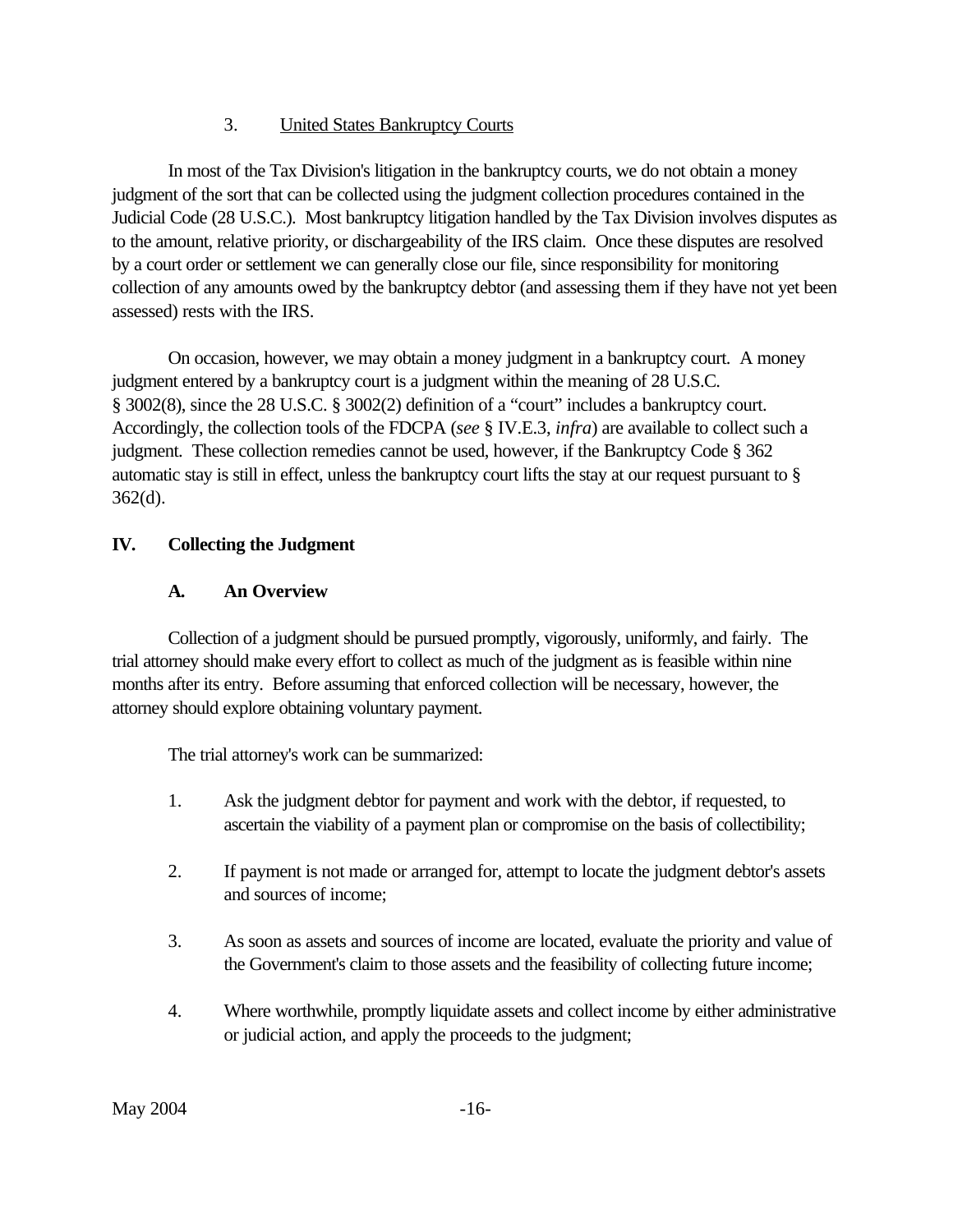### 3. United States Bankruptcy Courts

In most of the Tax Division's litigation in the bankruptcy courts, we do not obtain a money judgment of the sort that can be collected using the judgment collection procedures contained in the Judicial Code (28 U.S.C.). Most bankruptcy litigation handled by the Tax Division involves disputes as to the amount, relative priority, or dischargeability of the IRS claim. Once these disputes are resolved by a court order or settlement we can generally close our file, since responsibility for monitoring collection of any amounts owed by the bankruptcy debtor (and assessing them if they have not yet been assessed) rests with the IRS.

On occasion, however, we may obtain a money judgment in a bankruptcy court. A money judgment entered by a bankruptcy court is a judgment within the meaning of 28 U.S.C. § 3002(8), since the 28 U.S.C. § 3002(2) definition of a "court" includes a bankruptcy court. Accordingly, the collection tools of the FDCPA (*see* § IV.E.3, *infra*) are available to collect such a judgment. These collection remedies cannot be used, however, if the Bankruptcy Code § 362 automatic stay is still in effect, unless the bankruptcy court lifts the stay at our request pursuant to § 362(d).

## IV. Collecting the Judgment

### A. An Overview

Collection of a judgment should be pursued promptly, vigorously, uniformly, and fairly. The trial attorney should make every effort to collect as much of the judgment as is feasible within nine months after its entry. Before assuming that enforced collection will be necessary, however, the attorney should explore obtaining voluntary payment.

The trial attorney's work can be summarized:

1. Ask the judgment debtor for payment and work with the debtor, if requested, to ascertain the viability of a payment plan or compromise on the basis of collectibility;

2. If payment is not made or arranged for, attempt to locate the judgment debtor's assets and sources of income;

3. As soon as assets and sources of income are located, evaluate the priority and value of the Government's claim to those assets and the feasibility of collecting future income;

4. Where worthwhile, promptly liquidate assets and collect income by either administrative or judicial action, and apply the proceeds to the judgment;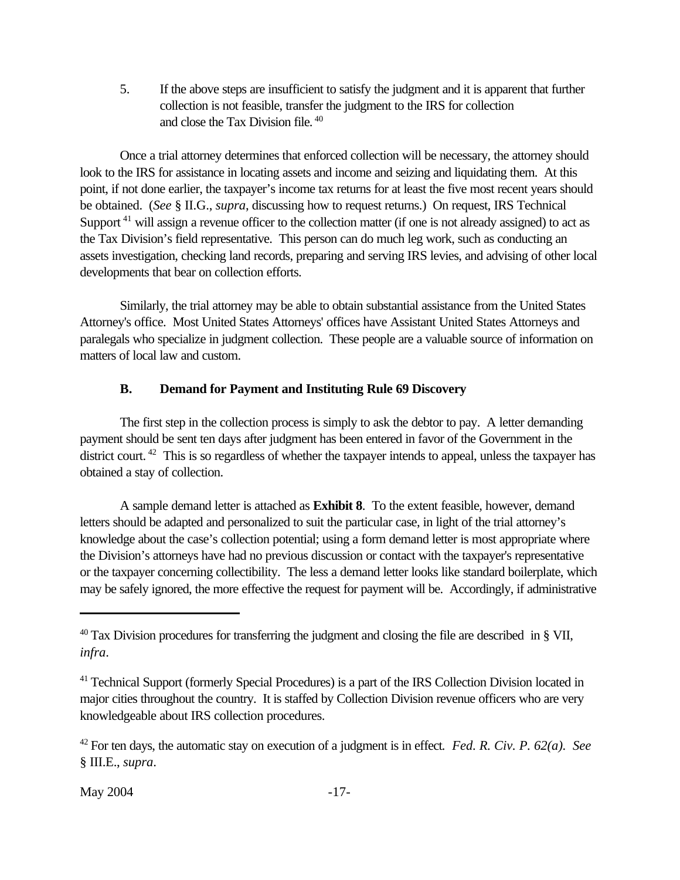5. If the above steps are insufficient to satisfy the judgment and it is apparent that further collection is not feasible, transfer the judgment to the IRS for collection and close the Tax Division file.[40]

Once a trial attorney determines that enforced collection will be necessary, the attorney should look to the IRS for assistance in locating assets and income and seizing and liquidating them. At this point, if not done earlier, the taxpayer's income tax returns for at least the five most recent years should be obtained. (*See* § II.G., *supra*, discussing how to request returns.) On request, IRS Technical Support[41] will assign a revenue officer to the collection matter (if one is not already assigned) to act as the Tax Division's field representative. This person can do much leg work, such as conducting an assets investigation, checking land records, preparing and serving IRS levies, and advising of other local developments that bear on collection efforts.

Similarly, the trial attorney may be able to obtain substantial assistance from the United States Attorney's office. Most United States Attorneys' offices have Assistant United States Attorneys and paralegals who specialize in judgment collection. These people are a valuable source of information on matters of local law and custom.

### B. Demand for Payment and Instituting Rule 69 Discovery

The first step in the collection process is simply to ask the debtor to pay. A letter demanding payment should be sent ten days after judgment has been entered in favor of the Government in the district court.[42] This is so regardless of whether the taxpayer intends to appeal, unless the taxpayer has obtained a stay of collection.

A sample demand letter is attached as **Exhibit 8**. To the extent feasible, however, demand letters should be adapted and personalized to suit the particular case, in light of the trial attorney's knowledge about the case's collection potential; using a form demand letter is most appropriate where the Division's attorneys have had no previous discussion or contact with the taxpayer's representative or the taxpayer concerning collectibility. The less a demand letter looks like standard boilerplate, which may be safely ignored, the more effective the request for payment will be. Accordingly, if administrative

---

[40] Tax Division procedures for transferring the judgment and closing the file are described in § VII, *infra*.

[41] Technical Support (formerly Special Procedures) is a part of the IRS Collection Division located in major cities throughout the country. It is staffed by Collection Division revenue officers who are very knowledgeable about IRS collection procedures.

[42] For ten days, the automatic stay on execution of a judgment is in effect. *Fed. R. Civ. P. 62(a)*. *See* § III.E., *supra*.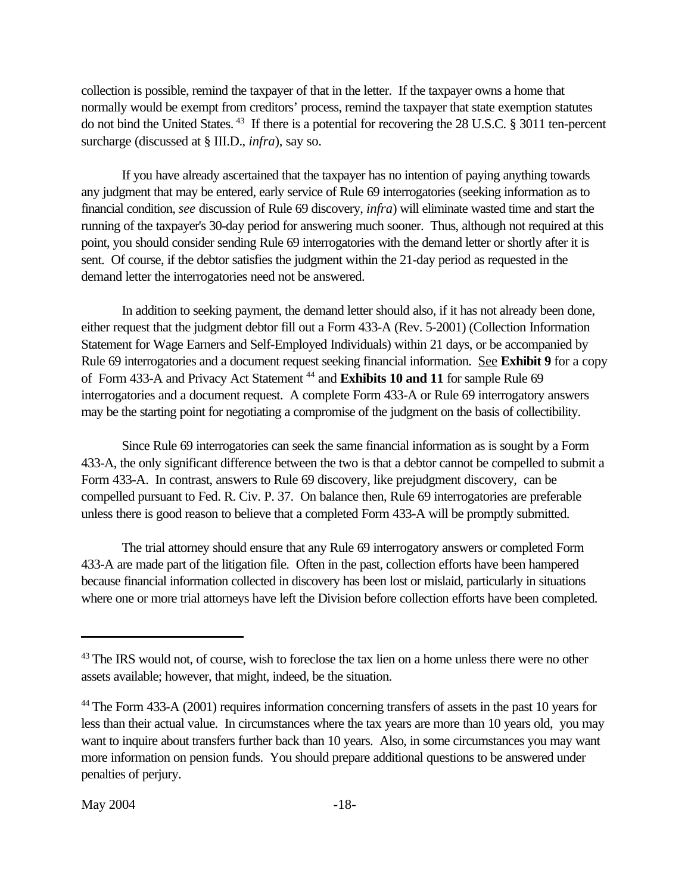collection is possible, remind the taxpayer of that in the letter. If the taxpayer owns a home that normally would be exempt from creditors' process, remind the taxpayer that state exemption statutes do not bind the United States.[43] If there is a potential for recovering the 28 U.S.C. § 3011 ten-percent surcharge (discussed at § III.D., *infra*), say so.

If you have already ascertained that the taxpayer has no intention of paying anything towards any judgment that may be entered, early service of Rule 69 interrogatories (seeking information as to financial condition, *see* discussion of Rule 69 discovery, *infra*) will eliminate wasted time and start the running of the taxpayer's 30-day period for answering much sooner. Thus, although not required at this point, you should consider sending Rule 69 interrogatories with the demand letter or shortly after it is sent. Of course, if the debtor satisfies the judgment within the 21-day period as requested in the demand letter the interrogatories need not be answered.

In addition to seeking payment, the demand letter should also, if it has not already been done, either request that the judgment debtor fill out a Form 433-A (Rev. 5-2001) (Collection Information Statement for Wage Earners and Self-Employed Individuals) within 21 days, or be accompanied by Rule 69 interrogatories and a document request seeking financial information. See **Exhibit 9** for a copy of Form 433-A and Privacy Act Statement[44] and **Exhibits 10 and 11** for sample Rule 69 interrogatories and a document request. A complete Form 433-A or Rule 69 interrogatory answers may be the starting point for negotiating a compromise of the judgment on the basis of collectibility.

Since Rule 69 interrogatories can seek the same financial information as is sought by a Form 433-A, the only significant difference between the two is that a debtor cannot be compelled to submit a Form 433-A. In contrast, answers to Rule 69 discovery, like prejudgment discovery, can be compelled pursuant to Fed. R. Civ. P. 37. On balance then, Rule 69 interrogatories are preferable unless there is good reason to believe that a completed Form 433-A will be promptly submitted.

The trial attorney should ensure that any Rule 69 interrogatory answers or completed Form 433-A are made part of the litigation file. Often in the past, collection efforts have been hampered because financial information collected in discovery has been lost or mislaid, particularly in situations where one or more trial attorneys have left the Division before collection efforts have been completed.

---

[43] The IRS would not, of course, wish to foreclose the tax lien on a home unless there were no other assets available; however, that might, indeed, be the situation.

[44] The Form 433-A (2001) requires information concerning transfers of assets in the past 10 years for less than their actual value. In circumstances where the tax years are more than 10 years old, you may want to inquire about transfers further back than 10 years. Also, in some circumstances you may want more information on pension funds. You should prepare additional questions to be answered under penalties of perjury.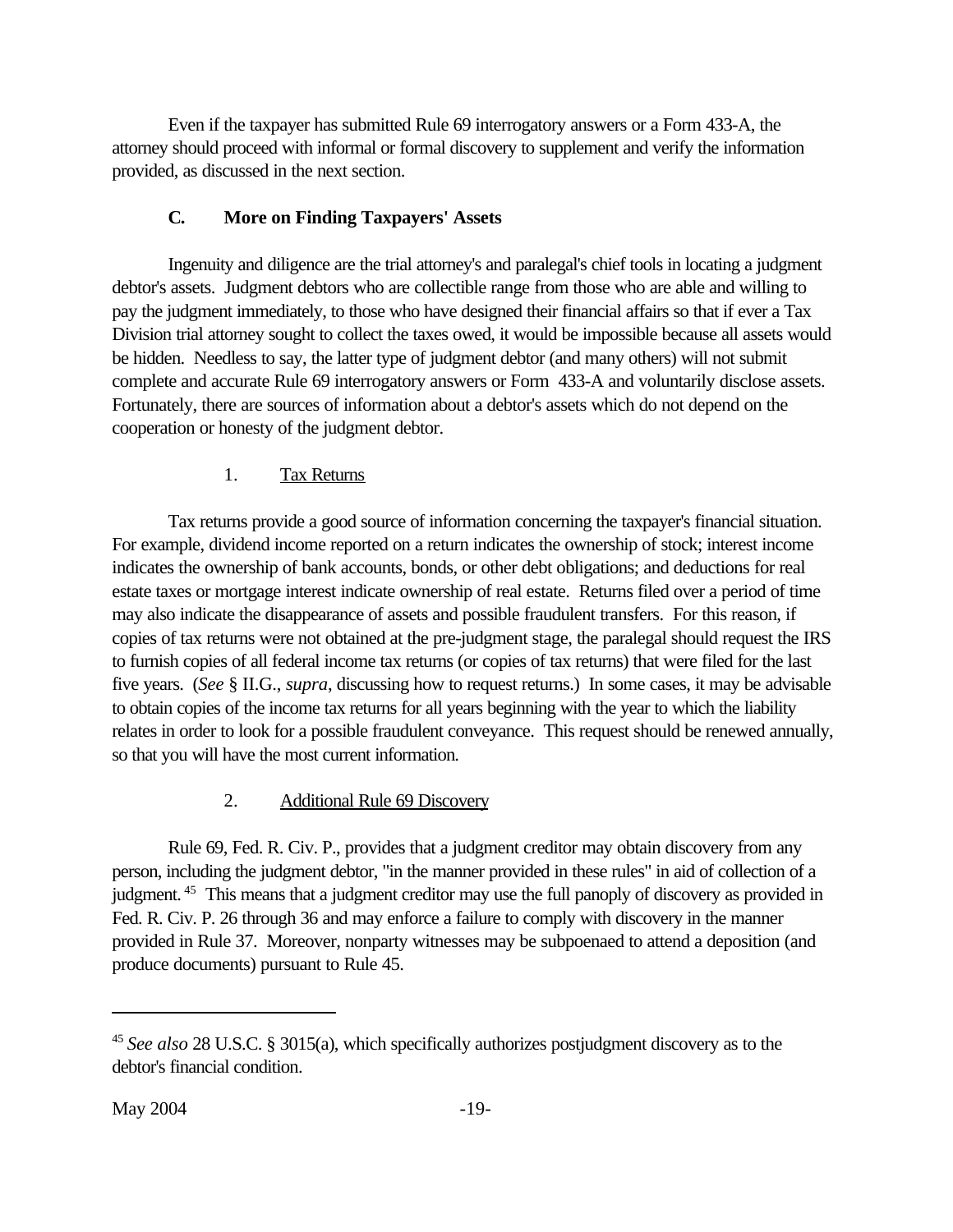Even if the taxpayer has submitted Rule 69 interrogatory answers or a Form 433-A, the attorney should proceed with informal or formal discovery to supplement and verify the information provided, as discussed in the next section.

### C. More on Finding Taxpayers' Assets

Ingenuity and diligence are the trial attorney's and paralegal's chief tools in locating a judgment debtor's assets. Judgment debtors who are collectible range from those who are able and willing to pay the judgment immediately, to those who have designed their financial affairs so that if ever a Tax Division trial attorney sought to collect the taxes owed, it would be impossible because all assets would be hidden. Needless to say, the latter type of judgment debtor (and many others) will not submit complete and accurate Rule 69 interrogatory answers or Form 433-A and voluntarily disclose assets. Fortunately, there are sources of information about a debtor's assets which do not depend on the cooperation or honesty of the judgment debtor.

#### 1. Tax Returns

Tax returns provide a good source of information concerning the taxpayer's financial situation. For example, dividend income reported on a return indicates the ownership of stock; interest income indicates the ownership of bank accounts, bonds, or other debt obligations; and deductions for real estate taxes or mortgage interest indicate ownership of real estate. Returns filed over a period of time may also indicate the disappearance of assets and possible fraudulent transfers. For this reason, if copies of tax returns were not obtained at the pre-judgment stage, the paralegal should request the IRS to furnish copies of all federal income tax returns (or copies of tax returns) that were filed for the last five years. (*See* § II.G., *supra*, discussing how to request returns.) In some cases, it may be advisable to obtain copies of the income tax returns for all years beginning with the year to which the liability relates in order to look for a possible fraudulent conveyance. This request should be renewed annually, so that you will have the most current information.

#### 2. Additional Rule 69 Discovery

Rule 69, Fed. R. Civ. P., provides that a judgment creditor may obtain discovery from any person, including the judgment debtor, "in the manner provided in these rules" in aid of collection of a judgment.[45] This means that a judgment creditor may use the full panoply of discovery as provided in Fed. R. Civ. P. 26 through 36 and may enforce a failure to comply with discovery in the manner provided in Rule 37. Moreover, nonparty witnesses may be subpoenaed to attend a deposition (and produce documents) pursuant to Rule 45.

---

[45] *See also* 28 U.S.C. § 3015(a), which specifically authorizes postjudgment discovery as to the debtor's financial condition.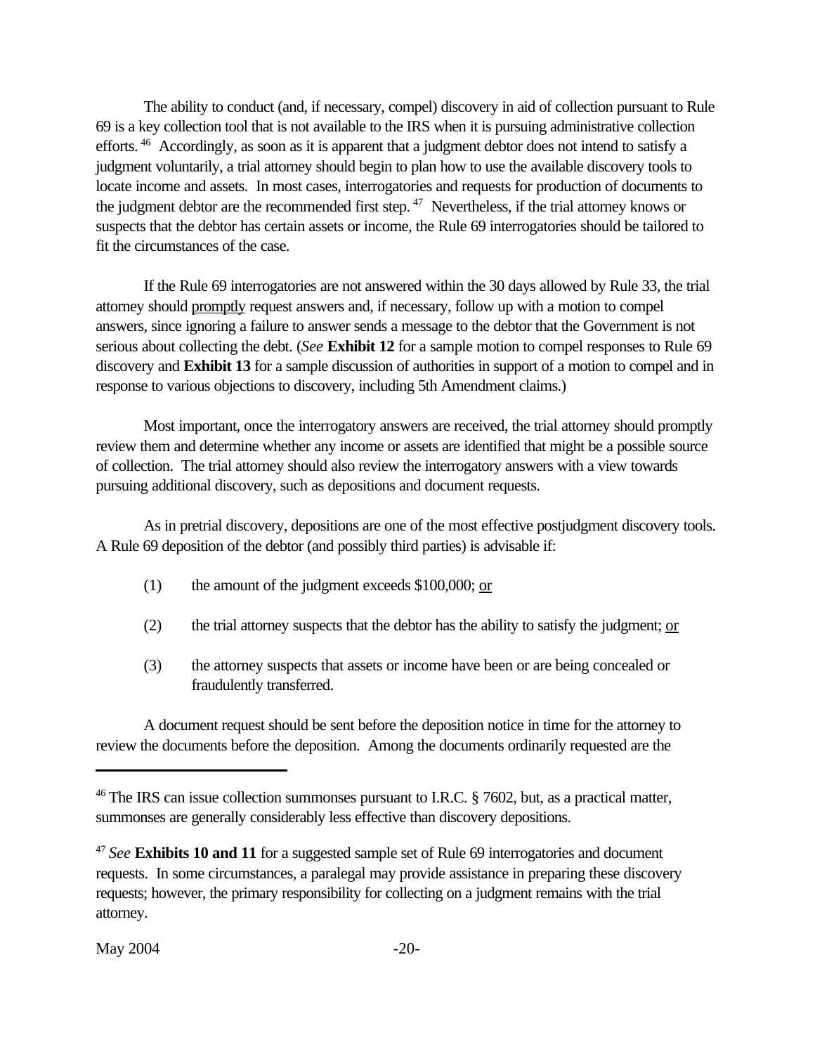The ability to conduct (and, if necessary, compel) discovery in aid of collection pursuant to Rule 69 is a key collection tool that is not available to the IRS when it is pursuing administrative collection efforts.[46] Accordingly, as soon as it is apparent that a judgment debtor does not intend to satisfy a judgment voluntarily, a trial attorney should begin to plan how to use the available discovery tools to locate income and assets. In most cases, interrogatories and requests for production of documents to the judgment debtor are the recommended first step.[47] Nevertheless, if the trial attorney knows or suspects that the debtor has certain assets or income, the Rule 69 interrogatories should be tailored to fit the circumstances of the case.

If the Rule 69 interrogatories are not answered within the 30 days allowed by Rule 33, the trial attorney should <u>promptly</u> request answers and, if necessary, follow up with a motion to compel answers, since ignoring a failure to answer sends a message to the debtor that the Government is not serious about collecting the debt. (*See* **Exhibit 12** for a sample motion to compel responses to Rule 69 discovery and **Exhibit 13** for a sample discussion of authorities in support of a motion to compel and in response to various objections to discovery, including 5th Amendment claims.)

Most important, once the interrogatory answers are received, the trial attorney should promptly review them and determine whether any income or assets are identified that might be a possible source of collection. The trial attorney should also review the interrogatory answers with a view towards pursuing additional discovery, such as depositions and document requests.

As in pretrial discovery, depositions are one of the most effective postjudgment discovery tools. A Rule 69 deposition of the debtor (and possibly third parties) is advisable if:

(1) the amount of the judgment exceeds $100,000; <u>or</u>

(2) the trial attorney suspects that the debtor has the ability to satisfy the judgment; <u>or</u>

(3) the attorney suspects that assets or income have been or are being concealed or fraudulently transferred.

A document request should be sent before the deposition notice in time for the attorney to review the documents before the deposition. Among the documents ordinarily requested are the

---

[46] The IRS can issue collection summonses pursuant to I.R.C. § 7602, but, as a practical matter, summonses are generally considerably less effective than discovery depositions.

[47] *See* **Exhibits 10 and 11** for a suggested sample set of Rule 69 interrogatories and document requests. In some circumstances, a paralegal may provide assistance in preparing these discovery requests; however, the primary responsibility for collecting on a judgment remains with the trial attorney.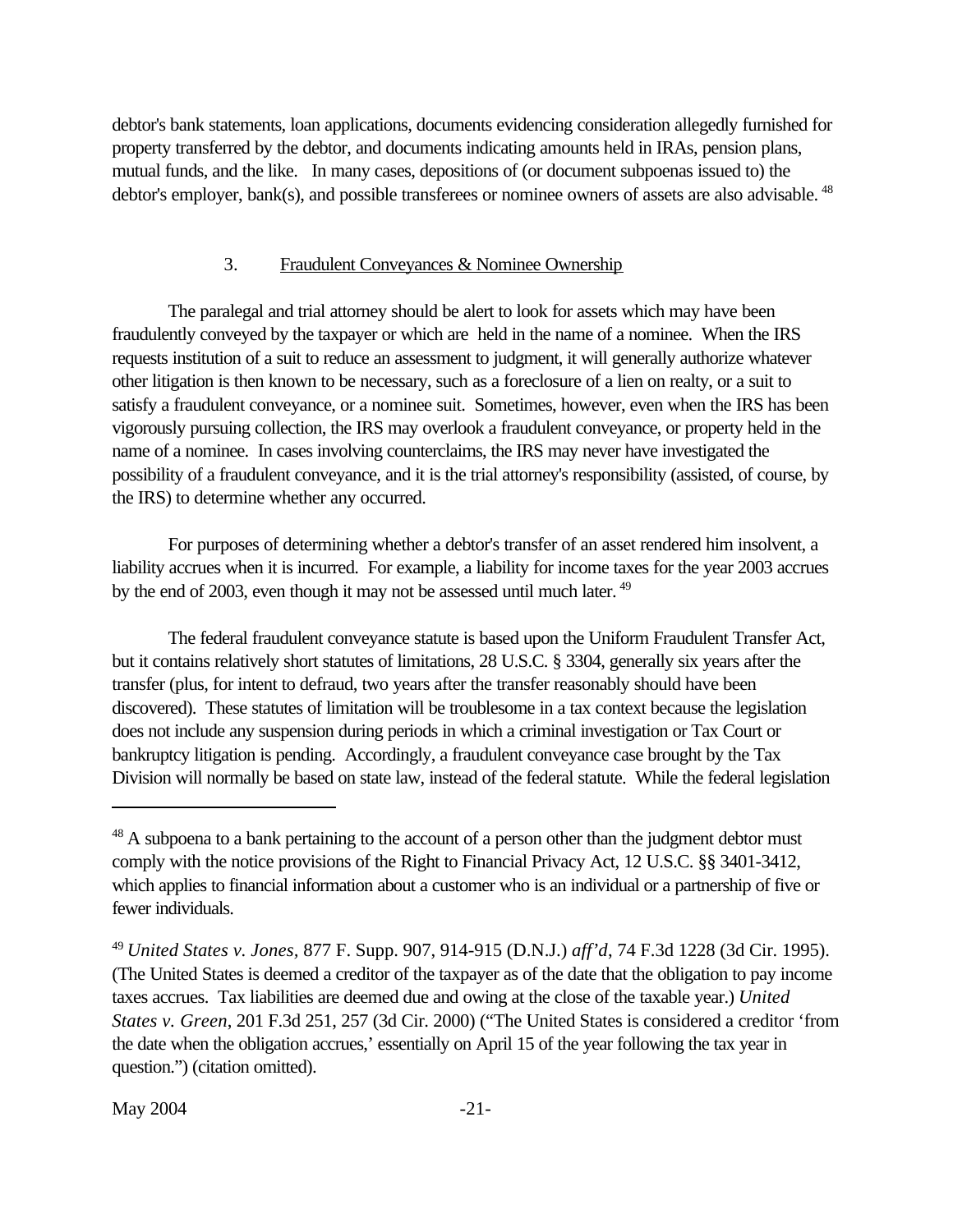debtor's bank statements, loan applications, documents evidencing consideration allegedly furnished for property transferred by the debtor, and documents indicating amounts held in IRAs, pension plans, mutual funds, and the like. In many cases, depositions of (or document subpoenas issued to) the debtor's employer, bank(s), and possible transferees or nominee owners of assets are also advisable. [48]

### 3. Fraudulent Conveyances & Nominee Ownership

The paralegal and trial attorney should be alert to look for assets which may have been fraudulently conveyed by the taxpayer or which are held in the name of a nominee. When the IRS requests institution of a suit to reduce an assessment to judgment, it will generally authorize whatever other litigation is then known to be necessary, such as a foreclosure of a lien on realty, or a suit to satisfy a fraudulent conveyance, or a nominee suit. Sometimes, however, even when the IRS has been vigorously pursuing collection, the IRS may overlook a fraudulent conveyance, or property held in the name of a nominee. In cases involving counterclaims, the IRS may never have investigated the possibility of a fraudulent conveyance, and it is the trial attorney's responsibility (assisted, of course, by the IRS) to determine whether any occurred.

For purposes of determining whether a debtor's transfer of an asset rendered him insolvent, a liability accrues when it is incurred. For example, a liability for income taxes for the year 2003 accrues by the end of 2003, even though it may not be assessed until much later. [49]

The federal fraudulent conveyance statute is based upon the Uniform Fraudulent Transfer Act, but it contains relatively short statutes of limitations, 28 U.S.C. § 3304, generally six years after the transfer (plus, for intent to defraud, two years after the transfer reasonably should have been discovered). These statutes of limitation will be troublesome in a tax context because the legislation does not include any suspension during periods in which a criminal investigation or Tax Court or bankruptcy litigation is pending. Accordingly, a fraudulent conveyance case brought by the Tax Division will normally be based on state law, instead of the federal statute. While the federal legislation

---

[48] A subpoena to a bank pertaining to the account of a person other than the judgment debtor must comply with the notice provisions of the Right to Financial Privacy Act, 12 U.S.C. §§ 3401-3412, which applies to financial information about a customer who is an individual or a partnership of five or fewer individuals.

[49] *United States v. Jones*, 877 F. Supp. 907, 914-915 (D.N.J.) *aff'd*, 74 F.3d 1228 (3d Cir. 1995). (The United States is deemed a creditor of the taxpayer as of the date that the obligation to pay income taxes accrues. Tax liabilities are deemed due and owing at the close of the taxable year.) *United States v. Green*, 201 F.3d 251, 257 (3d Cir. 2000) ("The United States is considered a creditor 'from the date when the obligation accrues,' essentially on April 15 of the year following the tax year in question.") (citation omitted).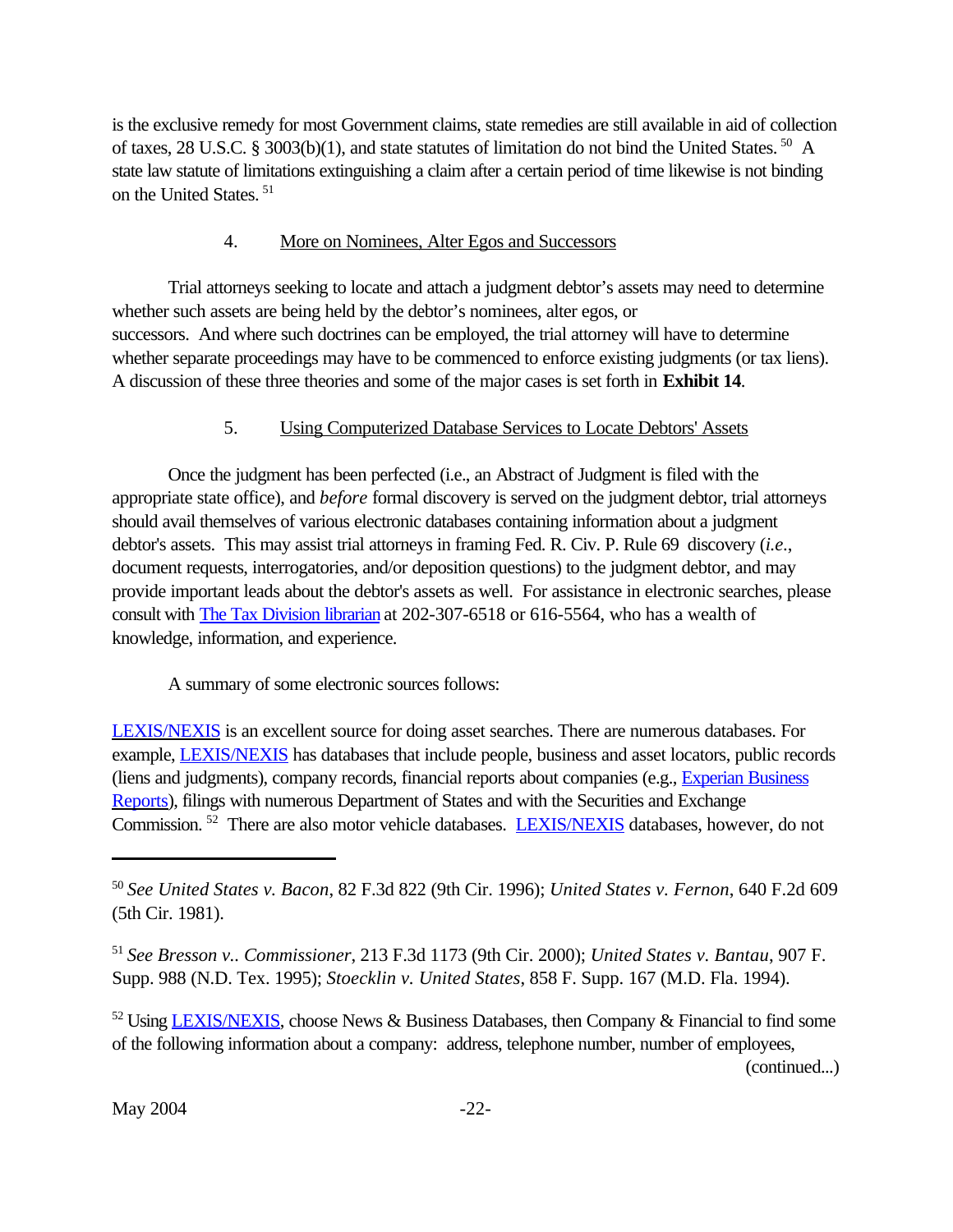is the exclusive remedy for most Government claims, state remedies are still available in aid of collection of taxes, 28 U.S.C. § 3003(b)(1), and state statutes of limitation do not bind the United States. [50] A state law statute of limitations extinguishing a claim after a certain period of time likewise is not binding on the United States. [51]

### 4. More on Nominees, Alter Egos and Successors

Trial attorneys seeking to locate and attach a judgment debtor's assets may need to determine whether such assets are being held by the debtor's nominees, alter egos, or successors. And where such doctrines can be employed, the trial attorney will have to determine whether separate proceedings may have to be commenced to enforce existing judgments (or tax liens). A discussion of these three theories and some of the major cases is set forth in **Exhibit 14**.

### 5. Using Computerized Database Services to Locate Debtors' Assets

Once the judgment has been perfected (i.e., an Abstract of Judgment is filed with the appropriate state office), and *before* formal discovery is served on the judgment debtor, trial attorneys should avail themselves of various electronic databases containing information about a judgment debtor's assets. This may assist trial attorneys in framing Fed. R. Civ. P. Rule 69 discovery (*i.e.*, document requests, interrogatories, and/or deposition questions) to the judgment debtor, and may provide important leads about the debtor's assets as well. For assistance in electronic searches, please consult with The Tax Division librarian at 202-307-6518 or 616-5564, who has a wealth of knowledge, information, and experience.

A summary of some electronic sources follows:

LEXIS/NEXIS is an excellent source for doing asset searches. There are numerous databases. For example, LEXIS/NEXIS has databases that include people, business and asset locators, public records (liens and judgments), company records, financial reports about companies (e.g., Experian Business Reports), filings with numerous Department of States and with the Securities and Exchange Commission. [52] There are also motor vehicle databases. LEXIS/NEXIS databases, however, do not

---

[50] *See United States v. Bacon*, 82 F.3d 822 (9th Cir. 1996); *United States v. Fernon*, 640 F.2d 609 (5th Cir. 1981).

[51] *See Bresson v.. Commissioner*, 213 F.3d 1173 (9th Cir. 2000); *United States v. Bantau*, 907 F. Supp. 988 (N.D. Tex. 1995); *Stoecklin v. United States*, 858 F. Supp. 167 (M.D. Fla. 1994).

[52] Using LEXIS/NEXIS, choose News & Business Databases, then Company & Financial to find some of the following information about a company: address, telephone number, number of employees, (continued...)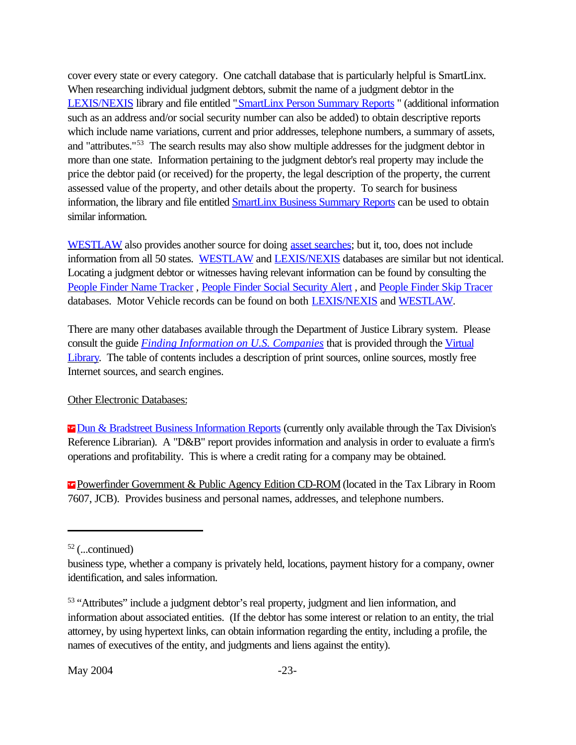cover every state or every category. One catchall database that is particularly helpful is SmartLinx. When researching individual judgment debtors, submit the name of a judgment debtor in the LEXIS/NEXIS library and file entitled "SmartLinx Person Summary Reports " (additional information such as an address and/or social security number can also be added) to obtain descriptive reports which include name variations, current and prior addresses, telephone numbers, a summary of assets, and "attributes."[53] The search results may also show multiple addresses for the judgment debtor in more than one state. Information pertaining to the judgment debtor's real property may include the price the debtor paid (or received) for the property, the legal description of the property, the current assessed value of the property, and other details about the property. To search for business information, the library and file entitled SmartLinx Business Summary Reports can be used to obtain similar information.

WESTLAW also provides another source for doing asset searches; but it, too, does not include information from all 50 states. WESTLAW and LEXIS/NEXIS databases are similar but not identical. Locating a judgment debtor or witnesses having relevant information can be found by consulting the People Finder Name Tracker , People Finder Social Security Alert , and People Finder Skip Tracer databases. Motor Vehicle records can be found on both LEXIS/NEXIS and WESTLAW.

There are many other databases available through the Department of Justice Library system. Please consult the guide *Finding Information on U.S. Companies* that is provided through the Virtual Library. The table of contents includes a description of print sources, online sources, mostly free Internet sources, and search engines.

Other Electronic Databases:

Dun & Bradstreet Business Information Reports (currently only available through the Tax Division's Reference Librarian). A "D&B" report provides information and analysis in order to evaluate a firm's operations and profitability. This is where a credit rating for a company may be obtained.

Powerfinder Government & Public Agency Edition CD-ROM (located in the Tax Library in Room 7607, JCB). Provides business and personal names, addresses, and telephone numbers.

---

[52] (...continued)
business type, whether a company is privately held, locations, payment history for a company, owner identification, and sales information.

[53] "Attributes" include a judgment debtor's real property, judgment and lien information, and information about associated entities. (If the debtor has some interest or relation to an entity, the trial attorney, by using hypertext links, can obtain information regarding the entity, including a profile, the names of executives of the entity, and judgments and liens against the entity).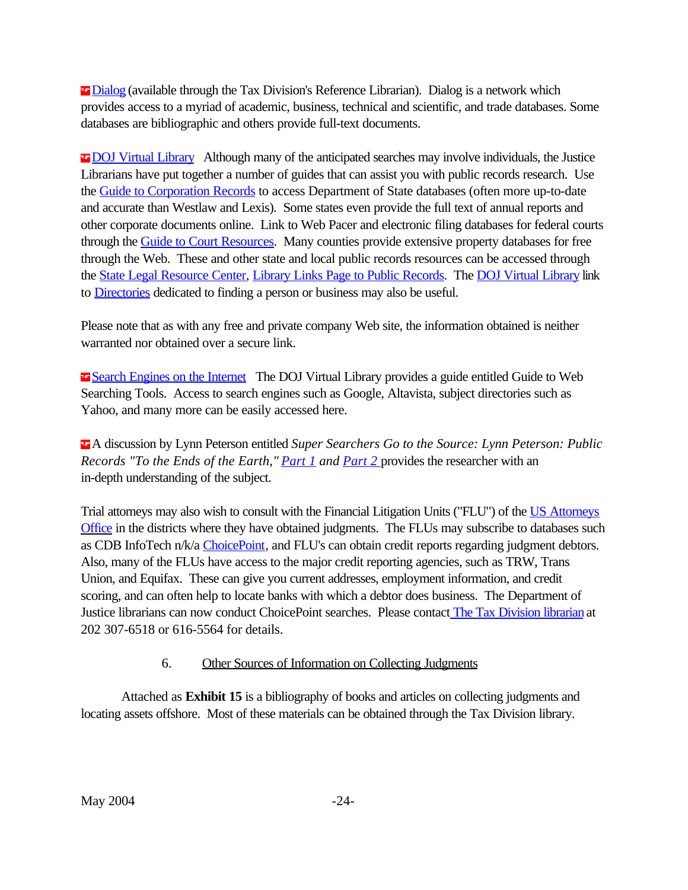Dialog (available through the Tax Division's Reference Librarian). Dialog is a network which provides access to a myriad of academic, business, technical and scientific, and trade databases. Some databases are bibliographic and others provide full-text documents.

DOJ Virtual Library Although many of the anticipated searches may involve individuals, the Justice Librarians have put together a number of guides that can assist you with public records research. Use the Guide to Corporation Records to access Department of State databases (often more up-to-date and accurate than Westlaw and Lexis). Some states even provide the full text of annual reports and other corporate documents online. Link to Web Pacer and electronic filing databases for federal courts through the Guide to Court Resources. Many counties provide extensive property databases for free through the Web. These and other state and local public records resources can be accessed through the State Legal Resource Center, Library Links Page to Public Records. The DOJ Virtual Library link to Directories dedicated to finding a person or business may also be useful.

Please note that as with any free and private company Web site, the information obtained is neither warranted nor obtained over a secure link.

Search Engines on the Internet The DOJ Virtual Library provides a guide entitled Guide to Web Searching Tools. Access to search engines such as Google, Altavista, subject directories such as Yahoo, and many more can be easily accessed here.

A discussion by Lynn Peterson entitled *Super Searchers Go to the Source: Lynn Peterson: Public Records "To the Ends of the Earth," Part 1 and Part 2* provides the researcher with an in-depth understanding of the subject.

Trial attorneys may also wish to consult with the Financial Litigation Units ("FLU") of the US Attorneys Office in the districts where they have obtained judgments. The FLUs may subscribe to databases such as CDB InfoTech n/k/a ChoicePoint, and FLU's can obtain credit reports regarding judgment debtors. Also, many of the FLUs have access to the major credit reporting agencies, such as TRW, Trans Union, and Equifax. These can give you current addresses, employment information, and credit scoring, and can often help to locate banks with which a debtor does business. The Department of Justice librarians can now conduct ChoicePoint searches. Please contact The Tax Division librarian at 202 307-6518 or 616-5564 for details.

6. Other Sources of Information on Collecting Judgments

Attached as **Exhibit 15** is a bibliography of books and articles on collecting judgments and locating assets offshore. Most of these materials can be obtained through the Tax Division library.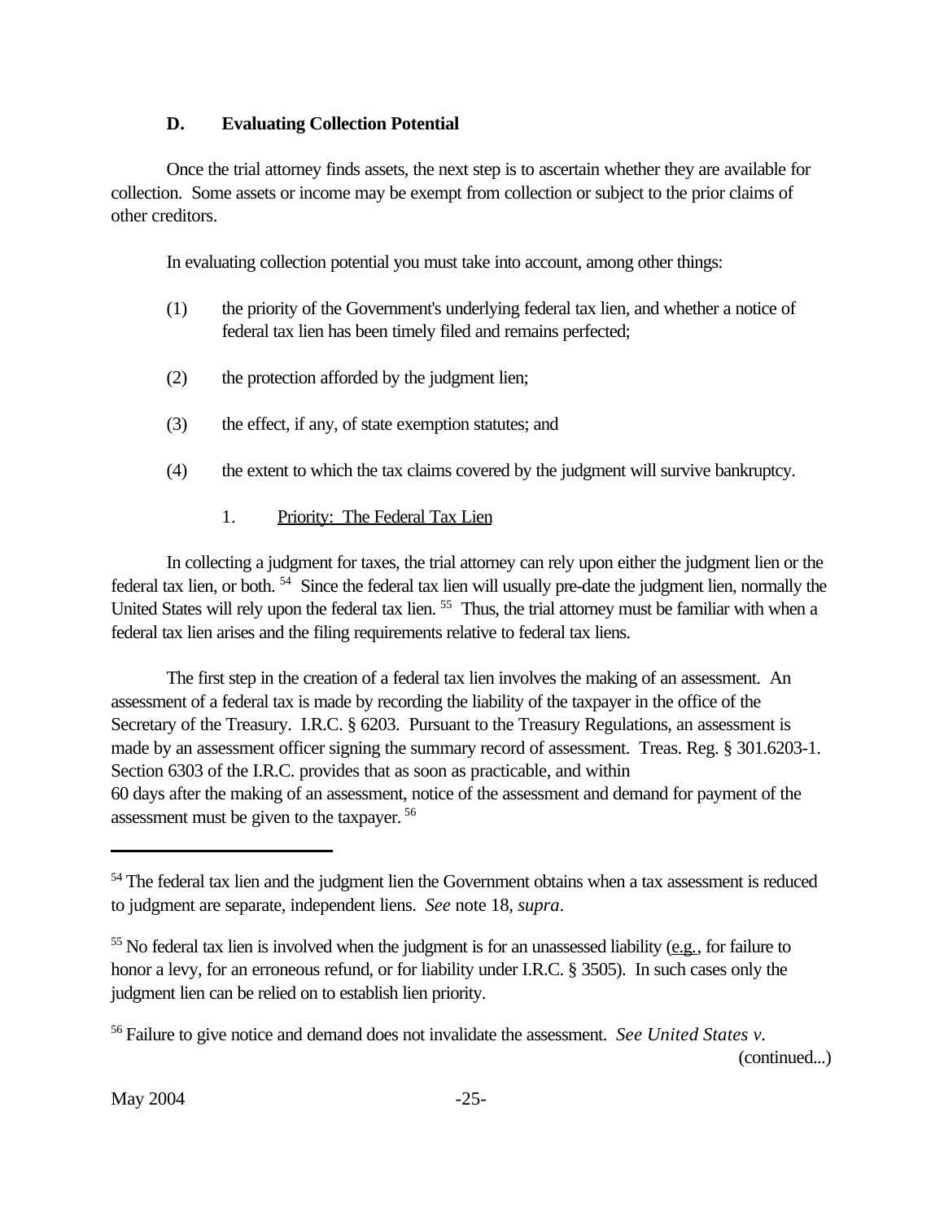### D. Evaluating Collection Potential

Once the trial attorney finds assets, the next step is to ascertain whether they are available for collection. Some assets or income may be exempt from collection or subject to the prior claims of other creditors.

In evaluating collection potential you must take into account, among other things:

(1) the priority of the Government's underlying federal tax lien, and whether a notice of federal tax lien has been timely filed and remains perfected;

(2) the protection afforded by the judgment lien;

(3) the effect, if any, of state exemption statutes; and

(4) the extent to which the tax claims covered by the judgment will survive bankruptcy.

#### 1. Priority: The Federal Tax Lien

In collecting a judgment for taxes, the trial attorney can rely upon either the judgment lien or the federal tax lien, or both. [54] Since the federal tax lien will usually pre-date the judgment lien, normally the United States will rely upon the federal tax lien. [55] Thus, the trial attorney must be familiar with when a federal tax lien arises and the filing requirements relative to federal tax liens.

The first step in the creation of a federal tax lien involves the making of an assessment. An assessment of a federal tax is made by recording the liability of the taxpayer in the office of the Secretary of the Treasury. I.R.C. § 6203. Pursuant to the Treasury Regulations, an assessment is made by an assessment officer signing the summary record of assessment. Treas. Reg. § 301.6203-1. Section 6303 of the I.R.C. provides that as soon as practicable, and within 60 days after the making of an assessment, notice of the assessment and demand for payment of the assessment must be given to the taxpayer. [56]

---

[54] The federal tax lien and the judgment lien the Government obtains when a tax assessment is reduced to judgment are separate, independent liens. *See* note 18, *supra*.

[55] No federal tax lien is involved when the judgment is for an unassessed liability (e.g., for failure to honor a levy, for an erroneous refund, or for liability under I.R.C. § 3505). In such cases only the judgment lien can be relied on to establish lien priority.

[56] Failure to give notice and demand does not invalidate the assessment. *See United States v.* (continued...)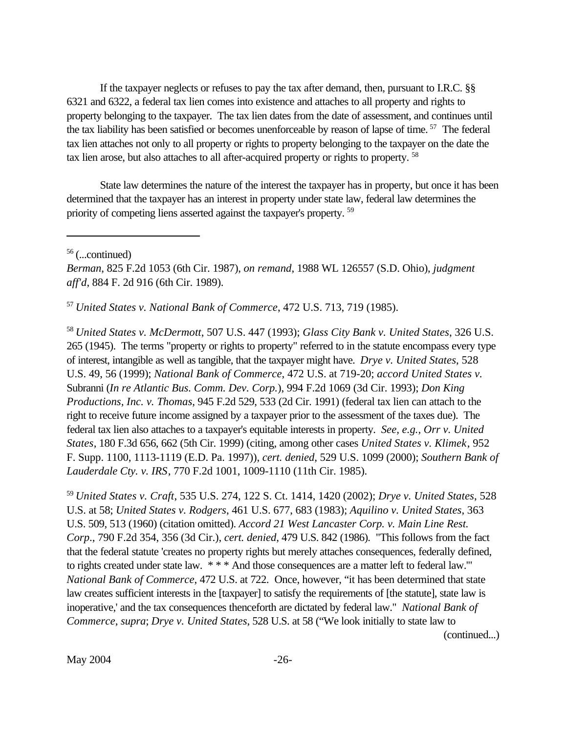If the taxpayer neglects or refuses to pay the tax after demand, then, pursuant to I.R.C. §§ 6321 and 6322, a federal tax lien comes into existence and attaches to all property and rights to property belonging to the taxpayer. The tax lien dates from the date of assessment, and continues until the tax liability has been satisfied or becomes unenforceable by reason of lapse of time. [57] The federal tax lien attaches not only to all property or rights to property belonging to the taxpayer on the date the tax lien arose, but also attaches to all after-acquired property or rights to property. [58]

State law determines the nature of the interest the taxpayer has in property, but once it has been determined that the taxpayer has an interest in property under state law, federal law determines the priority of competing liens asserted against the taxpayer's property. [59]

---

[56] (...continued)
*Berman*, 825 F.2d 1053 (6th Cir. 1987), *on remand*, 1988 WL 126557 (S.D. Ohio), *judgment aff'd*, 884 F. 2d 916 (6th Cir. 1989).

[57] *United States v. National Bank of Commerce*, 472 U.S. 713, 719 (1985).

[58] *United States v. McDermott*, 507 U.S. 447 (1993); *Glass City Bank v. United States*, 326 U.S. 265 (1945). The terms "property or rights to property" referred to in the statute encompass every type of interest, intangible as well as tangible, that the taxpayer might have. *Drye v. United States*, 528 U.S. 49, 56 (1999); *National Bank of Commerce*, 472 U.S. at 719-20; *accord United States v.* Subranni (*In re Atlantic Bus. Comm. Dev. Corp.*), 994 F.2d 1069 (3d Cir. 1993); *Don King Productions, Inc. v. Thomas*, 945 F.2d 529, 533 (2d Cir. 1991) (federal tax lien can attach to the right to receive future income assigned by a taxpayer prior to the assessment of the taxes due). The federal tax lien also attaches to a taxpayer's equitable interests in property. *See, e.g., Orr v. United States*, 180 F.3d 656, 662 (5th Cir. 1999) (citing, among other cases *United States v. Klimek*, 952 F. Supp. 1100, 1113-1119 (E.D. Pa. 1997)), *cert. denied*, 529 U.S. 1099 (2000); *Southern Bank of Lauderdale Cty. v. IRS*, 770 F.2d 1001, 1009-1110 (11th Cir. 1985).

[59] *United States v. Craft*, 535 U.S. 274, 122 S. Ct. 1414, 1420 (2002); *Drye v. United States*, 528 U.S. at 58; *United States v. Rodgers*, 461 U.S. 677, 683 (1983); *Aquilino v. United States*, 363 U.S. 509, 513 (1960) (citation omitted). *Accord 21 West Lancaster Corp. v. Main Line Rest. Corp*., 790 F.2d 354, 356 (3d Cir.), *cert. denied*, 479 U.S. 842 (1986). "This follows from the fact that the federal statute 'creates no property rights but merely attaches consequences, federally defined, to rights created under state law. * * * And those consequences are a matter left to federal law.'" *National Bank of Commerce*, 472 U.S. at 722. Once, however, "it has been determined that state law creates sufficient interests in the [taxpayer] to satisfy the requirements of [the statute], state law is inoperative,' and the tax consequences thenceforth are dictated by federal law." *National Bank of Commerce*, *supra*; *Drye v. United States*, 528 U.S. at 58 ("We look initially to state law to
(continued...)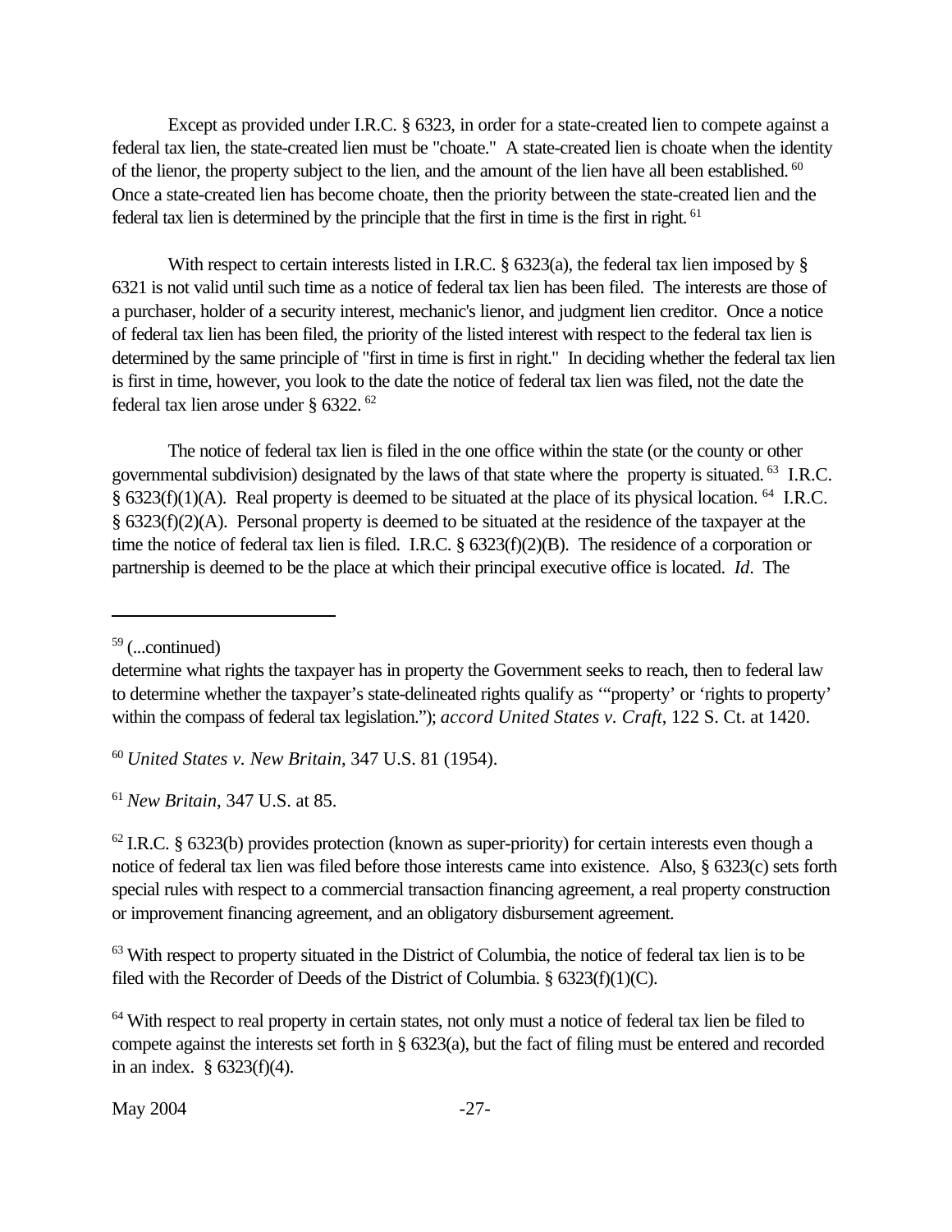Except as provided under I.R.C. § 6323, in order for a state-created lien to compete against a federal tax lien, the state-created lien must be "choate." A state-created lien is choate when the identity of the lienor, the property subject to the lien, and the amount of the lien have all been established.[60] Once a state-created lien has become choate, then the priority between the state-created lien and the federal tax lien is determined by the principle that the first in time is the first in right.[61]

With respect to certain interests listed in I.R.C. § 6323(a), the federal tax lien imposed by § 6321 is not valid until such time as a notice of federal tax lien has been filed. The interests are those of a purchaser, holder of a security interest, mechanic's lienor, and judgment lien creditor. Once a notice of federal tax lien has been filed, the priority of the listed interest with respect to the federal tax lien is determined by the same principle of "first in time is first in right." In deciding whether the federal tax lien is first in time, however, you look to the date the notice of federal tax lien was filed, not the date the federal tax lien arose under § 6322.[62]

The notice of federal tax lien is filed in the one office within the state (or the county or other governmental subdivision) designated by the laws of that state where the property is situated.[63] I.R.C. § 6323(f)(1)(A). Real property is deemed to be situated at the place of its physical location.[64] I.R.C. § 6323(f)(2)(A). Personal property is deemed to be situated at the residence of the taxpayer at the time the notice of federal tax lien is filed. I.R.C. § 6323(f)(2)(B). The residence of a corporation or partnership is deemed to be the place at which their principal executive office is located. *Id*. The

---

[59] (...continued)
determine what rights the taxpayer has in property the Government seeks to reach, then to federal law to determine whether the taxpayer's state-delineated rights qualify as '"property' or 'rights to property' within the compass of federal tax legislation."); *accord United States v. Craft*, 122 S. Ct. at 1420.

[60] *United States v. New Britain*, 347 U.S. 81 (1954).

[61] *New Britain*, 347 U.S. at 85.

[62] I.R.C. § 6323(b) provides protection (known as super-priority) for certain interests even though a notice of federal tax lien was filed before those interests came into existence. Also, § 6323(c) sets forth special rules with respect to a commercial transaction financing agreement, a real property construction or improvement financing agreement, and an obligatory disbursement agreement.

[63] With respect to property situated in the District of Columbia, the notice of federal tax lien is to be filed with the Recorder of Deeds of the District of Columbia. § 6323(f)(1)(C).

[64] With respect to real property in certain states, not only must a notice of federal tax lien be filed to compete against the interests set forth in § 6323(a), but the fact of filing must be entered and recorded in an index. § 6323(f)(4).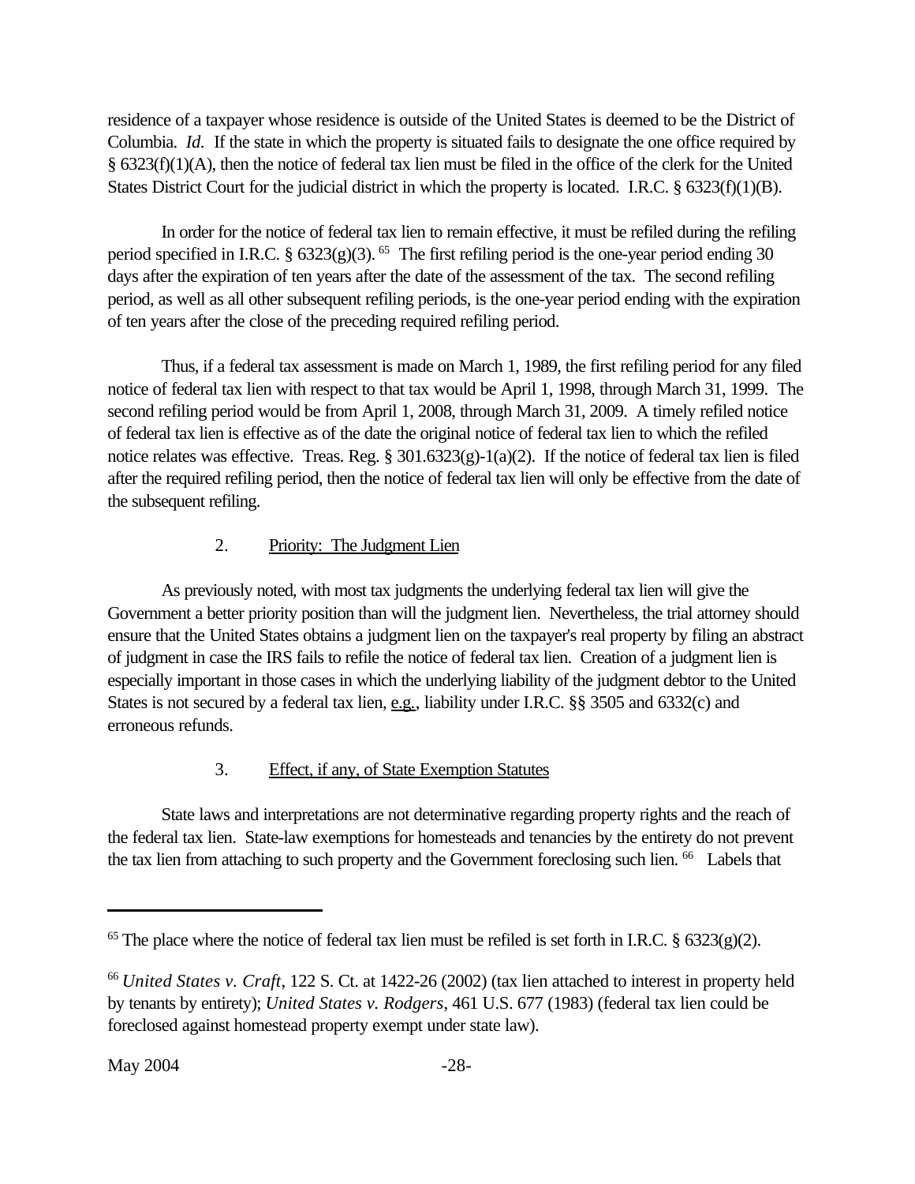residence of a taxpayer whose residence is outside of the United States is deemed to be the District of Columbia. *Id.* If the state in which the property is situated fails to designate the one office required by § 6323(f)(1)(A), then the notice of federal tax lien must be filed in the office of the clerk for the United States District Court for the judicial district in which the property is located. I.R.C. § 6323(f)(1)(B).

In order for the notice of federal tax lien to remain effective, it must be refiled during the refiling period specified in I.R.C. § 6323(g)(3). [65] The first refiling period is the one-year period ending 30 days after the expiration of ten years after the date of the assessment of the tax. The second refiling period, as well as all other subsequent refiling periods, is the one-year period ending with the expiration of ten years after the close of the preceding required refiling period.

Thus, if a federal tax assessment is made on March 1, 1989, the first refiling period for any filed notice of federal tax lien with respect to that tax would be April 1, 1998, through March 31, 1999. The second refiling period would be from April 1, 2008, through March 31, 2009. A timely refiled notice of federal tax lien is effective as of the date the original notice of federal tax lien to which the refiled notice relates was effective. Treas. Reg. § 301.6323(g)-1(a)(2). If the notice of federal tax lien is filed after the required refiling period, then the notice of federal tax lien will only be effective from the date of the subsequent refiling.

2. Priority: The Judgment Lien

As previously noted, with most tax judgments the underlying federal tax lien will give the Government a better priority position than will the judgment lien. Nevertheless, the trial attorney should ensure that the United States obtains a judgment lien on the taxpayer's real property by filing an abstract of judgment in case the IRS fails to refile the notice of federal tax lien. Creation of a judgment lien is especially important in those cases in which the underlying liability of the judgment debtor to the United States is not secured by a federal tax lien, e.g., liability under I.R.C. §§ 3505 and 6332(c) and erroneous refunds.

3. Effect, if any, of State Exemption Statutes

State laws and interpretations are not determinative regarding property rights and the reach of the federal tax lien. State-law exemptions for homesteads and tenancies by the entirety do not prevent the tax lien from attaching to such property and the Government foreclosing such lien. [66] Labels that

---

[65] The place where the notice of federal tax lien must be refiled is set forth in I.R.C. § 6323(g)(2).

[66] *United States v. Craft*, 122 S. Ct. at 1422-26 (2002) (tax lien attached to interest in property held by tenants by entirety); *United States v. Rodgers*, 461 U.S. 677 (1983) (federal tax lien could be foreclosed against homestead property exempt under state law).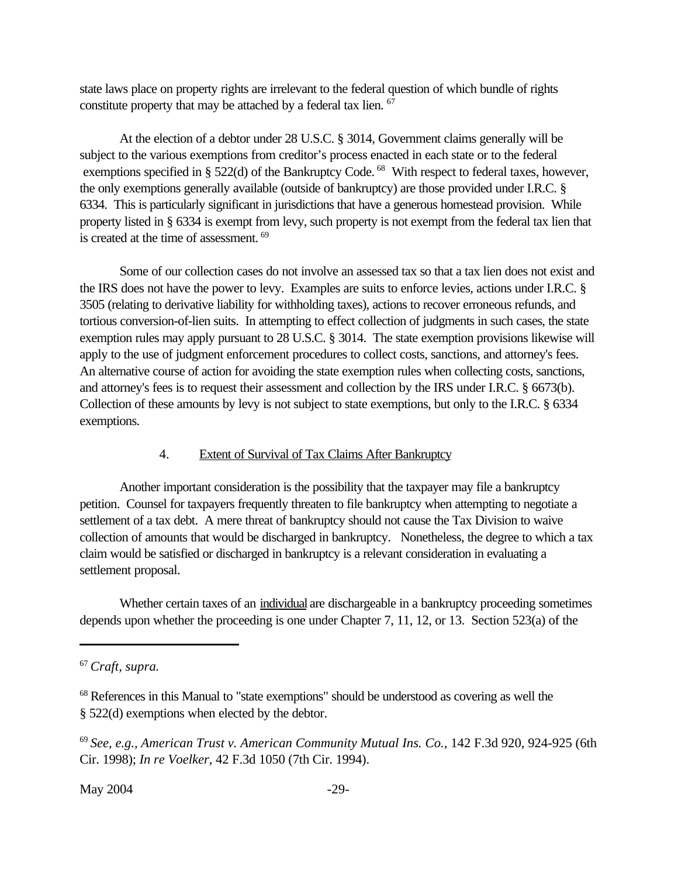state laws place on property rights are irrelevant to the federal question of which bundle of rights constitute property that may be attached by a federal tax lien. [67]

At the election of a debtor under 28 U.S.C. § 3014, Government claims generally will be subject to the various exemptions from creditor's process enacted in each state or to the federal exemptions specified in § 522(d) of the Bankruptcy Code. [68] With respect to federal taxes, however, the only exemptions generally available (outside of bankruptcy) are those provided under I.R.C. § 6334. This is particularly significant in jurisdictions that have a generous homestead provision. While property listed in § 6334 is exempt from levy, such property is not exempt from the federal tax lien that is created at the time of assessment. [69]

Some of our collection cases do not involve an assessed tax so that a tax lien does not exist and the IRS does not have the power to levy. Examples are suits to enforce levies, actions under I.R.C. § 3505 (relating to derivative liability for withholding taxes), actions to recover erroneous refunds, and tortious conversion-of-lien suits. In attempting to effect collection of judgments in such cases, the state exemption rules may apply pursuant to 28 U.S.C. § 3014. The state exemption provisions likewise will apply to the use of judgment enforcement procedures to collect costs, sanctions, and attorney's fees. An alternative course of action for avoiding the state exemption rules when collecting costs, sanctions, and attorney's fees is to request their assessment and collection by the IRS under I.R.C. § 6673(b). Collection of these amounts by levy is not subject to state exemptions, but only to the I.R.C. § 6334 exemptions.

### 4. Extent of Survival of Tax Claims After Bankruptcy

Another important consideration is the possibility that the taxpayer may file a bankruptcy petition. Counsel for taxpayers frequently threaten to file bankruptcy when attempting to negotiate a settlement of a tax debt. A mere threat of bankruptcy should not cause the Tax Division to waive collection of amounts that would be discharged in bankruptcy. Nonetheless, the degree to which a tax claim would be satisfied or discharged in bankruptcy is a relevant consideration in evaluating a settlement proposal.

Whether certain taxes of an individual are dischargeable in a bankruptcy proceeding sometimes depends upon whether the proceeding is one under Chapter 7, 11, 12, or 13. Section 523(a) of the

---

[67] *Craft, supra.*

[68] References in this Manual to "state exemptions" should be understood as covering as well the § 522(d) exemptions when elected by the debtor.

[69] *See, e.g., American Trust v. American Community Mutual Ins. Co.*, 142 F.3d 920, 924-925 (6th Cir. 1998); *In re Voelker*, 42 F.3d 1050 (7th Cir. 1994).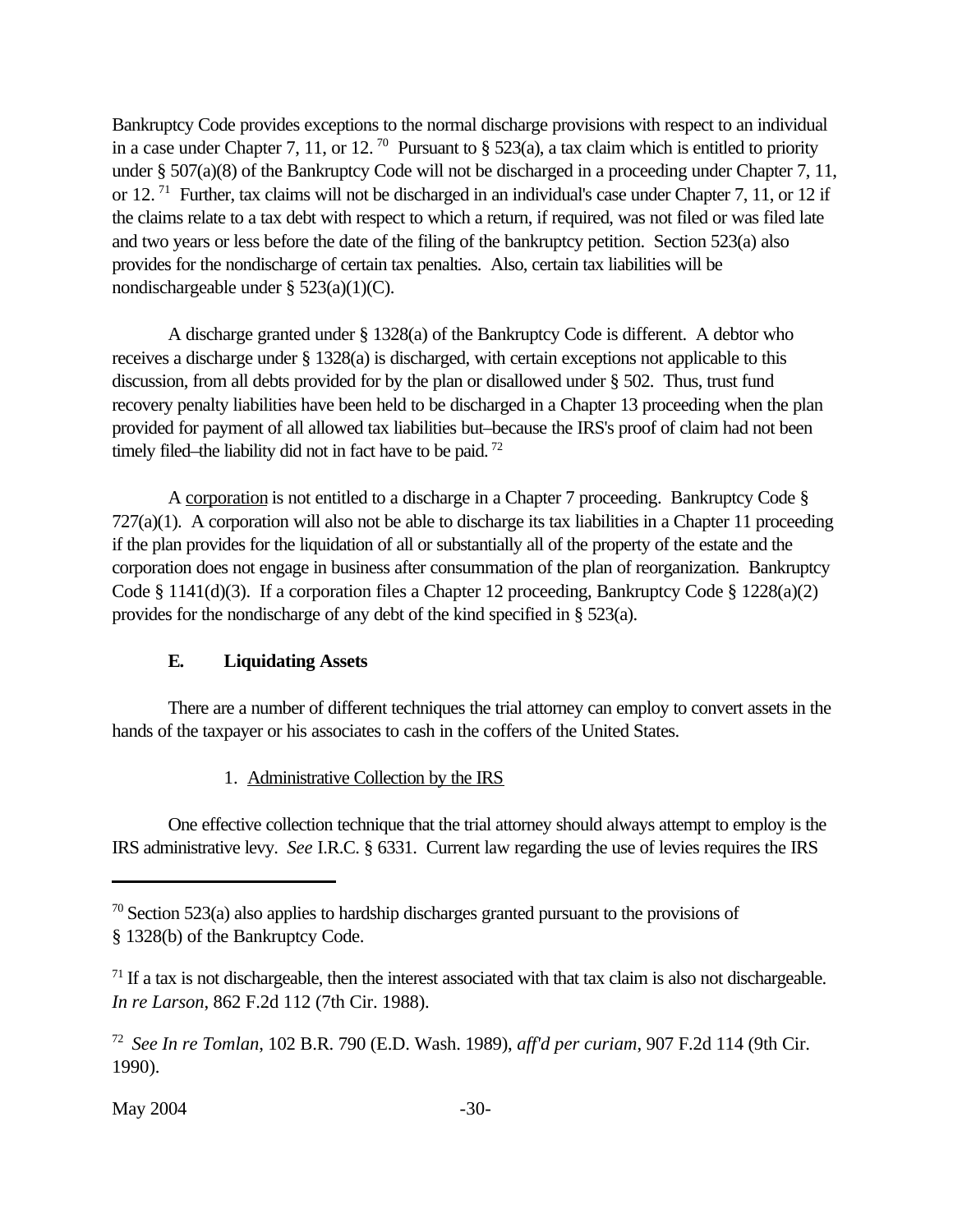Bankruptcy Code provides exceptions to the normal discharge provisions with respect to an individual in a case under Chapter 7, 11, or 12.[70] Pursuant to § 523(a), a tax claim which is entitled to priority under § 507(a)(8) of the Bankruptcy Code will not be discharged in a proceeding under Chapter 7, 11, or 12.[71] Further, tax claims will not be discharged in an individual's case under Chapter 7, 11, or 12 if the claims relate to a tax debt with respect to which a return, if required, was not filed or was filed late and two years or less before the date of the filing of the bankruptcy petition. Section 523(a) also provides for the nondischarge of certain tax penalties. Also, certain tax liabilities will be nondischargeable under § 523(a)(1)(C).

A discharge granted under § 1328(a) of the Bankruptcy Code is different. A debtor who receives a discharge under § 1328(a) is discharged, with certain exceptions not applicable to this discussion, from all debts provided for by the plan or disallowed under § 502. Thus, trust fund recovery penalty liabilities have been held to be discharged in a Chapter 13 proceeding when the plan provided for payment of all allowed tax liabilities but–because the IRS's proof of claim had not been timely filed–the liability did not in fact have to be paid.[72]

A corporation is not entitled to a discharge in a Chapter 7 proceeding. Bankruptcy Code § 727(a)(1). A corporation will also not be able to discharge its tax liabilities in a Chapter 11 proceeding if the plan provides for the liquidation of all or substantially all of the property of the estate and the corporation does not engage in business after consummation of the plan of reorganization. Bankruptcy Code § 1141(d)(3). If a corporation files a Chapter 12 proceeding, Bankruptcy Code § 1228(a)(2) provides for the nondischarge of any debt of the kind specified in § 523(a).

### E. Liquidating Assets

There are a number of different techniques the trial attorney can employ to convert assets in the hands of the taxpayer or his associates to cash in the coffers of the United States.

#### 1. Administrative Collection by the IRS

One effective collection technique that the trial attorney should always attempt to employ is the IRS administrative levy. *See* I.R.C. § 6331. Current law regarding the use of levies requires the IRS

---

[70] Section 523(a) also applies to hardship discharges granted pursuant to the provisions of § 1328(b) of the Bankruptcy Code.

[71] If a tax is not dischargeable, then the interest associated with that tax claim is also not dischargeable. *In re Larson*, 862 F.2d 112 (7th Cir. 1988).

[72] *See In re Tomlan*, 102 B.R. 790 (E.D. Wash. 1989), *aff'd per curiam*, 907 F.2d 114 (9th Cir. 1990).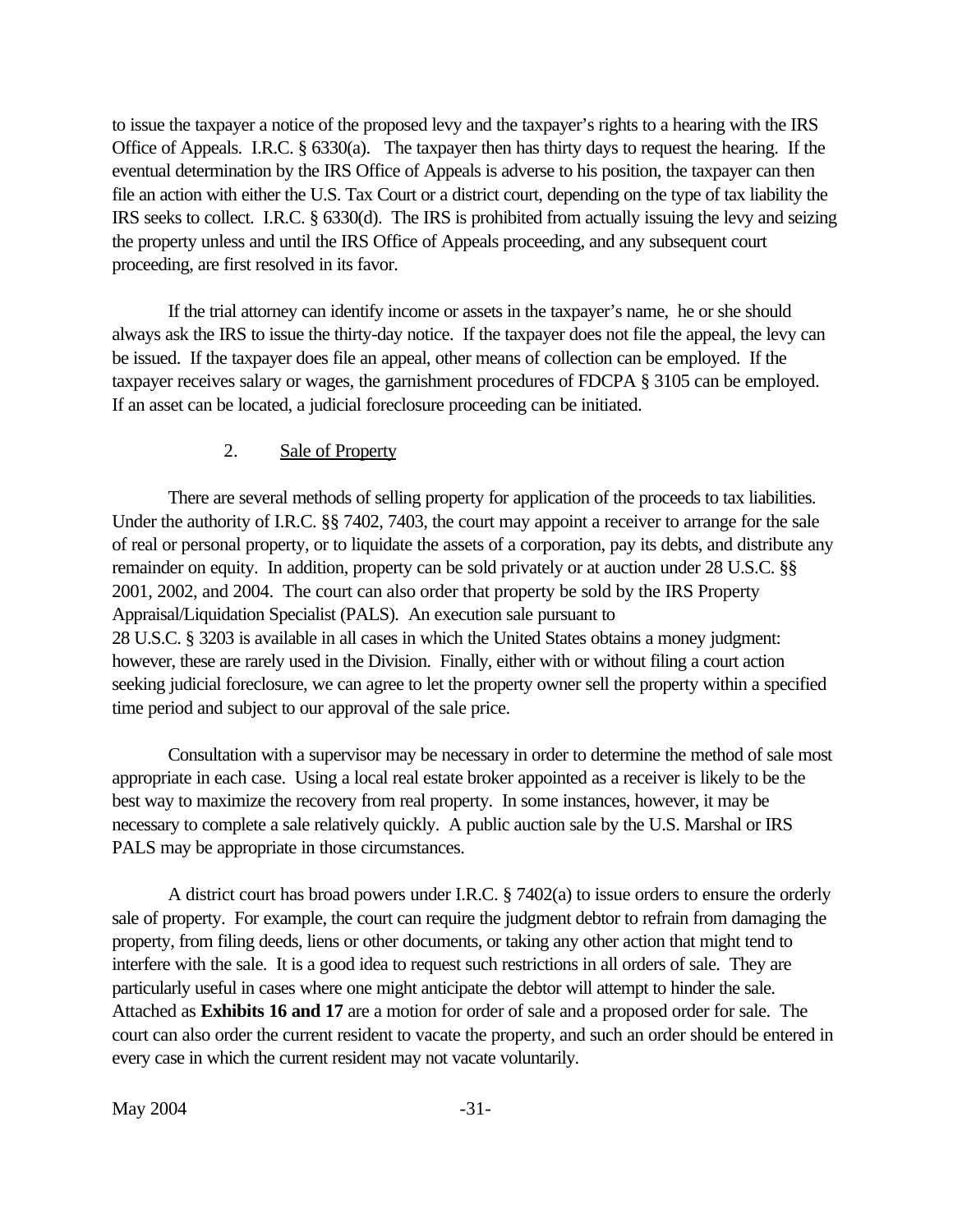to issue the taxpayer a notice of the proposed levy and the taxpayer's rights to a hearing with the IRS Office of Appeals. I.R.C. § 6330(a). The taxpayer then has thirty days to request the hearing. If the eventual determination by the IRS Office of Appeals is adverse to his position, the taxpayer can then file an action with either the U.S. Tax Court or a district court, depending on the type of tax liability the IRS seeks to collect. I.R.C. § 6330(d). The IRS is prohibited from actually issuing the levy and seizing the property unless and until the IRS Office of Appeals proceeding, and any subsequent court proceeding, are first resolved in its favor.

If the trial attorney can identify income or assets in the taxpayer's name, he or she should always ask the IRS to issue the thirty-day notice. If the taxpayer does not file the appeal, the levy can be issued. If the taxpayer does file an appeal, other means of collection can be employed. If the taxpayer receives salary or wages, the garnishment procedures of FDCPA § 3105 can be employed. If an asset can be located, a judicial foreclosure proceeding can be initiated.

### 2. Sale of Property

There are several methods of selling property for application of the proceeds to tax liabilities. Under the authority of I.R.C. §§ 7402, 7403, the court may appoint a receiver to arrange for the sale of real or personal property, or to liquidate the assets of a corporation, pay its debts, and distribute any remainder on equity. In addition, property can be sold privately or at auction under 28 U.S.C. §§ 2001, 2002, and 2004. The court can also order that property be sold by the IRS Property Appraisal/Liquidation Specialist (PALS). An execution sale pursuant to 28 U.S.C. § 3203 is available in all cases in which the United States obtains a money judgment: however, these are rarely used in the Division. Finally, either with or without filing a court action seeking judicial foreclosure, we can agree to let the property owner sell the property within a specified time period and subject to our approval of the sale price.

Consultation with a supervisor may be necessary in order to determine the method of sale most appropriate in each case. Using a local real estate broker appointed as a receiver is likely to be the best way to maximize the recovery from real property. In some instances, however, it may be necessary to complete a sale relatively quickly. A public auction sale by the U.S. Marshal or IRS PALS may be appropriate in those circumstances.

A district court has broad powers under I.R.C. § 7402(a) to issue orders to ensure the orderly sale of property. For example, the court can require the judgment debtor to refrain from damaging the property, from filing deeds, liens or other documents, or taking any other action that might tend to interfere with the sale. It is a good idea to request such restrictions in all orders of sale. They are particularly useful in cases where one might anticipate the debtor will attempt to hinder the sale. Attached as **Exhibits 16 and 17** are a motion for order of sale and a proposed order for sale. The court can also order the current resident to vacate the property, and such an order should be entered in every case in which the current resident may not vacate voluntarily.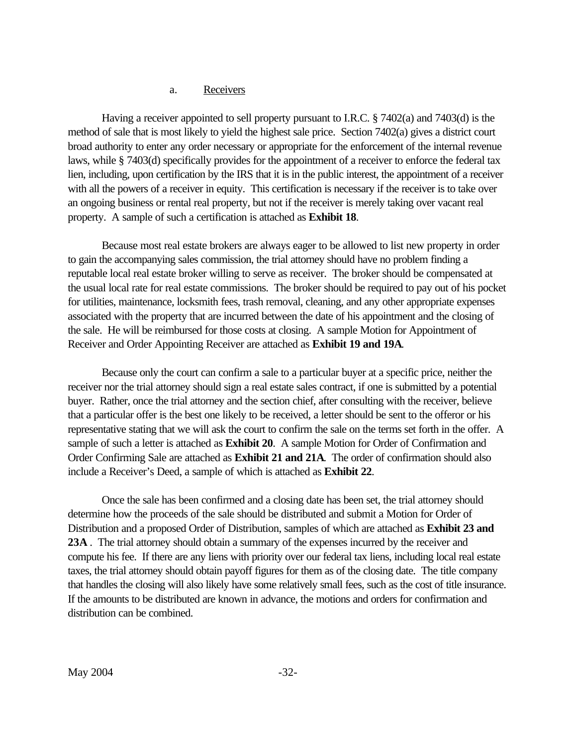### a. Receivers

Having a receiver appointed to sell property pursuant to I.R.C. § 7402(a) and 7403(d) is the method of sale that is most likely to yield the highest sale price. Section 7402(a) gives a district court broad authority to enter any order necessary or appropriate for the enforcement of the internal revenue laws, while § 7403(d) specifically provides for the appointment of a receiver to enforce the federal tax lien, including, upon certification by the IRS that it is in the public interest, the appointment of a receiver with all the powers of a receiver in equity. This certification is necessary if the receiver is to take over an ongoing business or rental real property, but not if the receiver is merely taking over vacant real property. A sample of such a certification is attached as **Exhibit 18**.

Because most real estate brokers are always eager to be allowed to list new property in order to gain the accompanying sales commission, the trial attorney should have no problem finding a reputable local real estate broker willing to serve as receiver. The broker should be compensated at the usual local rate for real estate commissions. The broker should be required to pay out of his pocket for utilities, maintenance, locksmith fees, trash removal, cleaning, and any other appropriate expenses associated with the property that are incurred between the date of his appointment and the closing of the sale. He will be reimbursed for those costs at closing. A sample Motion for Appointment of Receiver and Order Appointing Receiver are attached as **Exhibit 19 and 19A**.

Because only the court can confirm a sale to a particular buyer at a specific price, neither the receiver nor the trial attorney should sign a real estate sales contract, if one is submitted by a potential buyer. Rather, once the trial attorney and the section chief, after consulting with the receiver, believe that a particular offer is the best one likely to be received, a letter should be sent to the offeror or his representative stating that we will ask the court to confirm the sale on the terms set forth in the offer. A sample of such a letter is attached as **Exhibit 20**. A sample Motion for Order of Confirmation and Order Confirming Sale are attached as **Exhibit 21 and 21A**. The order of confirmation should also include a Receiver's Deed, a sample of which is attached as **Exhibit 22**.

Once the sale has been confirmed and a closing date has been set, the trial attorney should determine how the proceeds of the sale should be distributed and submit a Motion for Order of Distribution and a proposed Order of Distribution, samples of which are attached as **Exhibit 23 and 23A** . The trial attorney should obtain a summary of the expenses incurred by the receiver and compute his fee. If there are any liens with priority over our federal tax liens, including local real estate taxes, the trial attorney should obtain payoff figures for them as of the closing date. The title company that handles the closing will also likely have some relatively small fees, such as the cost of title insurance. If the amounts to be distributed are known in advance, the motions and orders for confirmation and distribution can be combined.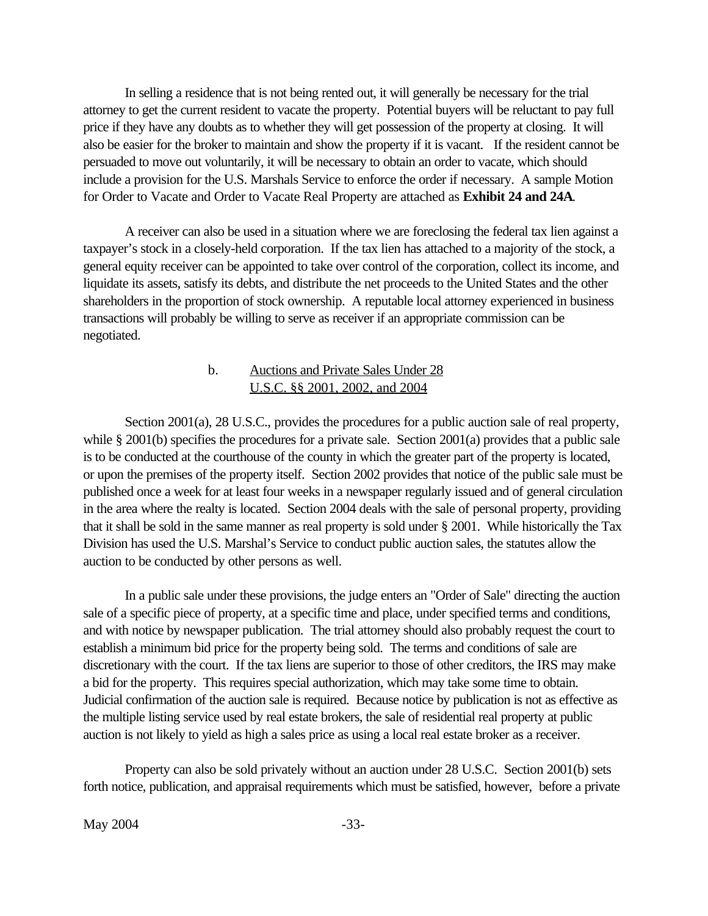In selling a residence that is not being rented out, it will generally be necessary for the trial attorney to get the current resident to vacate the property. Potential buyers will be reluctant to pay full price if they have any doubts as to whether they will get possession of the property at closing. It will also be easier for the broker to maintain and show the property if it is vacant. If the resident cannot be persuaded to move out voluntarily, it will be necessary to obtain an order to vacate, which should include a provision for the U.S. Marshals Service to enforce the order if necessary. A sample Motion for Order to Vacate and Order to Vacate Real Property are attached as **Exhibit 24 and 24A**.

A receiver can also be used in a situation where we are foreclosing the federal tax lien against a taxpayer's stock in a closely-held corporation. If the tax lien has attached to a majority of the stock, a general equity receiver can be appointed to take over control of the corporation, collect its income, and liquidate its assets, satisfy its debts, and distribute the net proceeds to the United States and the other shareholders in the proportion of stock ownership. A reputable local attorney experienced in business transactions will probably be willing to serve as receiver if an appropriate commission can be negotiated.

### b. Auctions and Private Sales Under 28 U.S.C. §§ 2001, 2002, and 2004

Section 2001(a), 28 U.S.C., provides the procedures for a public auction sale of real property, while § 2001(b) specifies the procedures for a private sale. Section 2001(a) provides that a public sale is to be conducted at the courthouse of the county in which the greater part of the property is located, or upon the premises of the property itself. Section 2002 provides that notice of the public sale must be published once a week for at least four weeks in a newspaper regularly issued and of general circulation in the area where the realty is located. Section 2004 deals with the sale of personal property, providing that it shall be sold in the same manner as real property is sold under § 2001. While historically the Tax Division has used the U.S. Marshal's Service to conduct public auction sales, the statutes allow the auction to be conducted by other persons as well.

In a public sale under these provisions, the judge enters an "Order of Sale" directing the auction sale of a specific piece of property, at a specific time and place, under specified terms and conditions, and with notice by newspaper publication. The trial attorney should also probably request the court to establish a minimum bid price for the property being sold. The terms and conditions of sale are discretionary with the court. If the tax liens are superior to those of other creditors, the IRS may make a bid for the property. This requires special authorization, which may take some time to obtain. Judicial confirmation of the auction sale is required. Because notice by publication is not as effective as the multiple listing service used by real estate brokers, the sale of residential real property at public auction is not likely to yield as high a sales price as using a local real estate broker as a receiver.

Property can also be sold privately without an auction under 28 U.S.C. Section 2001(b) sets forth notice, publication, and appraisal requirements which must be satisfied, however, before a private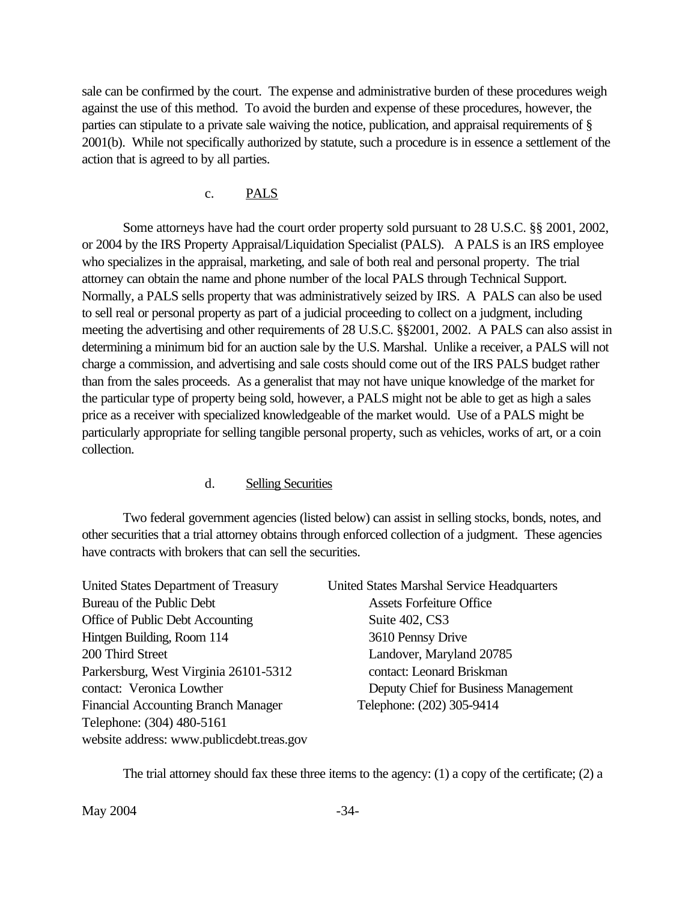sale can be confirmed by the court. The expense and administrative burden of these procedures weigh against the use of this method. To avoid the burden and expense of these procedures, however, the parties can stipulate to a private sale waiving the notice, publication, and appraisal requirements of § 2001(b). While not specifically authorized by statute, such a procedure is in essence a settlement of the action that is agreed to by all parties.

### c. PALS

Some attorneys have had the court order property sold pursuant to 28 U.S.C. §§ 2001, 2002, or 2004 by the IRS Property Appraisal/Liquidation Specialist (PALS). A PALS is an IRS employee who specializes in the appraisal, marketing, and sale of both real and personal property. The trial attorney can obtain the name and phone number of the local PALS through Technical Support. Normally, a PALS sells property that was administratively seized by IRS. A PALS can also be used to sell real or personal property as part of a judicial proceeding to collect on a judgment, including meeting the advertising and other requirements of 28 U.S.C. §§2001, 2002. A PALS can also assist in determining a minimum bid for an auction sale by the U.S. Marshal. Unlike a receiver, a PALS will not charge a commission, and advertising and sale costs should come out of the IRS PALS budget rather than from the sales proceeds. As a generalist that may not have unique knowledge of the market for the particular type of property being sold, however, a PALS might not be able to get as high a sales price as a receiver with specialized knowledgeable of the market would. Use of a PALS might be particularly appropriate for selling tangible personal property, such as vehicles, works of art, or a coin collection.

### d. Selling Securities

Two federal government agencies (listed below) can assist in selling stocks, bonds, notes, and other securities that a trial attorney obtains through enforced collection of a judgment. These agencies have contracts with brokers that can sell the securities.

United States Department of Treasury
Bureau of the Public Debt
Office of Public Debt Accounting
Hintgen Building, Room 114
200 Third Street
Parkersburg, West Virginia 26101-5312
contact: Veronica Lowther
Financial Accounting Branch Manager
Telephone: (304) 480-5161
website address: www.publicdebt.treas.gov

United States Marshal Service Headquarters
Assets Forfeiture Office
Suite 402, CS3
3610 Pennsy Drive
Landover, Maryland 20785
contact: Leonard Briskman
Deputy Chief for Business Management
Telephone: (202) 305-9414

The trial attorney should fax these three items to the agency: (1) a copy of the certificate; (2) a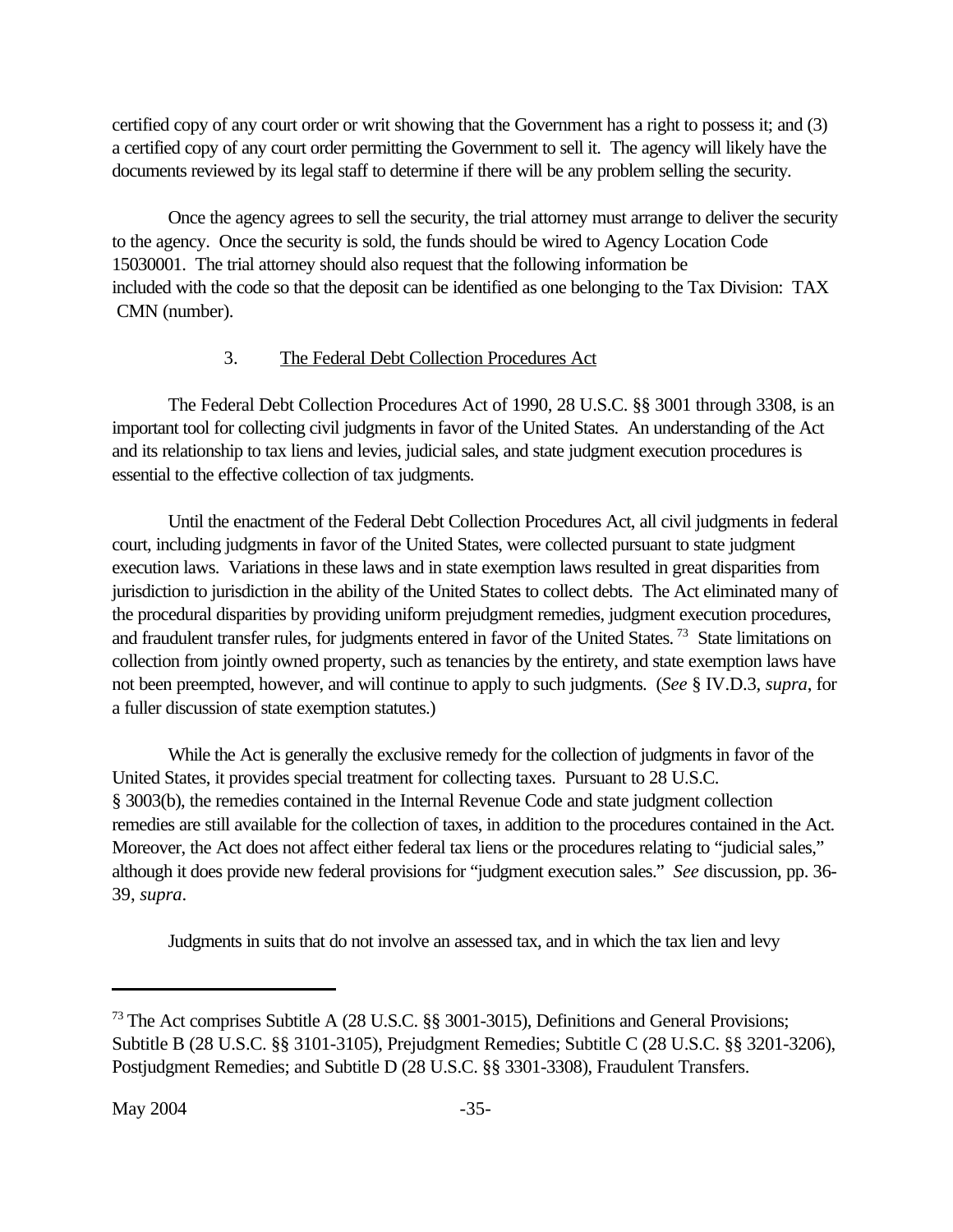certified copy of any court order or writ showing that the Government has a right to possess it; and (3) a certified copy of any court order permitting the Government to sell it. The agency will likely have the documents reviewed by its legal staff to determine if there will be any problem selling the security.

Once the agency agrees to sell the security, the trial attorney must arrange to deliver the security to the agency. Once the security is sold, the funds should be wired to Agency Location Code 15030001. The trial attorney should also request that the following information be included with the code so that the deposit can be identified as one belonging to the Tax Division: TAX CMN (number).

### 3. The Federal Debt Collection Procedures Act

The Federal Debt Collection Procedures Act of 1990, 28 U.S.C. §§ 3001 through 3308, is an important tool for collecting civil judgments in favor of the United States. An understanding of the Act and its relationship to tax liens and levies, judicial sales, and state judgment execution procedures is essential to the effective collection of tax judgments.

Until the enactment of the Federal Debt Collection Procedures Act, all civil judgments in federal court, including judgments in favor of the United States, were collected pursuant to state judgment execution laws. Variations in these laws and in state exemption laws resulted in great disparities from jurisdiction to jurisdiction in the ability of the United States to collect debts. The Act eliminated many of the procedural disparities by providing uniform prejudgment remedies, judgment execution procedures, and fraudulent transfer rules, for judgments entered in favor of the United States.[73] State limitations on collection from jointly owned property, such as tenancies by the entirety, and state exemption laws have not been preempted, however, and will continue to apply to such judgments. (*See* § IV.D.3, *supra*, for a fuller discussion of state exemption statutes.)

While the Act is generally the exclusive remedy for the collection of judgments in favor of the United States, it provides special treatment for collecting taxes. Pursuant to 28 U.S.C. § 3003(b), the remedies contained in the Internal Revenue Code and state judgment collection remedies are still available for the collection of taxes, in addition to the procedures contained in the Act. Moreover, the Act does not affect either federal tax liens or the procedures relating to "judicial sales," although it does provide new federal provisions for "judgment execution sales." *See* discussion, pp. 36-39, *supra*.

Judgments in suits that do not involve an assessed tax, and in which the tax lien and levy

---

[73] The Act comprises Subtitle A (28 U.S.C. §§ 3001-3015), Definitions and General Provisions; Subtitle B (28 U.S.C. §§ 3101-3105), Prejudgment Remedies; Subtitle C (28 U.S.C. §§ 3201-3206), Postjudgment Remedies; and Subtitle D (28 U.S.C. §§ 3301-3308), Fraudulent Transfers.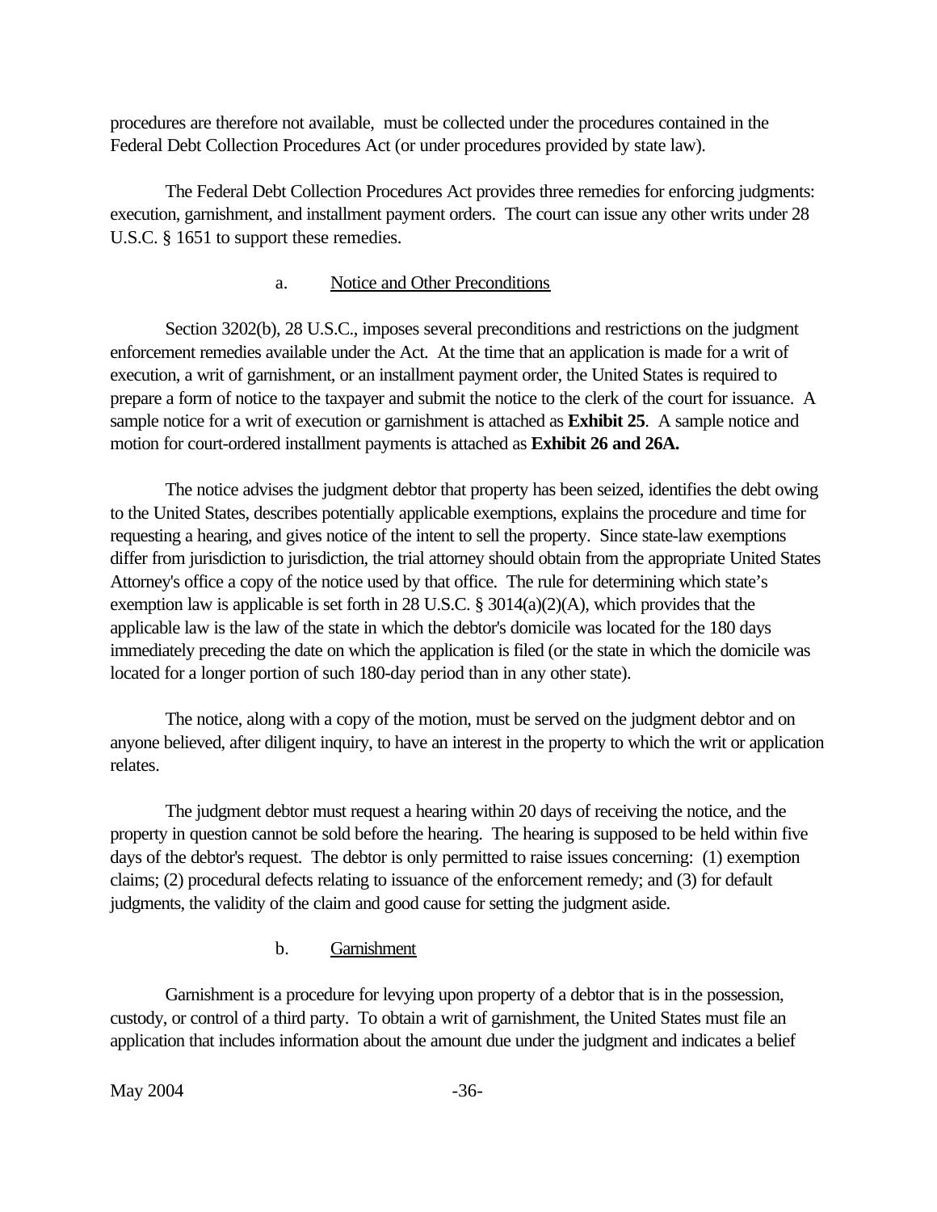procedures are therefore not available, must be collected under the procedures contained in the Federal Debt Collection Procedures Act (or under procedures provided by state law).

The Federal Debt Collection Procedures Act provides three remedies for enforcing judgments: execution, garnishment, and installment payment orders. The court can issue any other writs under 28 U.S.C. § 1651 to support these remedies.

#### a. Notice and Other Preconditions

Section 3202(b), 28 U.S.C., imposes several preconditions and restrictions on the judgment enforcement remedies available under the Act. At the time that an application is made for a writ of execution, a writ of garnishment, or an installment payment order, the United States is required to prepare a form of notice to the taxpayer and submit the notice to the clerk of the court for issuance. A sample notice for a writ of execution or garnishment is attached as **Exhibit 25**. A sample notice and motion for court-ordered installment payments is attached as **Exhibit 26 and 26A.**

The notice advises the judgment debtor that property has been seized, identifies the debt owing to the United States, describes potentially applicable exemptions, explains the procedure and time for requesting a hearing, and gives notice of the intent to sell the property. Since state-law exemptions differ from jurisdiction to jurisdiction, the trial attorney should obtain from the appropriate United States Attorney's office a copy of the notice used by that office. The rule for determining which state's exemption law is applicable is set forth in 28 U.S.C. § 3014(a)(2)(A), which provides that the applicable law is the law of the state in which the debtor's domicile was located for the 180 days immediately preceding the date on which the application is filed (or the state in which the domicile was located for a longer portion of such 180-day period than in any other state).

The notice, along with a copy of the motion, must be served on the judgment debtor and on anyone believed, after diligent inquiry, to have an interest in the property to which the writ or application relates.

The judgment debtor must request a hearing within 20 days of receiving the notice, and the property in question cannot be sold before the hearing. The hearing is supposed to be held within five days of the debtor's request. The debtor is only permitted to raise issues concerning: (1) exemption claims; (2) procedural defects relating to issuance of the enforcement remedy; and (3) for default judgments, the validity of the claim and good cause for setting the judgment aside.

#### b. Garnishment

Garnishment is a procedure for levying upon property of a debtor that is in the possession, custody, or control of a third party. To obtain a writ of garnishment, the United States must file an application that includes information about the amount due under the judgment and indicates a belief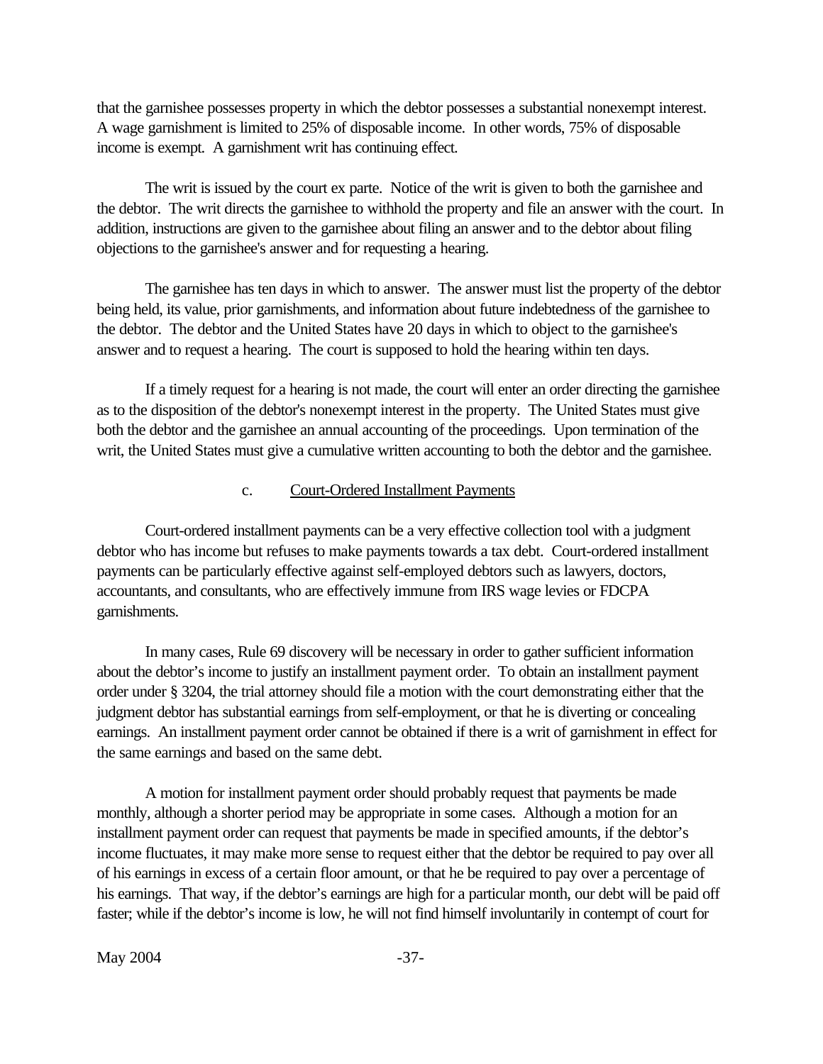that the garnishee possesses property in which the debtor possesses a substantial nonexempt interest. A wage garnishment is limited to 25% of disposable income. In other words, 75% of disposable income is exempt. A garnishment writ has continuing effect.

The writ is issued by the court ex parte. Notice of the writ is given to both the garnishee and the debtor. The writ directs the garnishee to withhold the property and file an answer with the court. In addition, instructions are given to the garnishee about filing an answer and to the debtor about filing objections to the garnishee's answer and for requesting a hearing.

The garnishee has ten days in which to answer. The answer must list the property of the debtor being held, its value, prior garnishments, and information about future indebtedness of the garnishee to the debtor. The debtor and the United States have 20 days in which to object to the garnishee's answer and to request a hearing. The court is supposed to hold the hearing within ten days.

If a timely request for a hearing is not made, the court will enter an order directing the garnishee as to the disposition of the debtor's nonexempt interest in the property. The United States must give both the debtor and the garnishee an annual accounting of the proceedings. Upon termination of the writ, the United States must give a cumulative written accounting to both the debtor and the garnishee.

### c. Court-Ordered Installment Payments

Court-ordered installment payments can be a very effective collection tool with a judgment debtor who has income but refuses to make payments towards a tax debt. Court-ordered installment payments can be particularly effective against self-employed debtors such as lawyers, doctors, accountants, and consultants, who are effectively immune from IRS wage levies or FDCPA garnishments.

In many cases, Rule 69 discovery will be necessary in order to gather sufficient information about the debtor's income to justify an installment payment order. To obtain an installment payment order under § 3204, the trial attorney should file a motion with the court demonstrating either that the judgment debtor has substantial earnings from self-employment, or that he is diverting or concealing earnings. An installment payment order cannot be obtained if there is a writ of garnishment in effect for the same earnings and based on the same debt.

A motion for installment payment order should probably request that payments be made monthly, although a shorter period may be appropriate in some cases. Although a motion for an installment payment order can request that payments be made in specified amounts, if the debtor's income fluctuates, it may make more sense to request either that the debtor be required to pay over all of his earnings in excess of a certain floor amount, or that he be required to pay over a percentage of his earnings. That way, if the debtor's earnings are high for a particular month, our debt will be paid off faster; while if the debtor's income is low, he will not find himself involuntarily in contempt of court for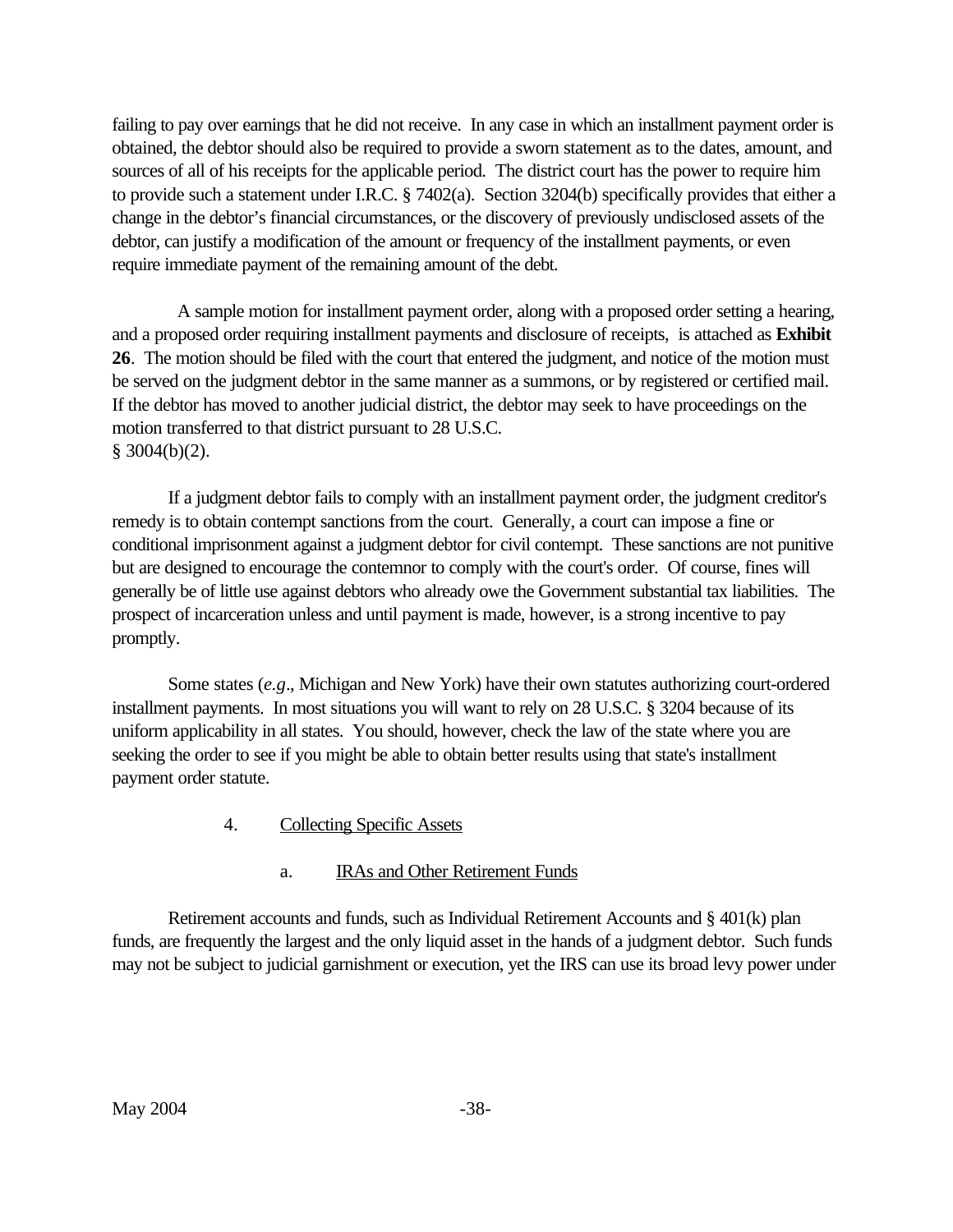failing to pay over earnings that he did not receive. In any case in which an installment payment order is obtained, the debtor should also be required to provide a sworn statement as to the dates, amount, and sources of all of his receipts for the applicable period. The district court has the power to require him to provide such a statement under I.R.C. § 7402(a). Section 3204(b) specifically provides that either a change in the debtor's financial circumstances, or the discovery of previously undisclosed assets of the debtor, can justify a modification of the amount or frequency of the installment payments, or even require immediate payment of the remaining amount of the debt.

A sample motion for installment payment order, along with a proposed order setting a hearing, and a proposed order requiring installment payments and disclosure of receipts, is attached as **Exhibit 26**. The motion should be filed with the court that entered the judgment, and notice of the motion must be served on the judgment debtor in the same manner as a summons, or by registered or certified mail. If the debtor has moved to another judicial district, the debtor may seek to have proceedings on the motion transferred to that district pursuant to 28 U.S.C. § 3004(b)(2).

If a judgment debtor fails to comply with an installment payment order, the judgment creditor's remedy is to obtain contempt sanctions from the court. Generally, a court can impose a fine or conditional imprisonment against a judgment debtor for civil contempt. These sanctions are not punitive but are designed to encourage the contemnor to comply with the court's order. Of course, fines will generally be of little use against debtors who already owe the Government substantial tax liabilities. The prospect of incarceration unless and until payment is made, however, is a strong incentive to pay promptly.

Some states (*e.g*., Michigan and New York) have their own statutes authorizing court-ordered installment payments. In most situations you will want to rely on 28 U.S.C. § 3204 because of its uniform applicability in all states. You should, however, check the law of the state where you are seeking the order to see if you might be able to obtain better results using that state's installment payment order statute.

4. Collecting Specific Assets

a. IRAs and Other Retirement Funds

Retirement accounts and funds, such as Individual Retirement Accounts and § 401(k) plan funds, are frequently the largest and the only liquid asset in the hands of a judgment debtor. Such funds may not be subject to judicial garnishment or execution, yet the IRS can use its broad levy power under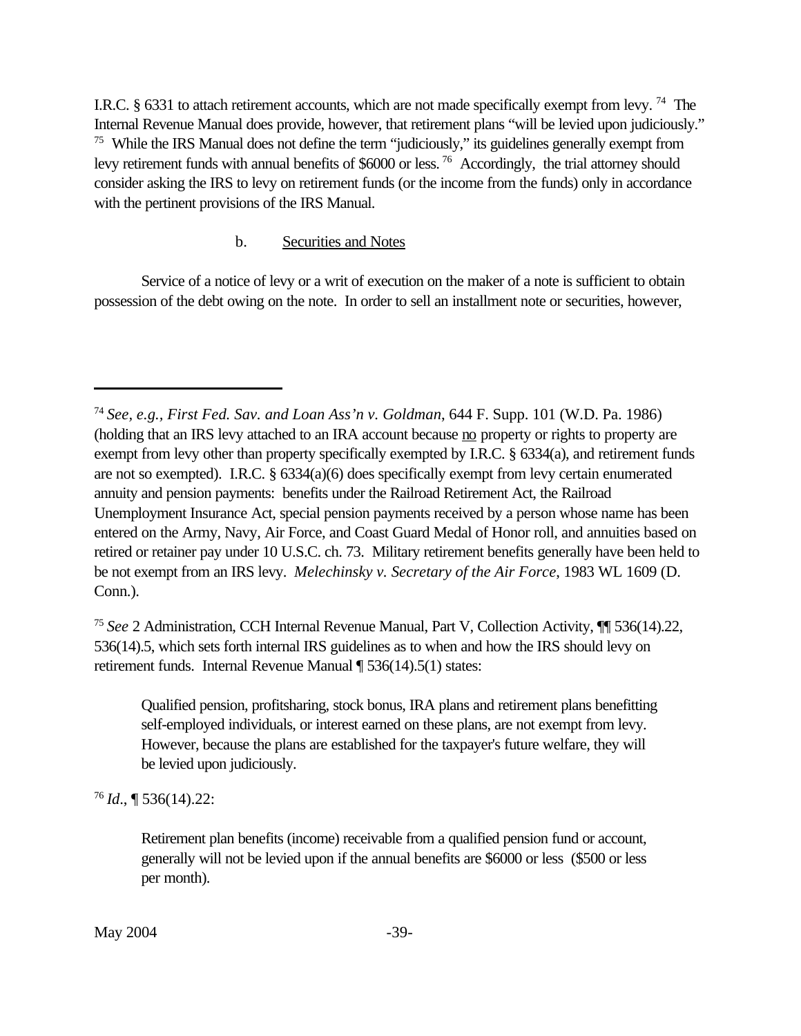I.R.C. § 6331 to attach retirement accounts, which are not made specifically exempt from levy. [74] The Internal Revenue Manual does provide, however, that retirement plans "will be levied upon judiciously." [75] While the IRS Manual does not define the term "judiciously," its guidelines generally exempt from levy retirement funds with annual benefits of $6000 or less. [76] Accordingly, the trial attorney should consider asking the IRS to levy on retirement funds (or the income from the funds) only in accordance with the pertinent provisions of the IRS Manual.

### b. Securities and Notes

Service of a notice of levy or a writ of execution on the maker of a note is sufficient to obtain possession of the debt owing on the note. In order to sell an installment note or securities, however,

---

[74] *See, e.g., First Fed. Sav. and Loan Ass'n v. Goldman*, 644 F. Supp. 101 (W.D. Pa. 1986) (holding that an IRS levy attached to an IRA account because no property or rights to property are exempt from levy other than property specifically exempted by I.R.C. § 6334(a), and retirement funds are not so exempted). I.R.C. § 6334(a)(6) does specifically exempt from levy certain enumerated annuity and pension payments: benefits under the Railroad Retirement Act, the Railroad Unemployment Insurance Act, special pension payments received by a person whose name has been entered on the Army, Navy, Air Force, and Coast Guard Medal of Honor roll, and annuities based on retired or retainer pay under 10 U.S.C. ch. 73. Military retirement benefits generally have been held to be not exempt from an IRS levy. *Melechinsky v. Secretary of the Air Force*, 1983 WL 1609 (D. Conn.).

[75] *See* 2 Administration, CCH Internal Revenue Manual, Part V, Collection Activity, ¶¶ 536(14).22, 536(14).5, which sets forth internal IRS guidelines as to when and how the IRS should levy on retirement funds. Internal Revenue Manual ¶ 536(14).5(1) states:

> Qualified pension, profitsharing, stock bonus, IRA plans and retirement plans benefitting self-employed individuals, or interest earned on these plans, are not exempt from levy. However, because the plans are established for the taxpayer's future welfare, they will be levied upon judiciously.

[76] *Id.*, ¶ 536(14).22:

> Retirement plan benefits (income) receivable from a qualified pension fund or account, generally will not be levied upon if the annual benefits are $6000 or less ($500 or less per month).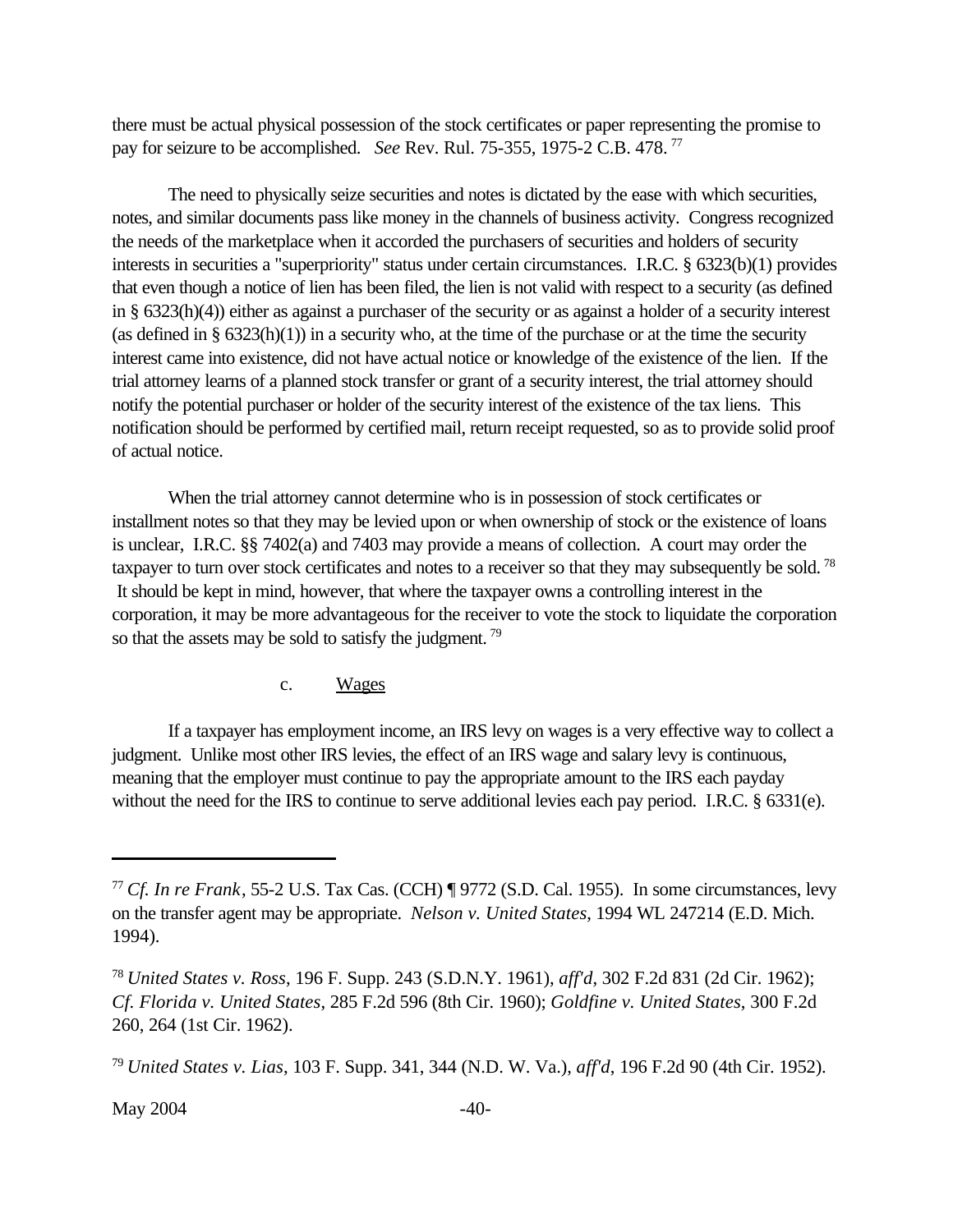there must be actual physical possession of the stock certificates or paper representing the promise to pay for seizure to be accomplished. *See* Rev. Rul. 75-355, 1975-2 C.B. 478. [77]

The need to physically seize securities and notes is dictated by the ease with which securities, notes, and similar documents pass like money in the channels of business activity. Congress recognized the needs of the marketplace when it accorded the purchasers of securities and holders of security interests in securities a "superpriority" status under certain circumstances. I.R.C. § 6323(b)(1) provides that even though a notice of lien has been filed, the lien is not valid with respect to a security (as defined in § 6323(h)(4)) either as against a purchaser of the security or as against a holder of a security interest (as defined in § 6323(h)(1)) in a security who, at the time of the purchase or at the time the security interest came into existence, did not have actual notice or knowledge of the existence of the lien. If the trial attorney learns of a planned stock transfer or grant of a security interest, the trial attorney should notify the potential purchaser or holder of the security interest of the existence of the tax liens. This notification should be performed by certified mail, return receipt requested, so as to provide solid proof of actual notice.

When the trial attorney cannot determine who is in possession of stock certificates or installment notes so that they may be levied upon or when ownership of stock or the existence of loans is unclear, I.R.C. §§ 7402(a) and 7403 may provide a means of collection. A court may order the taxpayer to turn over stock certificates and notes to a receiver so that they may subsequently be sold. [78] It should be kept in mind, however, that where the taxpayer owns a controlling interest in the corporation, it may be more advantageous for the receiver to vote the stock to liquidate the corporation so that the assets may be sold to satisfy the judgment. [79]

c. <u>Wages</u>

If a taxpayer has employment income, an IRS levy on wages is a very effective way to collect a judgment. Unlike most other IRS levies, the effect of an IRS wage and salary levy is continuous, meaning that the employer must continue to pay the appropriate amount to the IRS each payday without the need for the IRS to continue to serve additional levies each pay period. I.R.C. § 6331(e).

---

[77] *Cf. In re Frank*, 55-2 U.S. Tax Cas. (CCH) ¶ 9772 (S.D. Cal. 1955). In some circumstances, levy on the transfer agent may be appropriate. *Nelson v. United States*, 1994 WL 247214 (E.D. Mich. 1994).

[78] *United States v. Ross*, 196 F. Supp. 243 (S.D.N.Y. 1961), *aff'd*, 302 F.2d 831 (2d Cir. 1962); *Cf. Florida v. United States*, 285 F.2d 596 (8th Cir. 1960); *Goldfine v. United States*, 300 F.2d 260, 264 (1st Cir. 1962).

[79] *United States v. Lias*, 103 F. Supp. 341, 344 (N.D. W. Va.), *aff'd*, 196 F.2d 90 (4th Cir. 1952).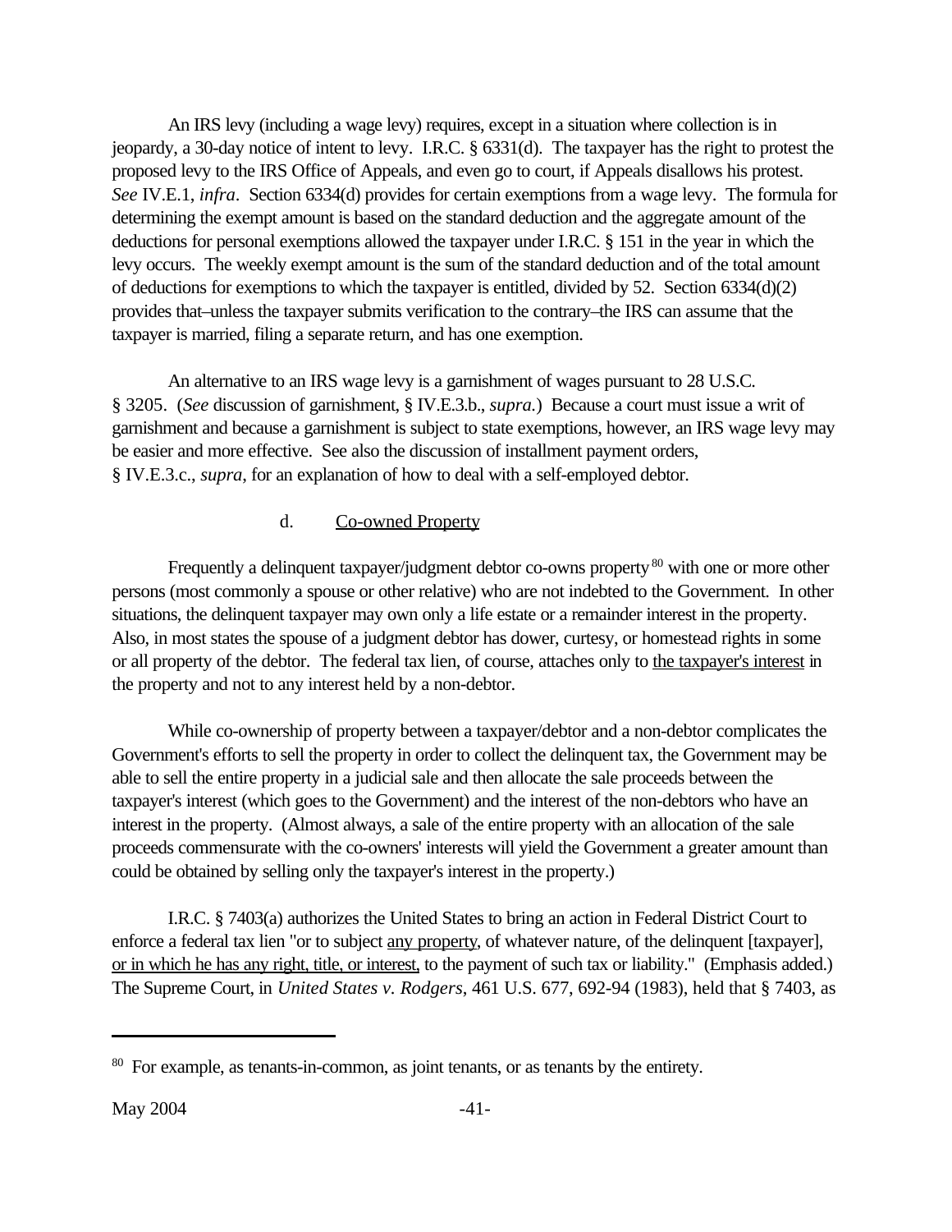An IRS levy (including a wage levy) requires, except in a situation where collection is in jeopardy, a 30-day notice of intent to levy. I.R.C. § 6331(d). The taxpayer has the right to protest the proposed levy to the IRS Office of Appeals, and even go to court, if Appeals disallows his protest. *See* IV.E.1, *infra*. Section 6334(d) provides for certain exemptions from a wage levy. The formula for determining the exempt amount is based on the standard deduction and the aggregate amount of the deductions for personal exemptions allowed the taxpayer under I.R.C. § 151 in the year in which the levy occurs. The weekly exempt amount is the sum of the standard deduction and of the total amount of deductions for exemptions to which the taxpayer is entitled, divided by 52. Section 6334(d)(2) provides that–unless the taxpayer submits verification to the contrary–the IRS can assume that the taxpayer is married, filing a separate return, and has one exemption.

An alternative to an IRS wage levy is a garnishment of wages pursuant to 28 U.S.C. § 3205. (*See* discussion of garnishment, § IV.E.3.b., *supra.*) Because a court must issue a writ of garnishment and because a garnishment is subject to state exemptions, however, an IRS wage levy may be easier and more effective. See also the discussion of installment payment orders, § IV.E.3.c., *supra*, for an explanation of how to deal with a self-employed debtor.

d. Co-owned Property

Frequently a delinquent taxpayer/judgment debtor co-owns property[80] with one or more other persons (most commonly a spouse or other relative) who are not indebted to the Government. In other situations, the delinquent taxpayer may own only a life estate or a remainder interest in the property. Also, in most states the spouse of a judgment debtor has dower, curtesy, or homestead rights in some or all property of the debtor. The federal tax lien, of course, attaches only to the taxpayer's interest in the property and not to any interest held by a non-debtor.

While co-ownership of property between a taxpayer/debtor and a non-debtor complicates the Government's efforts to sell the property in order to collect the delinquent tax, the Government may be able to sell the entire property in a judicial sale and then allocate the sale proceeds between the taxpayer's interest (which goes to the Government) and the interest of the non-debtors who have an interest in the property. (Almost always, a sale of the entire property with an allocation of the sale proceeds commensurate with the co-owners' interests will yield the Government a greater amount than could be obtained by selling only the taxpayer's interest in the property.)

I.R.C. § 7403(a) authorizes the United States to bring an action in Federal District Court to enforce a federal tax lien "or to subject any property, of whatever nature, of the delinquent [taxpayer], or in which he has any right, title, or interest, to the payment of such tax or liability." (Emphasis added.) The Supreme Court, in *United States v. Rodgers*, 461 U.S. 677, 692-94 (1983), held that § 7403, as

[80] For example, as tenants-in-common, as joint tenants, or as tenants by the entirety.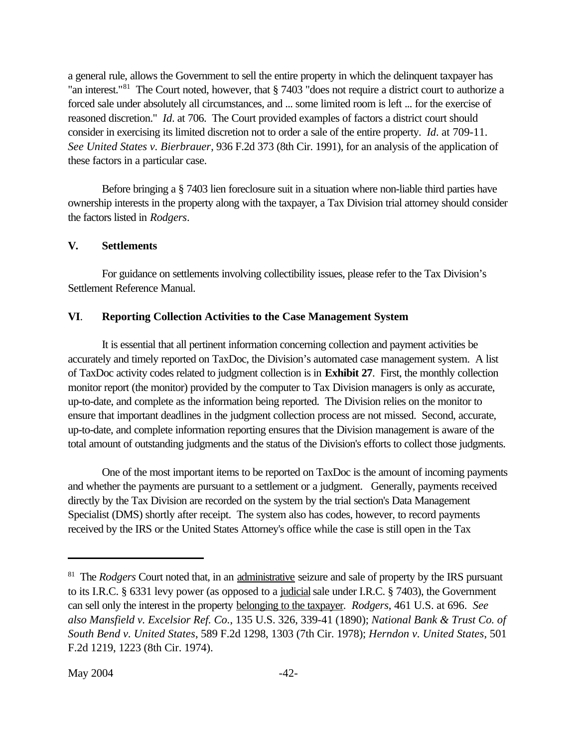a general rule, allows the Government to sell the entire property in which the delinquent taxpayer has "an interest."[81] The Court noted, however, that § 7403 "does not require a district court to authorize a forced sale under absolutely all circumstances, and ... some limited room is left ... for the exercise of reasoned discretion." *Id*. at 706. The Court provided examples of factors a district court should consider in exercising its limited discretion not to order a sale of the entire property. *Id*. at 709-11. *See United States v. Bierbrauer*, 936 F.2d 373 (8th Cir. 1991), for an analysis of the application of these factors in a particular case.

Before bringing a § 7403 lien foreclosure suit in a situation where non-liable third parties have ownership interests in the property along with the taxpayer, a Tax Division trial attorney should consider the factors listed in *Rodgers*.

## V. Settlements

For guidance on settlements involving collectibility issues, please refer to the Tax Division's Settlement Reference Manual.

## VI. Reporting Collection Activities to the Case Management System

It is essential that all pertinent information concerning collection and payment activities be accurately and timely reported on TaxDoc, the Division's automated case management system. A list of TaxDoc activity codes related to judgment collection is in **Exhibit 27**. First, the monthly collection monitor report (the monitor) provided by the computer to Tax Division managers is only as accurate, up-to-date, and complete as the information being reported. The Division relies on the monitor to ensure that important deadlines in the judgment collection process are not missed. Second, accurate, up-to-date, and complete information reporting ensures that the Division management is aware of the total amount of outstanding judgments and the status of the Division's efforts to collect those judgments.

One of the most important items to be reported on TaxDoc is the amount of incoming payments and whether the payments are pursuant to a settlement or a judgment. Generally, payments received directly by the Tax Division are recorded on the system by the trial section's Data Management Specialist (DMS) shortly after receipt. The system also has codes, however, to record payments received by the IRS or the United States Attorney's office while the case is still open in the Tax

---

[81] The *Rodgers* Court noted that, in an administrative seizure and sale of property by the IRS pursuant to its I.R.C. § 6331 levy power (as opposed to a judicial sale under I.R.C. § 7403), the Government can sell only the interest in the property belonging to the taxpayer. *Rodgers*, 461 U.S. at 696. *See also Mansfield v. Excelsior Ref. Co.*, 135 U.S. 326, 339-41 (1890); *National Bank & Trust Co. of South Bend v. United States*, 589 F.2d 1298, 1303 (7th Cir. 1978); *Herndon v. United States*, 501 F.2d 1219, 1223 (8th Cir. 1974).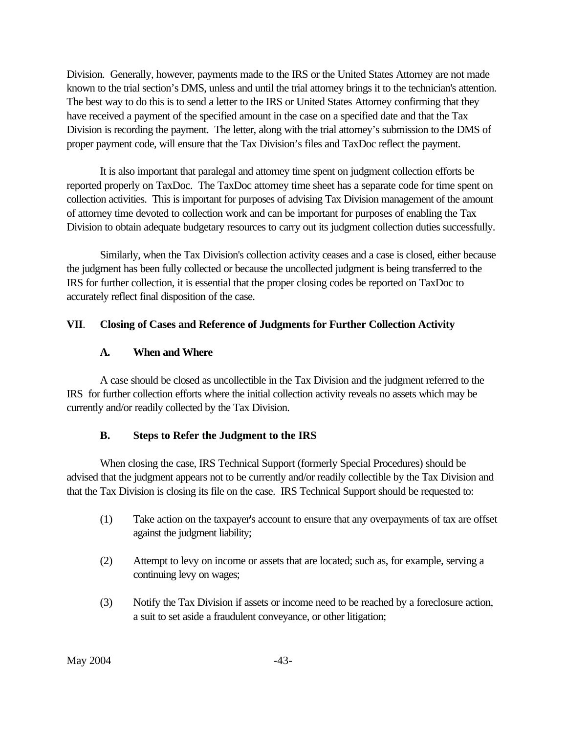Division. Generally, however, payments made to the IRS or the United States Attorney are not made known to the trial section's DMS, unless and until the trial attorney brings it to the technician's attention. The best way to do this is to send a letter to the IRS or United States Attorney confirming that they have received a payment of the specified amount in the case on a specified date and that the Tax Division is recording the payment. The letter, along with the trial attorney's submission to the DMS of proper payment code, will ensure that the Tax Division's files and TaxDoc reflect the payment.

It is also important that paralegal and attorney time spent on judgment collection efforts be reported properly on TaxDoc. The TaxDoc attorney time sheet has a separate code for time spent on collection activities. This is important for purposes of advising Tax Division management of the amount of attorney time devoted to collection work and can be important for purposes of enabling the Tax Division to obtain adequate budgetary resources to carry out its judgment collection duties successfully.

Similarly, when the Tax Division's collection activity ceases and a case is closed, either because the judgment has been fully collected or because the uncollected judgment is being transferred to the IRS for further collection, it is essential that the proper closing codes be reported on TaxDoc to accurately reflect final disposition of the case.

## VII. Closing of Cases and Reference of Judgments for Further Collection Activity

### A. When and Where

A case should be closed as uncollectible in the Tax Division and the judgment referred to the IRS for further collection efforts where the initial collection activity reveals no assets which may be currently and/or readily collected by the Tax Division.

### B. Steps to Refer the Judgment to the IRS

When closing the case, IRS Technical Support (formerly Special Procedures) should be advised that the judgment appears not to be currently and/or readily collectible by the Tax Division and that the Tax Division is closing its file on the case. IRS Technical Support should be requested to:

(1) Take action on the taxpayer's account to ensure that any overpayments of tax are offset against the judgment liability;

(2) Attempt to levy on income or assets that are located; such as, for example, serving a continuing levy on wages;

(3) Notify the Tax Division if assets or income need to be reached by a foreclosure action, a suit to set aside a fraudulent conveyance, or other litigation;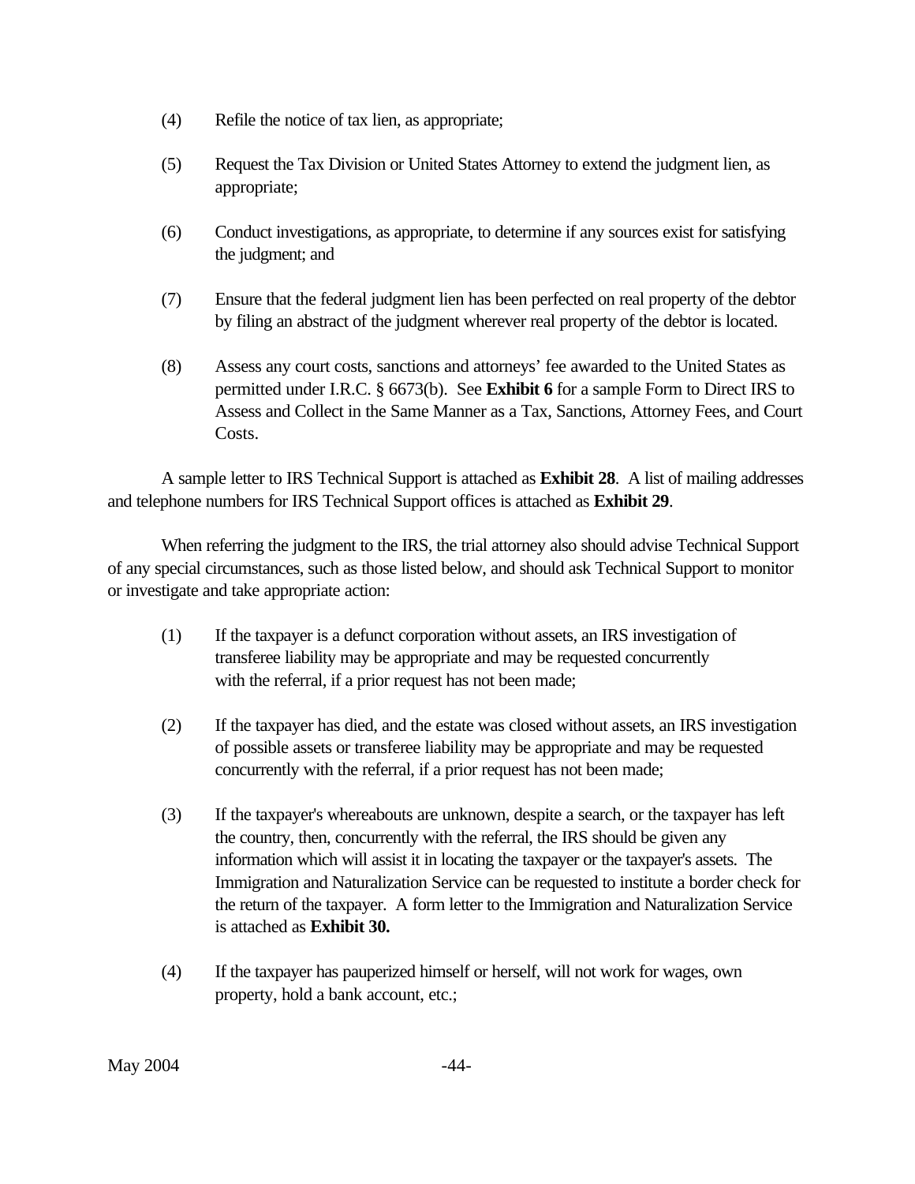(4) Refile the notice of tax lien, as appropriate;

(5) Request the Tax Division or United States Attorney to extend the judgment lien, as appropriate;

(6) Conduct investigations, as appropriate, to determine if any sources exist for satisfying the judgment; and

(7) Ensure that the federal judgment lien has been perfected on real property of the debtor by filing an abstract of the judgment wherever real property of the debtor is located.

(8) Assess any court costs, sanctions and attorneys' fee awarded to the United States as permitted under I.R.C. § 6673(b). See **Exhibit 6** for a sample Form to Direct IRS to Assess and Collect in the Same Manner as a Tax, Sanctions, Attorney Fees, and Court Costs.

A sample letter to IRS Technical Support is attached as **Exhibit 28**. A list of mailing addresses and telephone numbers for IRS Technical Support offices is attached as **Exhibit 29**.

When referring the judgment to the IRS, the trial attorney also should advise Technical Support of any special circumstances, such as those listed below, and should ask Technical Support to monitor or investigate and take appropriate action:

(1) If the taxpayer is a defunct corporation without assets, an IRS investigation of transferee liability may be appropriate and may be requested concurrently with the referral, if a prior request has not been made;

(2) If the taxpayer has died, and the estate was closed without assets, an IRS investigation of possible assets or transferee liability may be appropriate and may be requested concurrently with the referral, if a prior request has not been made;

(3) If the taxpayer's whereabouts are unknown, despite a search, or the taxpayer has left the country, then, concurrently with the referral, the IRS should be given any information which will assist it in locating the taxpayer or the taxpayer's assets. The Immigration and Naturalization Service can be requested to institute a border check for the return of the taxpayer. A form letter to the Immigration and Naturalization Service is attached as **Exhibit 30.**

(4) If the taxpayer has pauperized himself or herself, will not work for wages, own property, hold a bank account, etc.;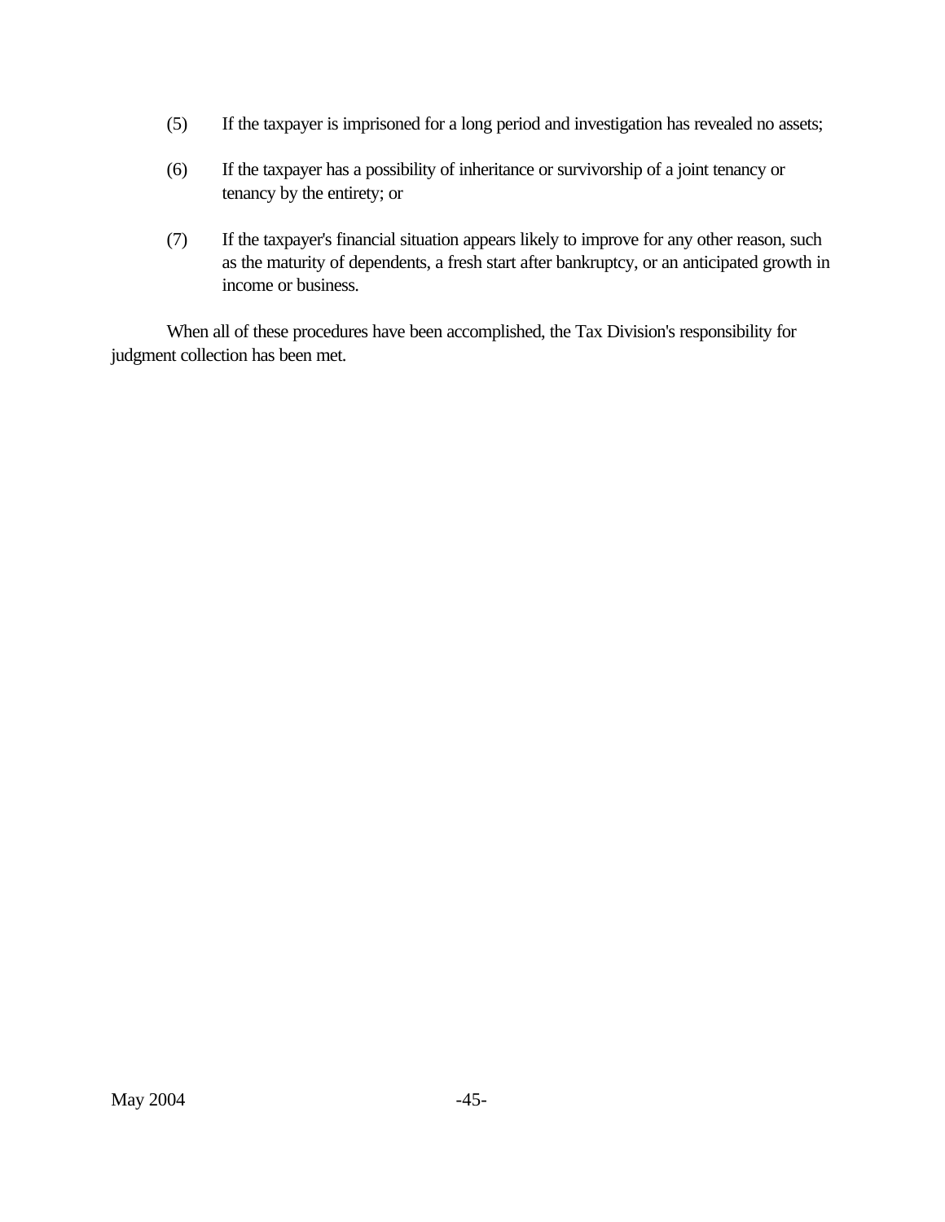(5) If the taxpayer is imprisoned for a long period and investigation has revealed no assets;

(6) If the taxpayer has a possibility of inheritance or survivorship of a joint tenancy or tenancy by the entirety; or

(7) If the taxpayer's financial situation appears likely to improve for any other reason, such as the maturity of dependents, a fresh start after bankruptcy, or an anticipated growth in income or business.

When all of these procedures have been accomplished, the Tax Division's responsibility for judgment collection has been met.